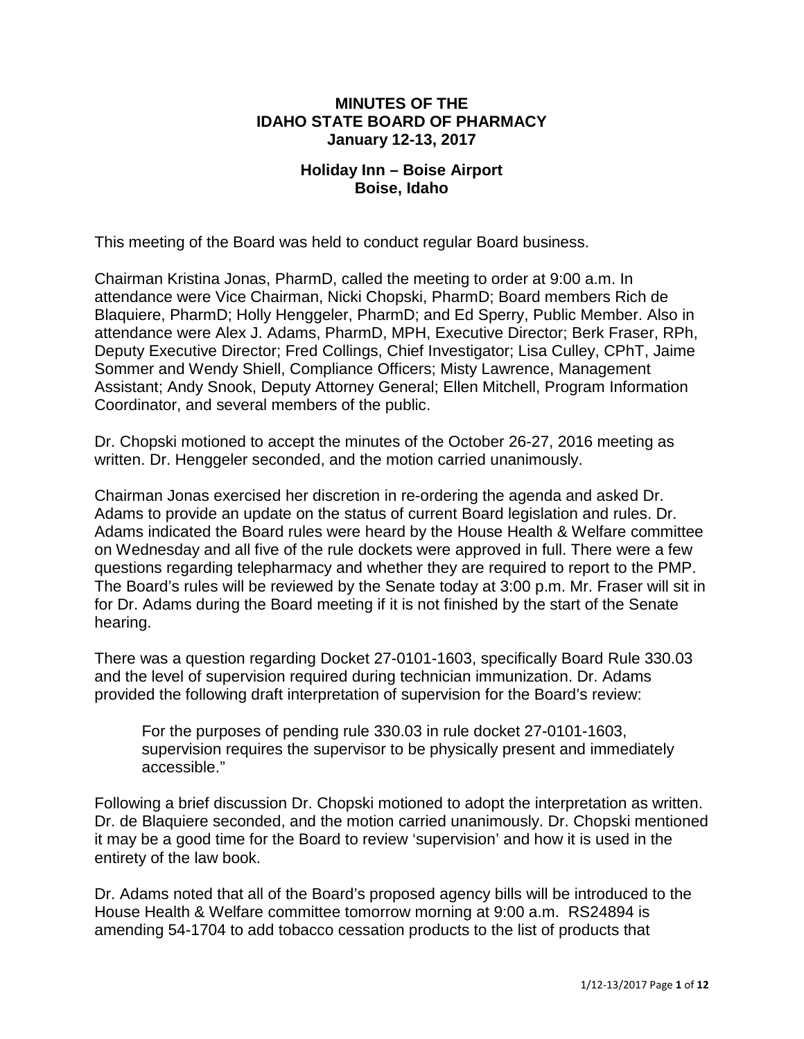# MINUTES OF THE IDAHO STATE BOARD OF PHARMACY
## January 12-13, 2017

### Holiday Inn – Boise Airport
### Boise, Idaho

This meeting of the Board was held to conduct regular Board business.

Chairman Kristina Jonas, PharmD, called the meeting to order at 9:00 a.m. In attendance were Vice Chairman, Nicki Chopski, PharmD; Board members Rich de Blaquiere, PharmD; Holly Henggeler, PharmD; and Ed Sperry, Public Member. Also in attendance were Alex J. Adams, PharmD, MPH, Executive Director; Berk Fraser, RPh, Deputy Executive Director; Fred Collings, Chief Investigator; Lisa Culley, CPhT, Jaime Sommer and Wendy Shiell, Compliance Officers; Misty Lawrence, Management Assistant; Andy Snook, Deputy Attorney General; Ellen Mitchell, Program Information Coordinator, and several members of the public.

Dr. Chopski motioned to accept the minutes of the October 26-27, 2016 meeting as written. Dr. Henggeler seconded, and the motion carried unanimously.

Chairman Jonas exercised her discretion in re-ordering the agenda and asked Dr. Adams to provide an update on the status of current Board legislation and rules. Dr. Adams indicated the Board rules were heard by the House Health & Welfare committee on Wednesday and all five of the rule dockets were approved in full. There were a few questions regarding telepharmacy and whether they are required to report to the PMP. The Board's rules will be reviewed by the Senate today at 3:00 p.m. Mr. Fraser will sit in for Dr. Adams during the Board meeting if it is not finished by the start of the Senate hearing.

There was a question regarding Docket 27-0101-1603, specifically Board Rule 330.03 and the level of supervision required during technician immunization. Dr. Adams provided the following draft interpretation of supervision for the Board's review:

> For the purposes of pending rule 330.03 in rule docket 27-0101-1603, supervision requires the supervisor to be physically present and immediately accessible."

Following a brief discussion Dr. Chopski motioned to adopt the interpretation as written. Dr. de Blaquiere seconded, and the motion carried unanimously. Dr. Chopski mentioned it may be a good time for the Board to review 'supervision' and how it is used in the entirety of the law book.

Dr. Adams noted that all of the Board's proposed agency bills will be introduced to the House Health & Welfare committee tomorrow morning at 9:00 a.m. RS24894 is amending 54-1704 to add tobacco cessation products to the list of products that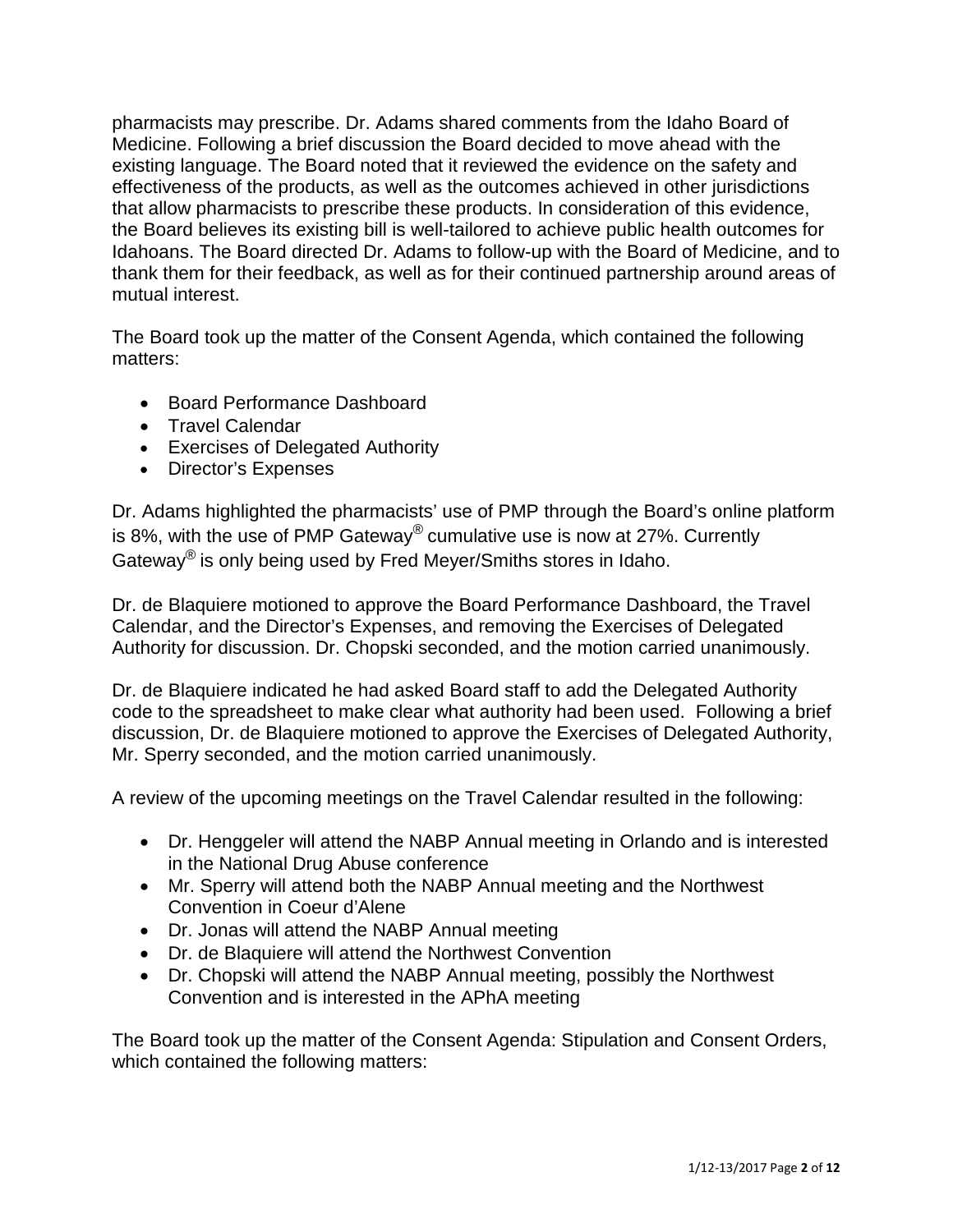pharmacists may prescribe. Dr. Adams shared comments from the Idaho Board of Medicine. Following a brief discussion the Board decided to move ahead with the existing language. The Board noted that it reviewed the evidence on the safety and effectiveness of the products, as well as the outcomes achieved in other jurisdictions that allow pharmacists to prescribe these products. In consideration of this evidence, the Board believes its existing bill is well-tailored to achieve public health outcomes for Idahoans. The Board directed Dr. Adams to follow-up with the Board of Medicine, and to thank them for their feedback, as well as for their continued partnership around areas of mutual interest.

The Board took up the matter of the Consent Agenda, which contained the following matters:

- Board Performance Dashboard
- Travel Calendar
- Exercises of Delegated Authority
- Director's Expenses

Dr. Adams highlighted the pharmacists' use of PMP through the Board's online platform is 8%, with the use of PMP Gateway® cumulative use is now at 27%. Currently Gateway® is only being used by Fred Meyer/Smiths stores in Idaho.

Dr. de Blaquiere motioned to approve the Board Performance Dashboard, the Travel Calendar, and the Director's Expenses, and removing the Exercises of Delegated Authority for discussion. Dr. Chopski seconded, and the motion carried unanimously.

Dr. de Blaquiere indicated he had asked Board staff to add the Delegated Authority code to the spreadsheet to make clear what authority had been used. Following a brief discussion, Dr. de Blaquiere motioned to approve the Exercises of Delegated Authority, Mr. Sperry seconded, and the motion carried unanimously.

A review of the upcoming meetings on the Travel Calendar resulted in the following:

- Dr. Henggeler will attend the NABP Annual meeting in Orlando and is interested in the National Drug Abuse conference
- Mr. Sperry will attend both the NABP Annual meeting and the Northwest Convention in Coeur d'Alene
- Dr. Jonas will attend the NABP Annual meeting
- Dr. de Blaquiere will attend the Northwest Convention
- Dr. Chopski will attend the NABP Annual meeting, possibly the Northwest Convention and is interested in the APhA meeting

The Board took up the matter of the Consent Agenda: Stipulation and Consent Orders, which contained the following matters: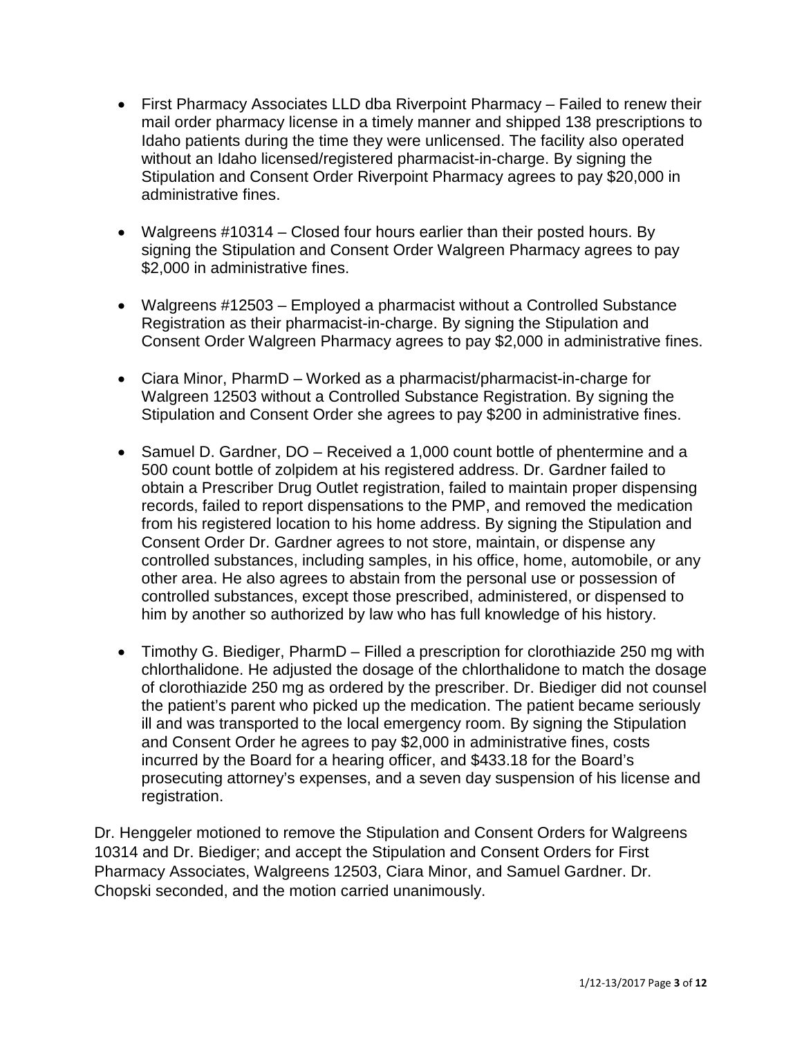- First Pharmacy Associates LLD dba Riverpoint Pharmacy – Failed to renew their mail order pharmacy license in a timely manner and shipped 138 prescriptions to Idaho patients during the time they were unlicensed. The facility also operated without an Idaho licensed/registered pharmacist-in-charge. By signing the Stipulation and Consent Order Riverpoint Pharmacy agrees to pay $20,000 in administrative fines.

- Walgreens #10314 – Closed four hours earlier than their posted hours. By signing the Stipulation and Consent Order Walgreen Pharmacy agrees to pay $2,000 in administrative fines.

- Walgreens #12503 – Employed a pharmacist without a Controlled Substance Registration as their pharmacist-in-charge. By signing the Stipulation and Consent Order Walgreen Pharmacy agrees to pay $2,000 in administrative fines.

- Ciara Minor, PharmD – Worked as a pharmacist/pharmacist-in-charge for Walgreen 12503 without a Controlled Substance Registration. By signing the Stipulation and Consent Order she agrees to pay $200 in administrative fines.

- Samuel D. Gardner, DO – Received a 1,000 count bottle of phentermine and a 500 count bottle of zolpidem at his registered address. Dr. Gardner failed to obtain a Prescriber Drug Outlet registration, failed to maintain proper dispensing records, failed to report dispensations to the PMP, and removed the medication from his registered location to his home address. By signing the Stipulation and Consent Order Dr. Gardner agrees to not store, maintain, or dispense any controlled substances, including samples, in his office, home, automobile, or any other area. He also agrees to abstain from the personal use or possession of controlled substances, except those prescribed, administered, or dispensed to him by another so authorized by law who has full knowledge of his history.

- Timothy G. Biediger, PharmD – Filled a prescription for clorothiazide 250 mg with chlorthalidone. He adjusted the dosage of the chlorthalidone to match the dosage of clorothiazide 250 mg as ordered by the prescriber. Dr. Biediger did not counsel the patient's parent who picked up the medication. The patient became seriously ill and was transported to the local emergency room. By signing the Stipulation and Consent Order he agrees to pay $2,000 in administrative fines, costs incurred by the Board for a hearing officer, and $433.18 for the Board's prosecuting attorney's expenses, and a seven day suspension of his license and registration.

Dr. Henggeler motioned to remove the Stipulation and Consent Orders for Walgreens 10314 and Dr. Biediger; and accept the Stipulation and Consent Orders for First Pharmacy Associates, Walgreens 12503, Ciara Minor, and Samuel Gardner. Dr. Chopski seconded, and the motion carried unanimously.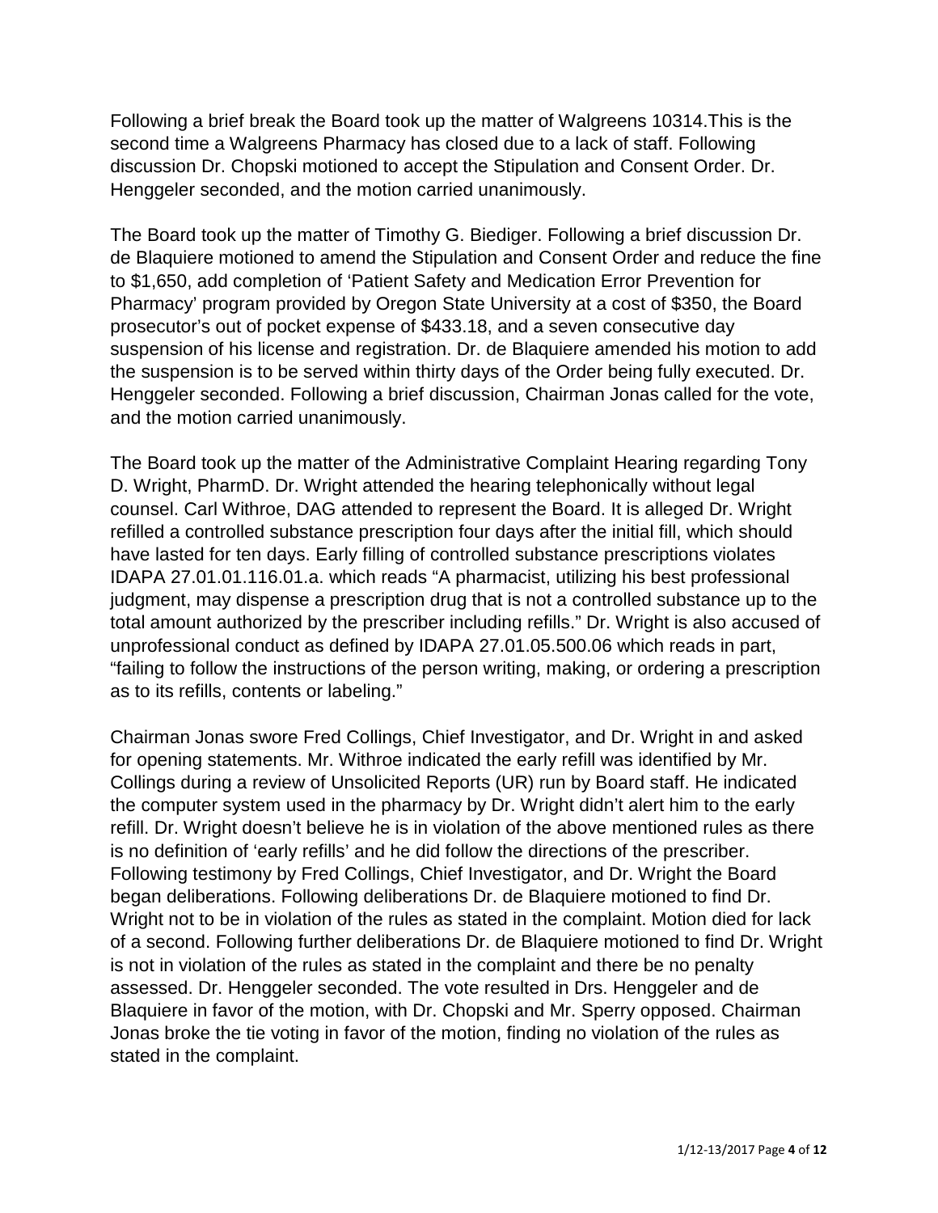Following a brief break the Board took up the matter of Walgreens 10314.This is the second time a Walgreens Pharmacy has closed due to a lack of staff. Following discussion Dr. Chopski motioned to accept the Stipulation and Consent Order. Dr. Henggeler seconded, and the motion carried unanimously.

The Board took up the matter of Timothy G. Biediger. Following a brief discussion Dr. de Blaquiere motioned to amend the Stipulation and Consent Order and reduce the fine to $1,650, add completion of 'Patient Safety and Medication Error Prevention for Pharmacy' program provided by Oregon State University at a cost of $350, the Board prosecutor's out of pocket expense of $433.18, and a seven consecutive day suspension of his license and registration. Dr. de Blaquiere amended his motion to add the suspension is to be served within thirty days of the Order being fully executed. Dr. Henggeler seconded. Following a brief discussion, Chairman Jonas called for the vote, and the motion carried unanimously.

The Board took up the matter of the Administrative Complaint Hearing regarding Tony D. Wright, PharmD. Dr. Wright attended the hearing telephonically without legal counsel. Carl Withroe, DAG attended to represent the Board. It is alleged Dr. Wright refilled a controlled substance prescription four days after the initial fill, which should have lasted for ten days. Early filling of controlled substance prescriptions violates IDAPA 27.01.01.116.01.a. which reads "A pharmacist, utilizing his best professional judgment, may dispense a prescription drug that is not a controlled substance up to the total amount authorized by the prescriber including refills." Dr. Wright is also accused of unprofessional conduct as defined by IDAPA 27.01.05.500.06 which reads in part, "failing to follow the instructions of the person writing, making, or ordering a prescription as to its refills, contents or labeling."

Chairman Jonas swore Fred Collings, Chief Investigator, and Dr. Wright in and asked for opening statements. Mr. Withroe indicated the early refill was identified by Mr. Collings during a review of Unsolicited Reports (UR) run by Board staff. He indicated the computer system used in the pharmacy by Dr. Wright didn't alert him to the early refill. Dr. Wright doesn't believe he is in violation of the above mentioned rules as there is no definition of 'early refills' and he did follow the directions of the prescriber. Following testimony by Fred Collings, Chief Investigator, and Dr. Wright the Board began deliberations. Following deliberations Dr. de Blaquiere motioned to find Dr. Wright not to be in violation of the rules as stated in the complaint. Motion died for lack of a second. Following further deliberations Dr. de Blaquiere motioned to find Dr. Wright is not in violation of the rules as stated in the complaint and there be no penalty assessed. Dr. Henggeler seconded. The vote resulted in Drs. Henggeler and de Blaquiere in favor of the motion, with Dr. Chopski and Mr. Sperry opposed. Chairman Jonas broke the tie voting in favor of the motion, finding no violation of the rules as stated in the complaint.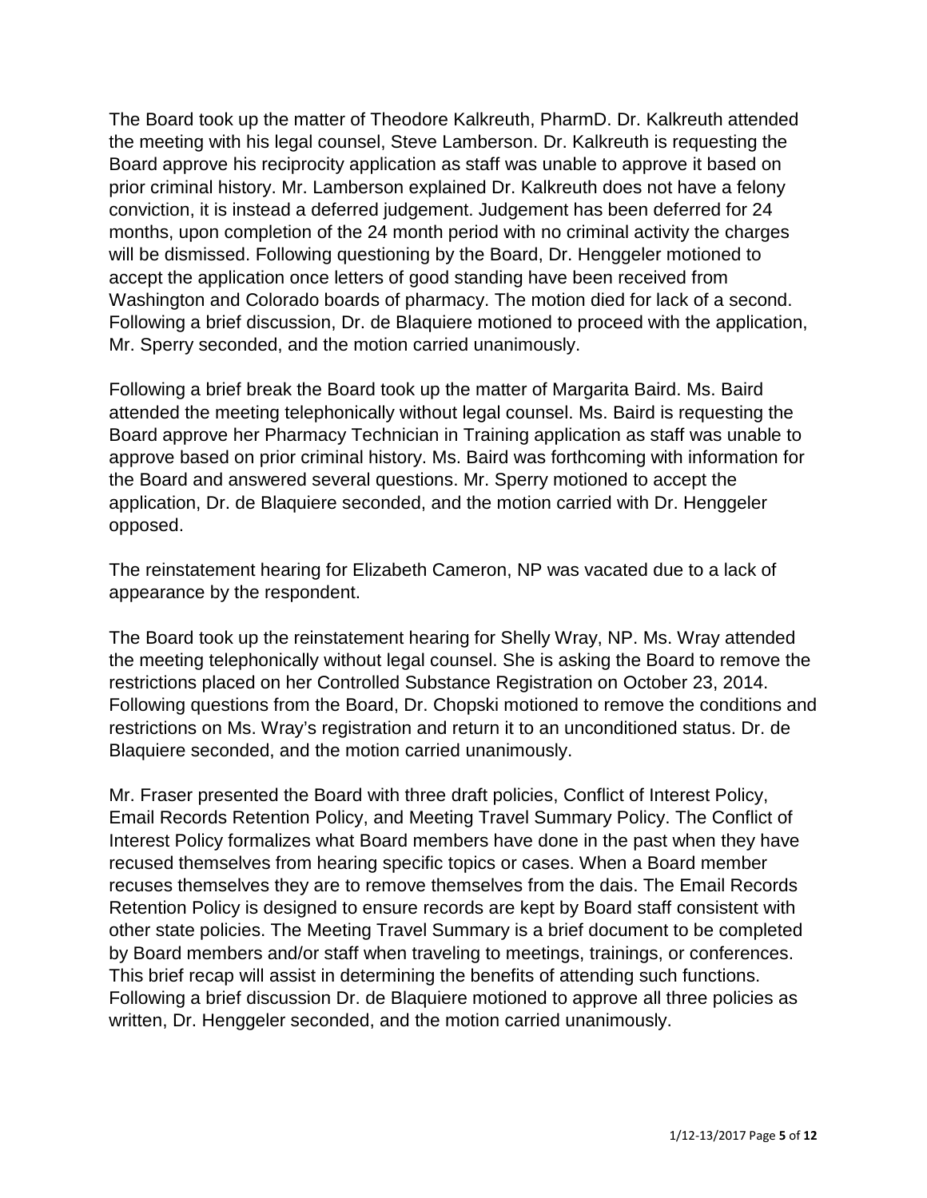The Board took up the matter of Theodore Kalkreuth, PharmD. Dr. Kalkreuth attended the meeting with his legal counsel, Steve Lamberson. Dr. Kalkreuth is requesting the Board approve his reciprocity application as staff was unable to approve it based on prior criminal history. Mr. Lamberson explained Dr. Kalkreuth does not have a felony conviction, it is instead a deferred judgement. Judgement has been deferred for 24 months, upon completion of the 24 month period with no criminal activity the charges will be dismissed. Following questioning by the Board, Dr. Henggeler motioned to accept the application once letters of good standing have been received from Washington and Colorado boards of pharmacy. The motion died for lack of a second. Following a brief discussion, Dr. de Blaquiere motioned to proceed with the application, Mr. Sperry seconded, and the motion carried unanimously.

Following a brief break the Board took up the matter of Margarita Baird. Ms. Baird attended the meeting telephonically without legal counsel. Ms. Baird is requesting the Board approve her Pharmacy Technician in Training application as staff was unable to approve based on prior criminal history. Ms. Baird was forthcoming with information for the Board and answered several questions. Mr. Sperry motioned to accept the application, Dr. de Blaquiere seconded, and the motion carried with Dr. Henggeler opposed.

The reinstatement hearing for Elizabeth Cameron, NP was vacated due to a lack of appearance by the respondent.

The Board took up the reinstatement hearing for Shelly Wray, NP. Ms. Wray attended the meeting telephonically without legal counsel. She is asking the Board to remove the restrictions placed on her Controlled Substance Registration on October 23, 2014. Following questions from the Board, Dr. Chopski motioned to remove the conditions and restrictions on Ms. Wray's registration and return it to an unconditioned status. Dr. de Blaquiere seconded, and the motion carried unanimously.

Mr. Fraser presented the Board with three draft policies, Conflict of Interest Policy, Email Records Retention Policy, and Meeting Travel Summary Policy. The Conflict of Interest Policy formalizes what Board members have done in the past when they have recused themselves from hearing specific topics or cases. When a Board member recuses themselves they are to remove themselves from the dais. The Email Records Retention Policy is designed to ensure records are kept by Board staff consistent with other state policies. The Meeting Travel Summary is a brief document to be completed by Board members and/or staff when traveling to meetings, trainings, or conferences. This brief recap will assist in determining the benefits of attending such functions. Following a brief discussion Dr. de Blaquiere motioned to approve all three policies as written, Dr. Henggeler seconded, and the motion carried unanimously.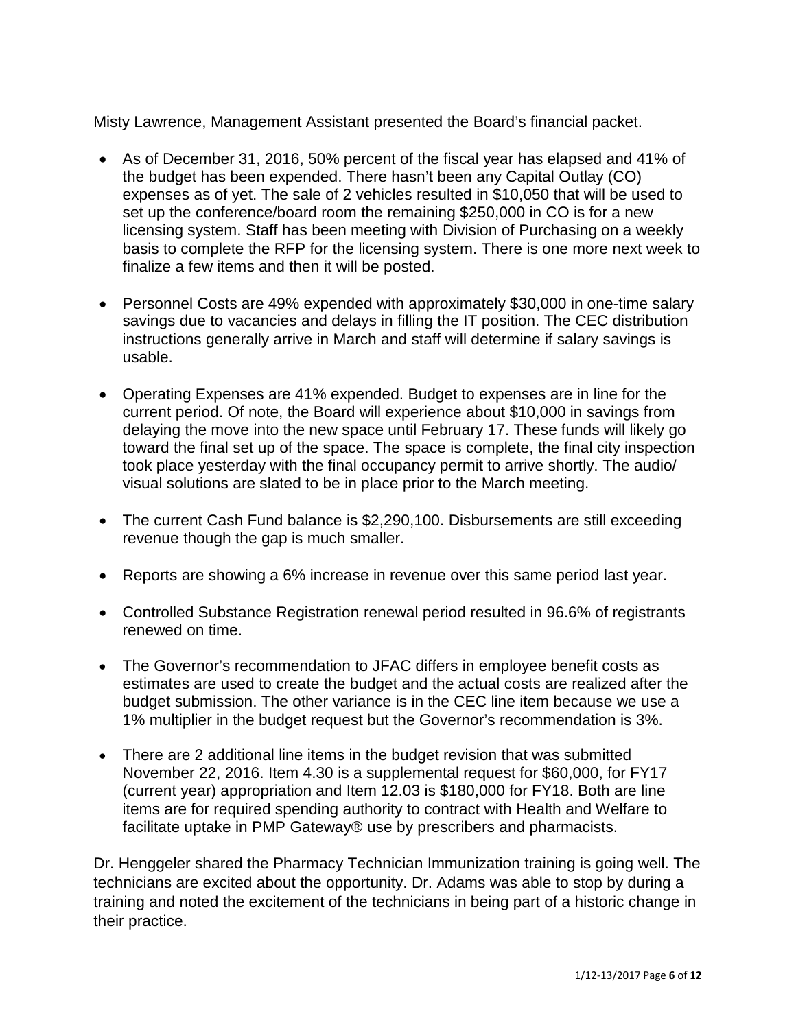Misty Lawrence, Management Assistant presented the Board's financial packet.

- As of December 31, 2016, 50% percent of the fiscal year has elapsed and 41% of the budget has been expended. There hasn't been any Capital Outlay (CO) expenses as of yet. The sale of 2 vehicles resulted in $10,050 that will be used to set up the conference/board room the remaining $250,000 in CO is for a new licensing system. Staff has been meeting with Division of Purchasing on a weekly basis to complete the RFP for the licensing system. There is one more next week to finalize a few items and then it will be posted.

- Personnel Costs are 49% expended with approximately $30,000 in one-time salary savings due to vacancies and delays in filling the IT position. The CEC distribution instructions generally arrive in March and staff will determine if salary savings is usable.

- Operating Expenses are 41% expended. Budget to expenses are in line for the current period. Of note, the Board will experience about $10,000 in savings from delaying the move into the new space until February 17. These funds will likely go toward the final set up of the space. The space is complete, the final city inspection took place yesterday with the final occupancy permit to arrive shortly. The audio/ visual solutions are slated to be in place prior to the March meeting.

- The current Cash Fund balance is $2,290,100. Disbursements are still exceeding revenue though the gap is much smaller.

- Reports are showing a 6% increase in revenue over this same period last year.

- Controlled Substance Registration renewal period resulted in 96.6% of registrants renewed on time.

- The Governor's recommendation to JFAC differs in employee benefit costs as estimates are used to create the budget and the actual costs are realized after the budget submission. The other variance is in the CEC line item because we use a 1% multiplier in the budget request but the Governor's recommendation is 3%.

- There are 2 additional line items in the budget revision that was submitted November 22, 2016. Item 4.30 is a supplemental request for $60,000, for FY17 (current year) appropriation and Item 12.03 is $180,000 for FY18. Both are line items are for required spending authority to contract with Health and Welfare to facilitate uptake in PMP Gateway® use by prescribers and pharmacists.

Dr. Henggeler shared the Pharmacy Technician Immunization training is going well. The technicians are excited about the opportunity. Dr. Adams was able to stop by during a training and noted the excitement of the technicians in being part of a historic change in their practice.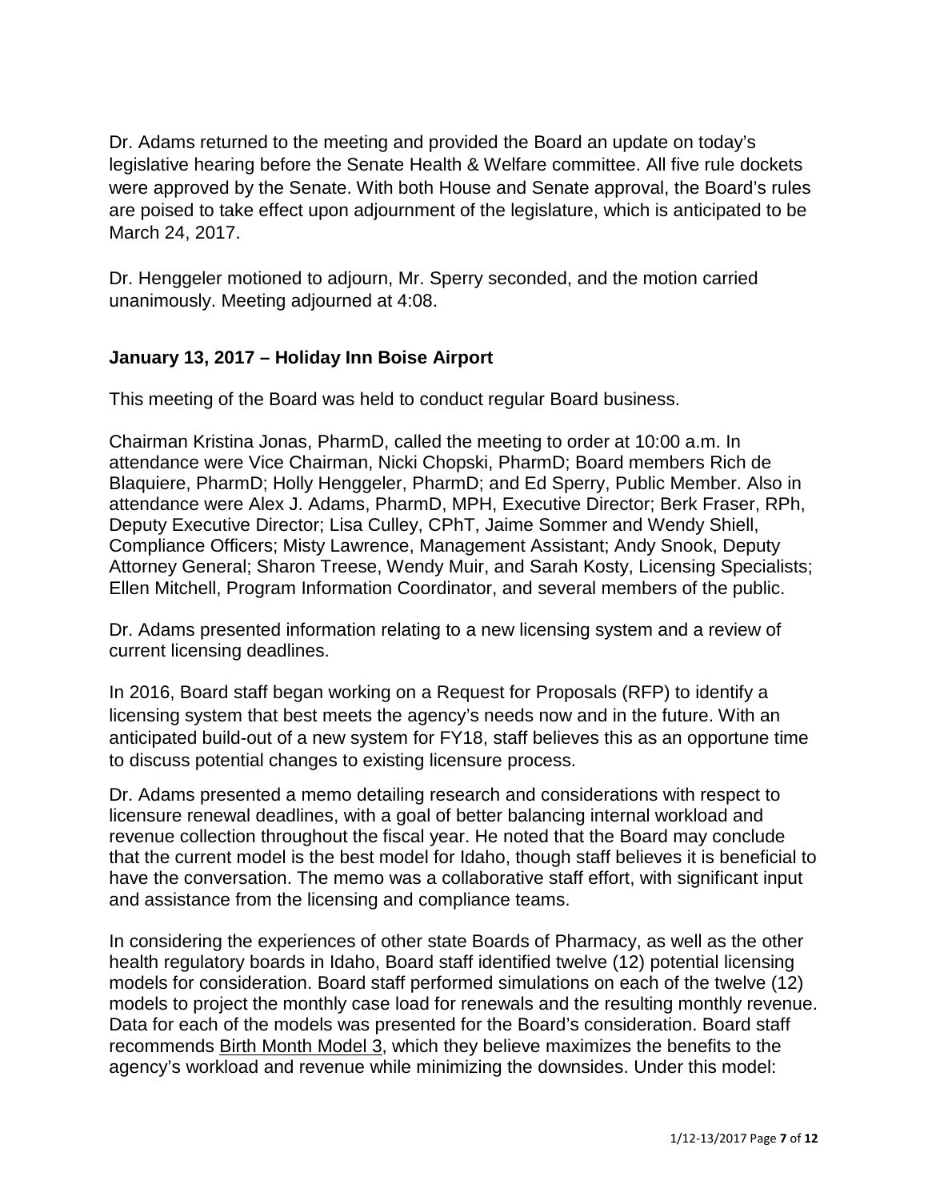Dr. Adams returned to the meeting and provided the Board an update on today's legislative hearing before the Senate Health & Welfare committee. All five rule dockets were approved by the Senate. With both House and Senate approval, the Board's rules are poised to take effect upon adjournment of the legislature, which is anticipated to be March 24, 2017.

Dr. Henggeler motioned to adjourn, Mr. Sperry seconded, and the motion carried unanimously. Meeting adjourned at 4:08.

### January 13, 2017 – Holiday Inn Boise Airport

This meeting of the Board was held to conduct regular Board business.

Chairman Kristina Jonas, PharmD, called the meeting to order at 10:00 a.m. In attendance were Vice Chairman, Nicki Chopski, PharmD; Board members Rich de Blaquiere, PharmD; Holly Henggeler, PharmD; and Ed Sperry, Public Member. Also in attendance were Alex J. Adams, PharmD, MPH, Executive Director; Berk Fraser, RPh, Deputy Executive Director; Lisa Culley, CPhT, Jaime Sommer and Wendy Shiell, Compliance Officers; Misty Lawrence, Management Assistant; Andy Snook, Deputy Attorney General; Sharon Treese, Wendy Muir, and Sarah Kosty, Licensing Specialists; Ellen Mitchell, Program Information Coordinator, and several members of the public.

Dr. Adams presented information relating to a new licensing system and a review of current licensing deadlines.

In 2016, Board staff began working on a Request for Proposals (RFP) to identify a licensing system that best meets the agency's needs now and in the future. With an anticipated build-out of a new system for FY18, staff believes this as an opportune time to discuss potential changes to existing licensure process.

Dr. Adams presented a memo detailing research and considerations with respect to licensure renewal deadlines, with a goal of better balancing internal workload and revenue collection throughout the fiscal year. He noted that the Board may conclude that the current model is the best model for Idaho, though staff believes it is beneficial to have the conversation. The memo was a collaborative staff effort, with significant input and assistance from the licensing and compliance teams.

In considering the experiences of other state Boards of Pharmacy, as well as the other health regulatory boards in Idaho, Board staff identified twelve (12) potential licensing models for consideration. Board staff performed simulations on each of the twelve (12) models to project the monthly case load for renewals and the resulting monthly revenue. Data for each of the models was presented for the Board's consideration. Board staff recommends Birth Month Model 3, which they believe maximizes the benefits to the agency's workload and revenue while minimizing the downsides. Under this model: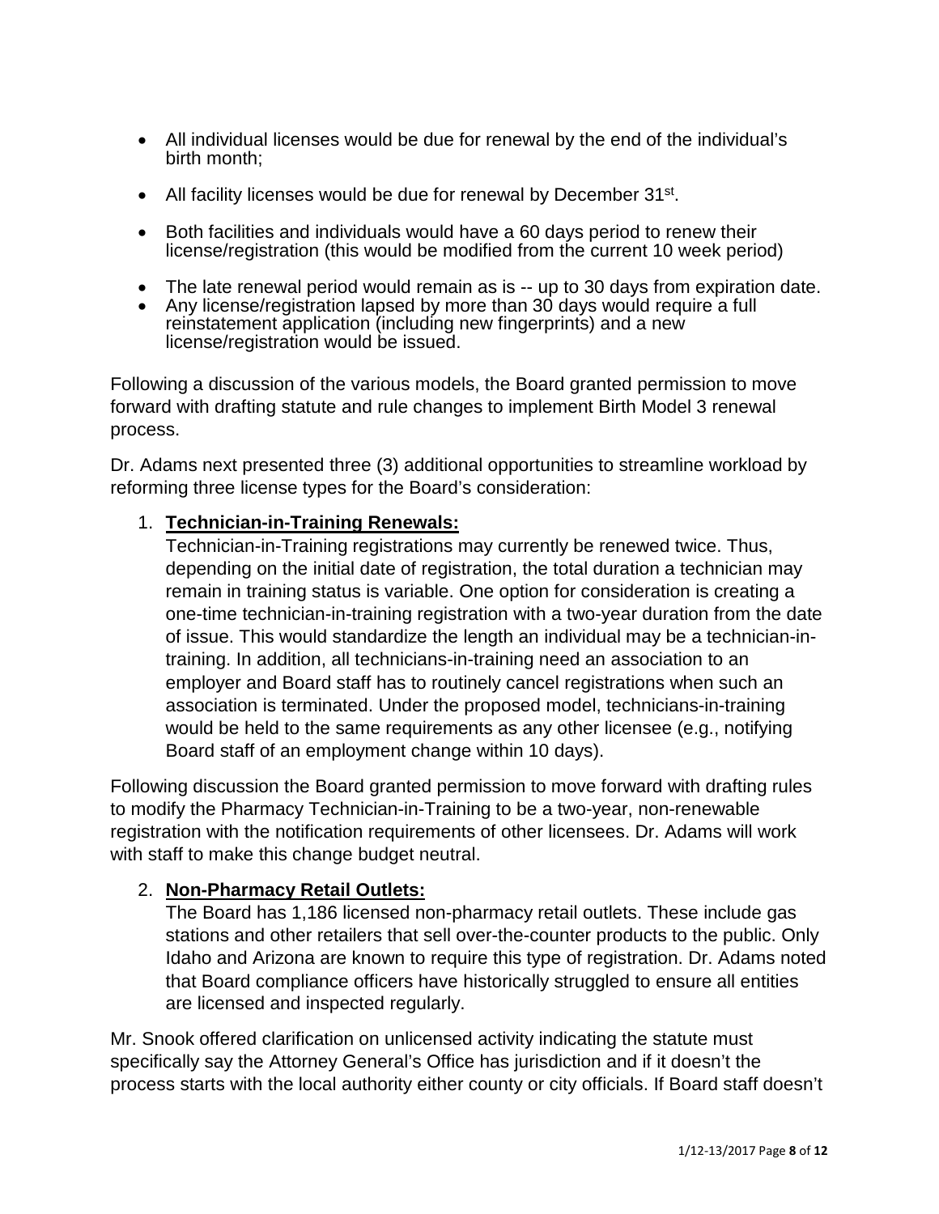- All individual licenses would be due for renewal by the end of the individual's birth month;
- All facility licenses would be due for renewal by December 31st.
- Both facilities and individuals would have a 60 days period to renew their license/registration (this would be modified from the current 10 week period)
- The late renewal period would remain as is -- up to 30 days from expiration date.
- Any license/registration lapsed by more than 30 days would require a full reinstatement application (including new fingerprints) and a new license/registration would be issued.

Following a discussion of the various models, the Board granted permission to move forward with drafting statute and rule changes to implement Birth Model 3 renewal process.

Dr. Adams next presented three (3) additional opportunities to streamline workload by reforming three license types for the Board's consideration:

1. **Technician-in-Training Renewals:**
   Technician-in-Training registrations may currently be renewed twice. Thus, depending on the initial date of registration, the total duration a technician may remain in training status is variable. One option for consideration is creating a one-time technician-in-training registration with a two-year duration from the date of issue. This would standardize the length an individual may be a technician-in-training. In addition, all technicians-in-training need an association to an employer and Board staff has to routinely cancel registrations when such an association is terminated. Under the proposed model, technicians-in-training would be held to the same requirements as any other licensee (e.g., notifying Board staff of an employment change within 10 days).

Following discussion the Board granted permission to move forward with drafting rules to modify the Pharmacy Technician-in-Training to be a two-year, non-renewable registration with the notification requirements of other licensees. Dr. Adams will work with staff to make this change budget neutral.

2. **Non-Pharmacy Retail Outlets:**
   The Board has 1,186 licensed non-pharmacy retail outlets. These include gas stations and other retailers that sell over-the-counter products to the public. Only Idaho and Arizona are known to require this type of registration. Dr. Adams noted that Board compliance officers have historically struggled to ensure all entities are licensed and inspected regularly.

Mr. Snook offered clarification on unlicensed activity indicating the statute must specifically say the Attorney General's Office has jurisdiction and if it doesn't the process starts with the local authority either county or city officials. If Board staff doesn't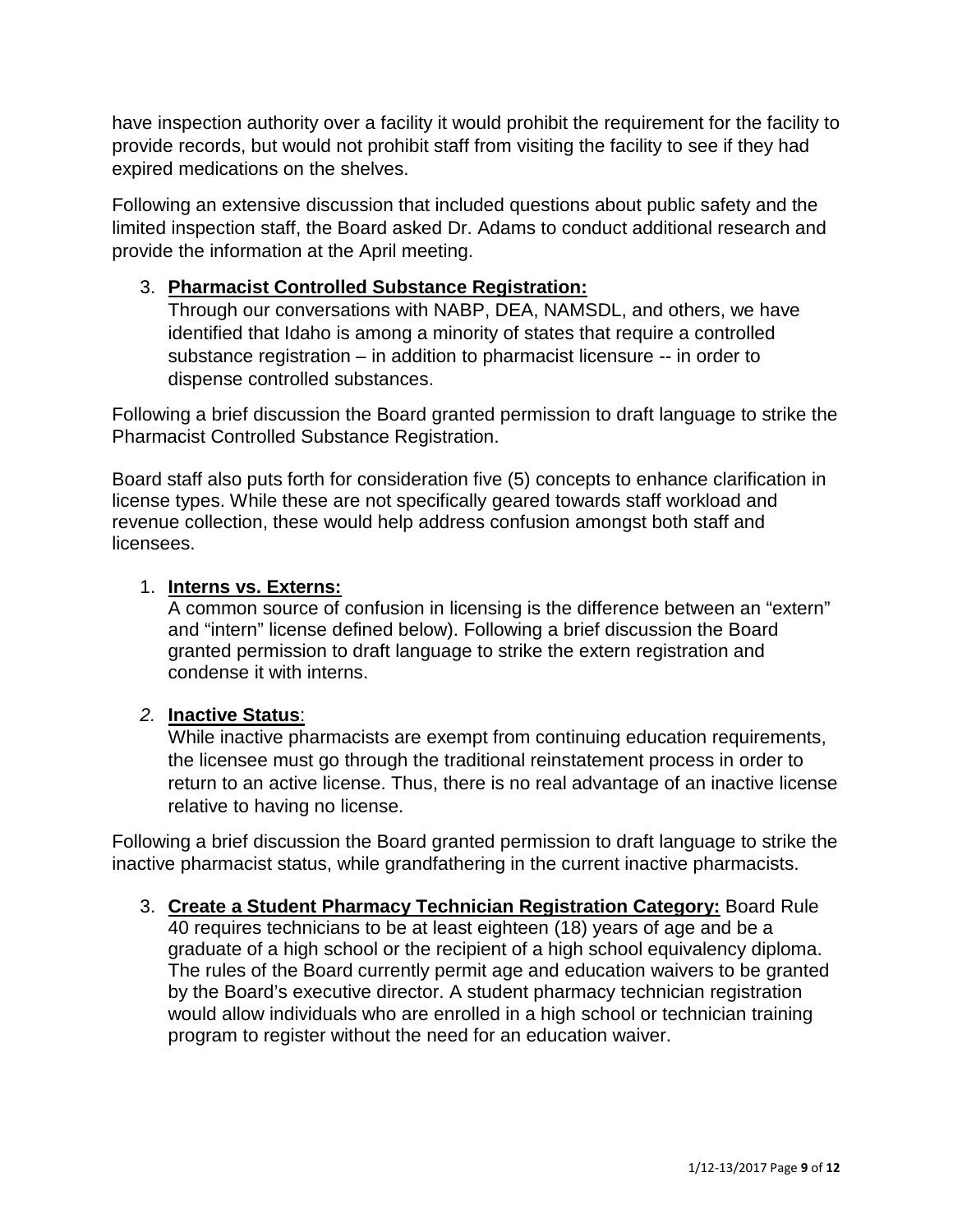have inspection authority over a facility it would prohibit the requirement for the facility to provide records, but would not prohibit staff from visiting the facility to see if they had expired medications on the shelves.

Following an extensive discussion that included questions about public safety and the limited inspection staff, the Board asked Dr. Adams to conduct additional research and provide the information at the April meeting.

3. **Pharmacist Controlled Substance Registration:**
   Through our conversations with NABP, DEA, NAMSDL, and others, we have identified that Idaho is among a minority of states that require a controlled substance registration – in addition to pharmacist licensure -- in order to dispense controlled substances.

Following a brief discussion the Board granted permission to draft language to strike the Pharmacist Controlled Substance Registration.

Board staff also puts forth for consideration five (5) concepts to enhance clarification in license types. While these are not specifically geared towards staff workload and revenue collection, these would help address confusion amongst both staff and licensees.

1. **Interns vs. Externs:**
   A common source of confusion in licensing is the difference between an "extern" and "intern" license defined below). Following a brief discussion the Board granted permission to draft language to strike the extern registration and condense it with interns.

2. **Inactive Status**:
   While inactive pharmacists are exempt from continuing education requirements, the licensee must go through the traditional reinstatement process in order to return to an active license. Thus, there is no real advantage of an inactive license relative to having no license.

Following a brief discussion the Board granted permission to draft language to strike the inactive pharmacist status, while grandfathering in the current inactive pharmacists.

3. **Create a Student Pharmacy Technician Registration Category:** Board Rule 40 requires technicians to be at least eighteen (18) years of age and be a graduate of a high school or the recipient of a high school equivalency diploma. The rules of the Board currently permit age and education waivers to be granted by the Board's executive director. A student pharmacy technician registration would allow individuals who are enrolled in a high school or technician training program to register without the need for an education waiver.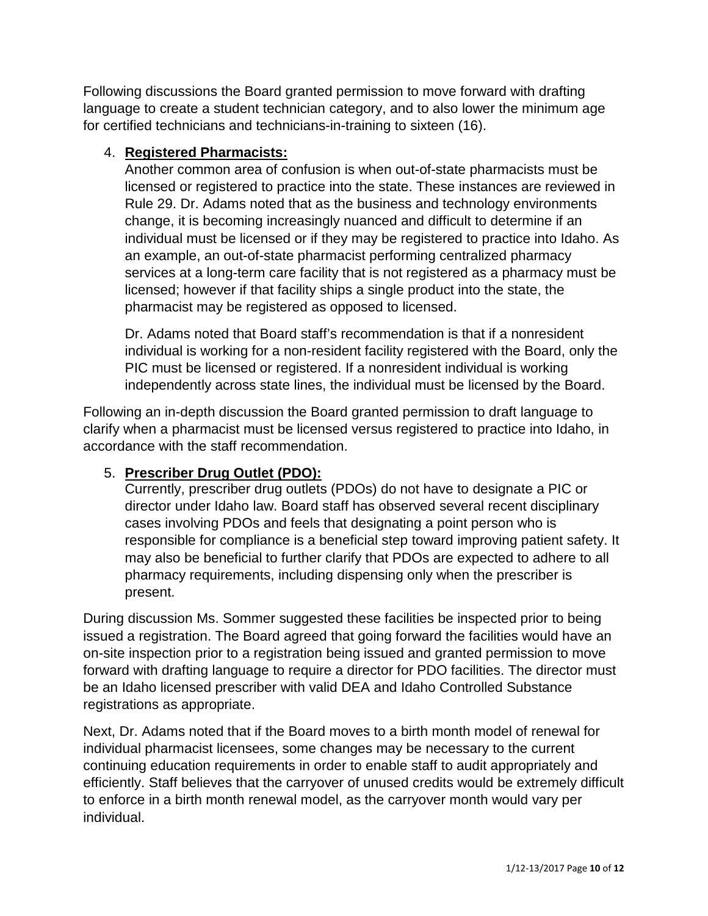Following discussions the Board granted permission to move forward with drafting language to create a student technician category, and to also lower the minimum age for certified technicians and technicians-in-training to sixteen (16).

4. **Registered Pharmacists:**
   Another common area of confusion is when out-of-state pharmacists must be licensed or registered to practice into the state. These instances are reviewed in Rule 29. Dr. Adams noted that as the business and technology environments change, it is becoming increasingly nuanced and difficult to determine if an individual must be licensed or if they may be registered to practice into Idaho. As an example, an out-of-state pharmacist performing centralized pharmacy services at a long-term care facility that is not registered as a pharmacy must be licensed; however if that facility ships a single product into the state, the pharmacist may be registered as opposed to licensed.

   Dr. Adams noted that Board staff's recommendation is that if a nonresident individual is working for a non-resident facility registered with the Board, only the PIC must be licensed or registered. If a nonresident individual is working independently across state lines, the individual must be licensed by the Board.

Following an in-depth discussion the Board granted permission to draft language to clarify when a pharmacist must be licensed versus registered to practice into Idaho, in accordance with the staff recommendation.

5. **Prescriber Drug Outlet (PDO):**
   Currently, prescriber drug outlets (PDOs) do not have to designate a PIC or director under Idaho law. Board staff has observed several recent disciplinary cases involving PDOs and feels that designating a point person who is responsible for compliance is a beneficial step toward improving patient safety. It may also be beneficial to further clarify that PDOs are expected to adhere to all pharmacy requirements, including dispensing only when the prescriber is present.

During discussion Ms. Sommer suggested these facilities be inspected prior to being issued a registration. The Board agreed that going forward the facilities would have an on-site inspection prior to a registration being issued and granted permission to move forward with drafting language to require a director for PDO facilities. The director must be an Idaho licensed prescriber with valid DEA and Idaho Controlled Substance registrations as appropriate.

Next, Dr. Adams noted that if the Board moves to a birth month model of renewal for individual pharmacist licensees, some changes may be necessary to the current continuing education requirements in order to enable staff to audit appropriately and efficiently. Staff believes that the carryover of unused credits would be extremely difficult to enforce in a birth month renewal model, as the carryover month would vary per individual.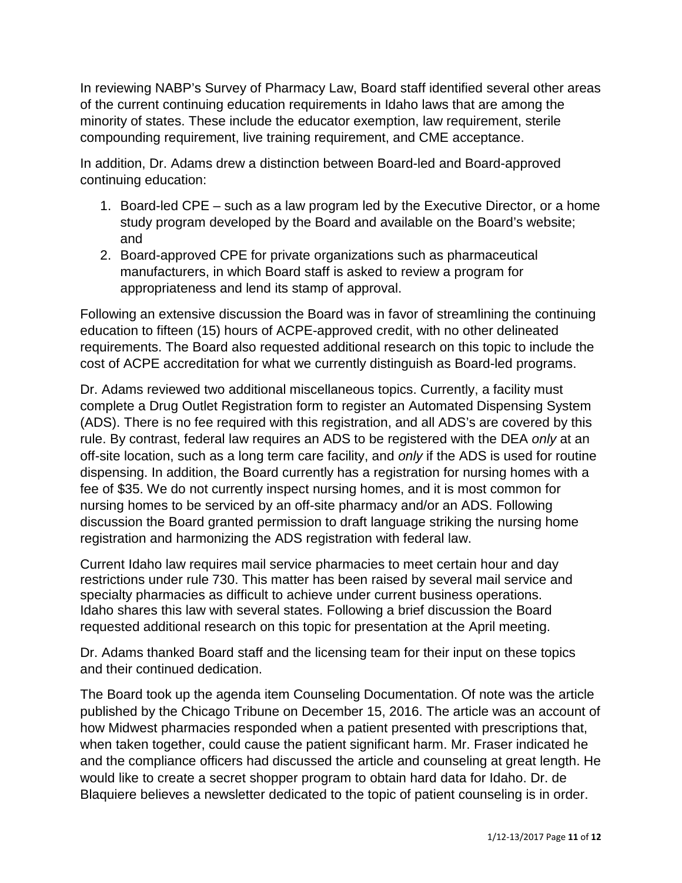In reviewing NABP's Survey of Pharmacy Law, Board staff identified several other areas of the current continuing education requirements in Idaho laws that are among the minority of states. These include the educator exemption, law requirement, sterile compounding requirement, live training requirement, and CME acceptance.

In addition, Dr. Adams drew a distinction between Board-led and Board-approved continuing education:

1. Board-led CPE – such as a law program led by the Executive Director, or a home study program developed by the Board and available on the Board's website; and
2. Board-approved CPE for private organizations such as pharmaceutical manufacturers, in which Board staff is asked to review a program for appropriateness and lend its stamp of approval.

Following an extensive discussion the Board was in favor of streamlining the continuing education to fifteen (15) hours of ACPE-approved credit, with no other delineated requirements. The Board also requested additional research on this topic to include the cost of ACPE accreditation for what we currently distinguish as Board-led programs.

Dr. Adams reviewed two additional miscellaneous topics. Currently, a facility must complete a Drug Outlet Registration form to register an Automated Dispensing System (ADS). There is no fee required with this registration, and all ADS's are covered by this rule. By contrast, federal law requires an ADS to be registered with the DEA *only* at an off-site location, such as a long term care facility, and *only* if the ADS is used for routine dispensing. In addition, the Board currently has a registration for nursing homes with a fee of $35. We do not currently inspect nursing homes, and it is most common for nursing homes to be serviced by an off-site pharmacy and/or an ADS. Following discussion the Board granted permission to draft language striking the nursing home registration and harmonizing the ADS registration with federal law.

Current Idaho law requires mail service pharmacies to meet certain hour and day restrictions under rule 730. This matter has been raised by several mail service and specialty pharmacies as difficult to achieve under current business operations. Idaho shares this law with several states. Following a brief discussion the Board requested additional research on this topic for presentation at the April meeting.

Dr. Adams thanked Board staff and the licensing team for their input on these topics and their continued dedication.

The Board took up the agenda item Counseling Documentation. Of note was the article published by the Chicago Tribune on December 15, 2016. The article was an account of how Midwest pharmacies responded when a patient presented with prescriptions that, when taken together, could cause the patient significant harm. Mr. Fraser indicated he and the compliance officers had discussed the article and counseling at great length. He would like to create a secret shopper program to obtain hard data for Idaho. Dr. de Blaquiere believes a newsletter dedicated to the topic of patient counseling is in order.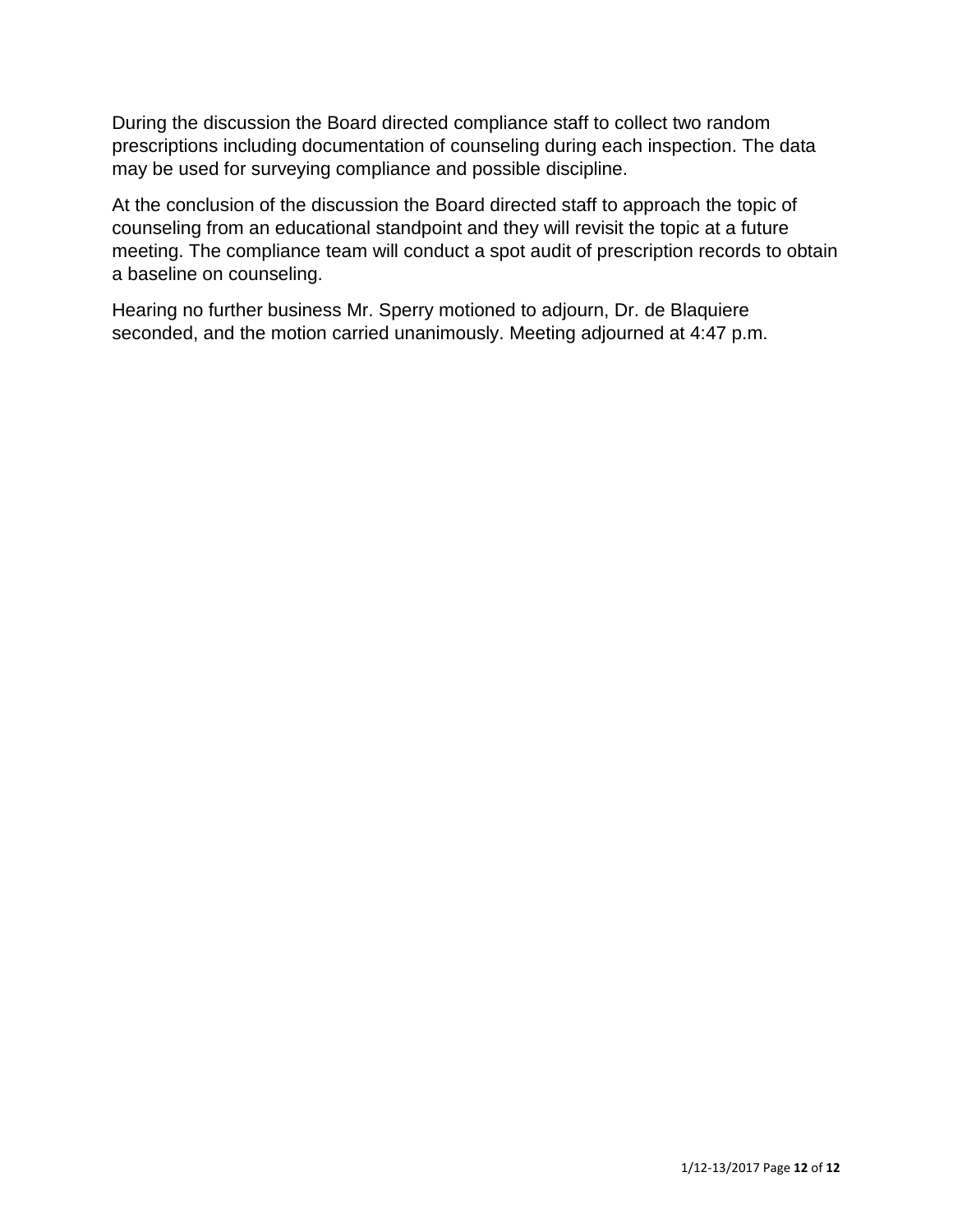During the discussion the Board directed compliance staff to collect two random prescriptions including documentation of counseling during each inspection. The data may be used for surveying compliance and possible discipline.

At the conclusion of the discussion the Board directed staff to approach the topic of counseling from an educational standpoint and they will revisit the topic at a future meeting. The compliance team will conduct a spot audit of prescription records to obtain a baseline on counseling.

Hearing no further business Mr. Sperry motioned to adjourn, Dr. de Blaquiere seconded, and the motion carried unanimously. Meeting adjourned at 4:47 p.m.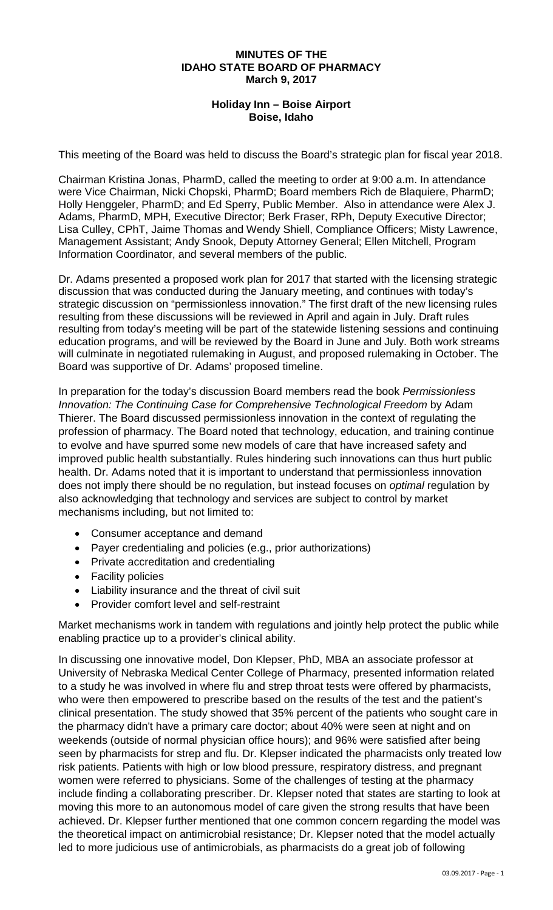**MINUTES OF THE**
**IDAHO STATE BOARD OF PHARMACY**
**March 9, 2017**

**Holiday Inn – Boise Airport**
**Boise, Idaho**

This meeting of the Board was held to discuss the Board's strategic plan for fiscal year 2018.

Chairman Kristina Jonas, PharmD, called the meeting to order at 9:00 a.m. In attendance were Vice Chairman, Nicki Chopski, PharmD; Board members Rich de Blaquiere, PharmD; Holly Henggeler, PharmD; and Ed Sperry, Public Member. Also in attendance were Alex J. Adams, PharmD, MPH, Executive Director; Berk Fraser, RPh, Deputy Executive Director; Lisa Culley, CPhT, Jaime Thomas and Wendy Shiell, Compliance Officers; Misty Lawrence, Management Assistant; Andy Snook, Deputy Attorney General; Ellen Mitchell, Program Information Coordinator, and several members of the public.

Dr. Adams presented a proposed work plan for 2017 that started with the licensing strategic discussion that was conducted during the January meeting, and continues with today's strategic discussion on "permissionless innovation." The first draft of the new licensing rules resulting from these discussions will be reviewed in April and again in July. Draft rules resulting from today's meeting will be part of the statewide listening sessions and continuing education programs, and will be reviewed by the Board in June and July. Both work streams will culminate in negotiated rulemaking in August, and proposed rulemaking in October. The Board was supportive of Dr. Adams' proposed timeline.

In preparation for the today's discussion Board members read the book *Permissionless Innovation: The Continuing Case for Comprehensive Technological Freedom* by Adam Thierer. The Board discussed permissionless innovation in the context of regulating the profession of pharmacy. The Board noted that technology, education, and training continue to evolve and have spurred some new models of care that have increased safety and improved public health substantially. Rules hindering such innovations can thus hurt public health. Dr. Adams noted that it is important to understand that permissionless innovation does not imply there should be no regulation, but instead focuses on *optimal* regulation by also acknowledging that technology and services are subject to control by market mechanisms including, but not limited to:

- Consumer acceptance and demand
- Payer credentialing and policies (e.g., prior authorizations)
- Private accreditation and credentialing
- Facility policies
- Liability insurance and the threat of civil suit
- Provider comfort level and self-restraint

Market mechanisms work in tandem with regulations and jointly help protect the public while enabling practice up to a provider's clinical ability.

In discussing one innovative model, Don Klepser, PhD, MBA an associate professor at University of Nebraska Medical Center College of Pharmacy, presented information related to a study he was involved in where flu and strep throat tests were offered by pharmacists, who were then empowered to prescribe based on the results of the test and the patient's clinical presentation. The study showed that 35% percent of the patients who sought care in the pharmacy didn't have a primary care doctor; about 40% were seen at night and on weekends (outside of normal physician office hours); and 96% were satisfied after being seen by pharmacists for strep and flu. Dr. Klepser indicated the pharmacists only treated low risk patients. Patients with high or low blood pressure, respiratory distress, and pregnant women were referred to physicians. Some of the challenges of testing at the pharmacy include finding a collaborating prescriber. Dr. Klepser noted that states are starting to look at moving this more to an autonomous model of care given the strong results that have been achieved. Dr. Klepser further mentioned that one common concern regarding the model was the theoretical impact on antimicrobial resistance; Dr. Klepser noted that the model actually led to more judicious use of antimicrobials, as pharmacists do a great job of following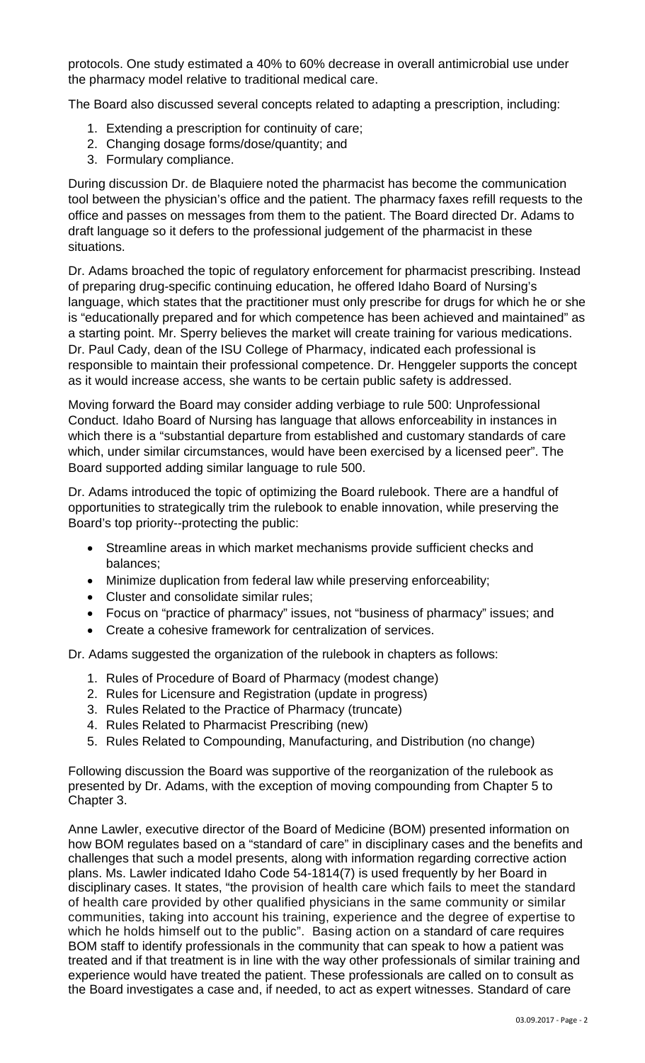protocols. One study estimated a 40% to 60% decrease in overall antimicrobial use under the pharmacy model relative to traditional medical care.

The Board also discussed several concepts related to adapting a prescription, including:

1. Extending a prescription for continuity of care;
2. Changing dosage forms/dose/quantity; and
3. Formulary compliance.

During discussion Dr. de Blaquiere noted the pharmacist has become the communication tool between the physician's office and the patient. The pharmacy faxes refill requests to the office and passes on messages from them to the patient. The Board directed Dr. Adams to draft language so it defers to the professional judgement of the pharmacist in these situations.

Dr. Adams broached the topic of regulatory enforcement for pharmacist prescribing. Instead of preparing drug-specific continuing education, he offered Idaho Board of Nursing's language, which states that the practitioner must only prescribe for drugs for which he or she is "educationally prepared and for which competence has been achieved and maintained" as a starting point. Mr. Sperry believes the market will create training for various medications. Dr. Paul Cady, dean of the ISU College of Pharmacy, indicated each professional is responsible to maintain their professional competence. Dr. Henggeler supports the concept as it would increase access, she wants to be certain public safety is addressed.

Moving forward the Board may consider adding verbiage to rule 500: Unprofessional Conduct. Idaho Board of Nursing has language that allows enforceability in instances in which there is a "substantial departure from established and customary standards of care which, under similar circumstances, would have been exercised by a licensed peer". The Board supported adding similar language to rule 500.

Dr. Adams introduced the topic of optimizing the Board rulebook. There are a handful of opportunities to strategically trim the rulebook to enable innovation, while preserving the Board's top priority--protecting the public:

- Streamline areas in which market mechanisms provide sufficient checks and balances;
- Minimize duplication from federal law while preserving enforceability;
- Cluster and consolidate similar rules;
- Focus on "practice of pharmacy" issues, not "business of pharmacy" issues; and
- Create a cohesive framework for centralization of services.

Dr. Adams suggested the organization of the rulebook in chapters as follows:

1. Rules of Procedure of Board of Pharmacy (modest change)
2. Rules for Licensure and Registration (update in progress)
3. Rules Related to the Practice of Pharmacy (truncate)
4. Rules Related to Pharmacist Prescribing (new)
5. Rules Related to Compounding, Manufacturing, and Distribution (no change)

Following discussion the Board was supportive of the reorganization of the rulebook as presented by Dr. Adams, with the exception of moving compounding from Chapter 5 to Chapter 3.

Anne Lawler, executive director of the Board of Medicine (BOM) presented information on how BOM regulates based on a "standard of care" in disciplinary cases and the benefits and challenges that such a model presents, along with information regarding corrective action plans. Ms. Lawler indicated Idaho Code 54-1814(7) is used frequently by her Board in disciplinary cases. It states, "the provision of health care which fails to meet the standard of health care provided by other qualified physicians in the same community or similar communities, taking into account his training, experience and the degree of expertise to which he holds himself out to the public". Basing action on a standard of care requires BOM staff to identify professionals in the community that can speak to how a patient was treated and if that treatment is in line with the way other professionals of similar training and experience would have treated the patient. These professionals are called on to consult as the Board investigates a case and, if needed, to act as expert witnesses. Standard of care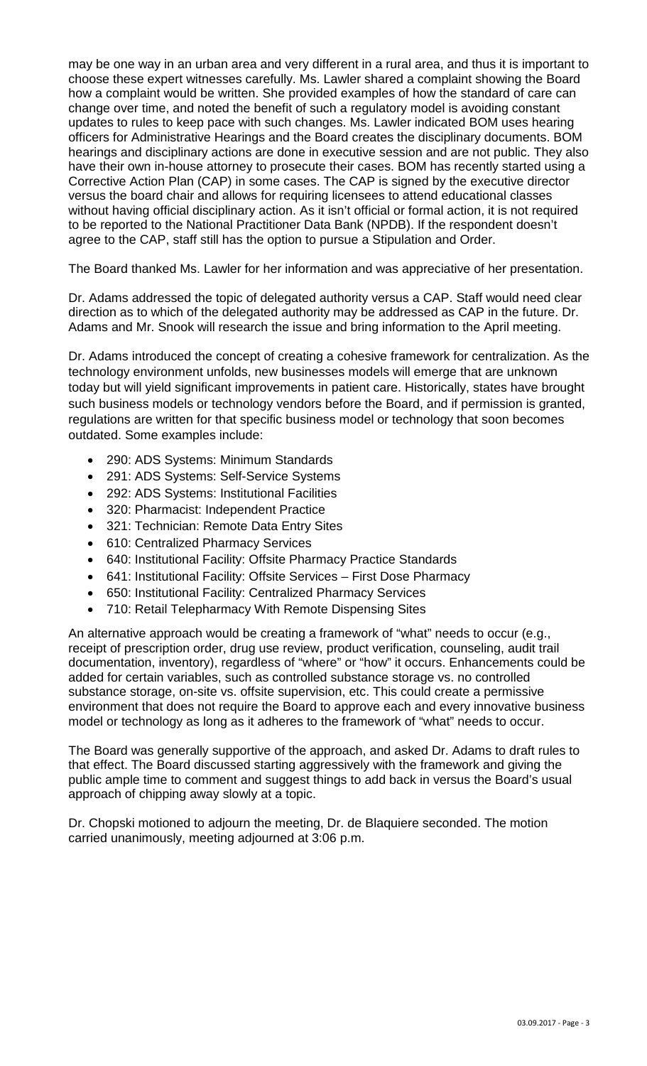may be one way in an urban area and very different in a rural area, and thus it is important to choose these expert witnesses carefully. Ms. Lawler shared a complaint showing the Board how a complaint would be written. She provided examples of how the standard of care can change over time, and noted the benefit of such a regulatory model is avoiding constant updates to rules to keep pace with such changes. Ms. Lawler indicated BOM uses hearing officers for Administrative Hearings and the Board creates the disciplinary documents. BOM hearings and disciplinary actions are done in executive session and are not public. They also have their own in-house attorney to prosecute their cases. BOM has recently started using a Corrective Action Plan (CAP) in some cases. The CAP is signed by the executive director versus the board chair and allows for requiring licensees to attend educational classes without having official disciplinary action. As it isn't official or formal action, it is not required to be reported to the National Practitioner Data Bank (NPDB). If the respondent doesn't agree to the CAP, staff still has the option to pursue a Stipulation and Order.

The Board thanked Ms. Lawler for her information and was appreciative of her presentation.

Dr. Adams addressed the topic of delegated authority versus a CAP. Staff would need clear direction as to which of the delegated authority may be addressed as CAP in the future. Dr. Adams and Mr. Snook will research the issue and bring information to the April meeting.

Dr. Adams introduced the concept of creating a cohesive framework for centralization. As the technology environment unfolds, new businesses models will emerge that are unknown today but will yield significant improvements in patient care. Historically, states have brought such business models or technology vendors before the Board, and if permission is granted, regulations are written for that specific business model or technology that soon becomes outdated. Some examples include:

- 290: ADS Systems: Minimum Standards
- 291: ADS Systems: Self-Service Systems
- 292: ADS Systems: Institutional Facilities
- 320: Pharmacist: Independent Practice
- 321: Technician: Remote Data Entry Sites
- 610: Centralized Pharmacy Services
- 640: Institutional Facility: Offsite Pharmacy Practice Standards
- 641: Institutional Facility: Offsite Services – First Dose Pharmacy
- 650: Institutional Facility: Centralized Pharmacy Services
- 710: Retail Telepharmacy With Remote Dispensing Sites

An alternative approach would be creating a framework of "what" needs to occur (e.g., receipt of prescription order, drug use review, product verification, counseling, audit trail documentation, inventory), regardless of "where" or "how" it occurs. Enhancements could be added for certain variables, such as controlled substance storage vs. no controlled substance storage, on-site vs. offsite supervision, etc. This could create a permissive environment that does not require the Board to approve each and every innovative business model or technology as long as it adheres to the framework of "what" needs to occur.

The Board was generally supportive of the approach, and asked Dr. Adams to draft rules to that effect. The Board discussed starting aggressively with the framework and giving the public ample time to comment and suggest things to add back in versus the Board's usual approach of chipping away slowly at a topic.

Dr. Chopski motioned to adjourn the meeting, Dr. de Blaquiere seconded. The motion carried unanimously, meeting adjourned at 3:06 p.m.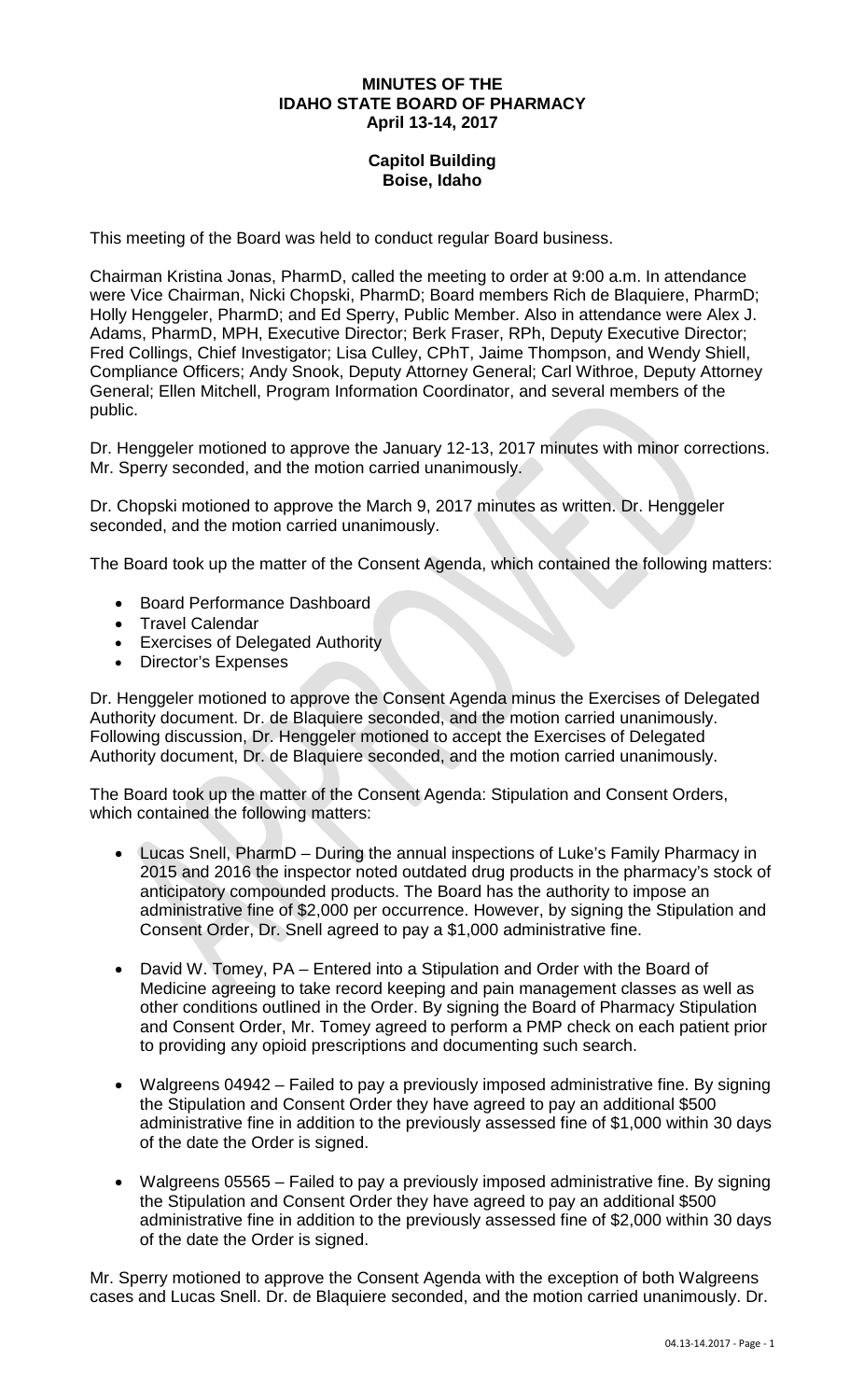**MINUTES OF THE**
**IDAHO STATE BOARD OF PHARMACY**
**April 13-14, 2017**

**Capitol Building**
**Boise, Idaho**

This meeting of the Board was held to conduct regular Board business.

Chairman Kristina Jonas, PharmD, called the meeting to order at 9:00 a.m. In attendance were Vice Chairman, Nicki Chopski, PharmD; Board members Rich de Blaquiere, PharmD; Holly Henggeler, PharmD; and Ed Sperry, Public Member. Also in attendance were Alex J. Adams, PharmD, MPH, Executive Director; Berk Fraser, RPh, Deputy Executive Director; Fred Collings, Chief Investigator; Lisa Culley, CPhT, Jaime Thompson, and Wendy Shiell, Compliance Officers; Andy Snook, Deputy Attorney General; Carl Withroe, Deputy Attorney General; Ellen Mitchell, Program Information Coordinator, and several members of the public.

Dr. Henggeler motioned to approve the January 12-13, 2017 minutes with minor corrections. Mr. Sperry seconded, and the motion carried unanimously.

Dr. Chopski motioned to approve the March 9, 2017 minutes as written. Dr. Henggeler seconded, and the motion carried unanimously.

The Board took up the matter of the Consent Agenda, which contained the following matters:

- Board Performance Dashboard
- Travel Calendar
- Exercises of Delegated Authority
- Director's Expenses

Dr. Henggeler motioned to approve the Consent Agenda minus the Exercises of Delegated Authority document. Dr. de Blaquiere seconded, and the motion carried unanimously. Following discussion, Dr. Henggeler motioned to accept the Exercises of Delegated Authority document, Dr. de Blaquiere seconded, and the motion carried unanimously.

The Board took up the matter of the Consent Agenda: Stipulation and Consent Orders, which contained the following matters:

- Lucas Snell, PharmD – During the annual inspections of Luke's Family Pharmacy in 2015 and 2016 the inspector noted outdated drug products in the pharmacy's stock of anticipatory compounded products. The Board has the authority to impose an administrative fine of $2,000 per occurrence. However, by signing the Stipulation and Consent Order, Dr. Snell agreed to pay a $1,000 administrative fine.

- David W. Tomey, PA – Entered into a Stipulation and Order with the Board of Medicine agreeing to take record keeping and pain management classes as well as other conditions outlined in the Order. By signing the Board of Pharmacy Stipulation and Consent Order, Mr. Tomey agreed to perform a PMP check on each patient prior to providing any opioid prescriptions and documenting such search.

- Walgreens 04942 – Failed to pay a previously imposed administrative fine. By signing the Stipulation and Consent Order they have agreed to pay an additional $500 administrative fine in addition to the previously assessed fine of $1,000 within 30 days of the date the Order is signed.

- Walgreens 05565 – Failed to pay a previously imposed administrative fine. By signing the Stipulation and Consent Order they have agreed to pay an additional $500 administrative fine in addition to the previously assessed fine of $2,000 within 30 days of the date the Order is signed.

Mr. Sperry motioned to approve the Consent Agenda with the exception of both Walgreens cases and Lucas Snell. Dr. de Blaquiere seconded, and the motion carried unanimously. Dr.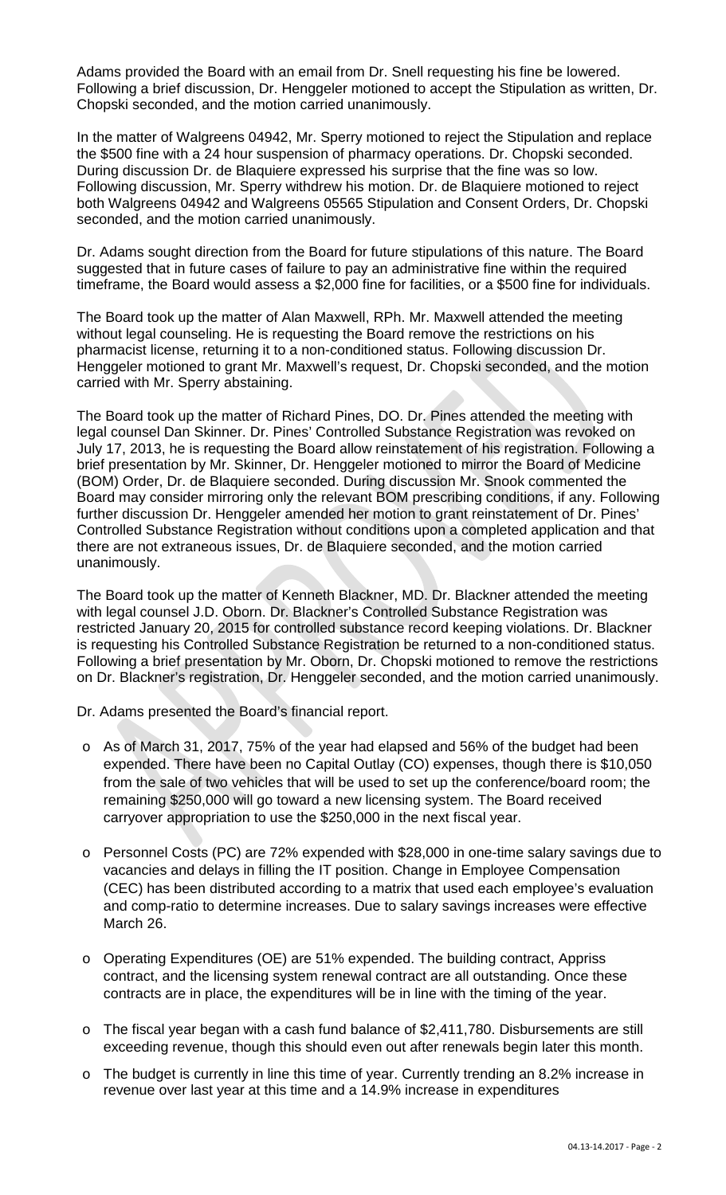Adams provided the Board with an email from Dr. Snell requesting his fine be lowered. Following a brief discussion, Dr. Henggeler motioned to accept the Stipulation as written, Dr. Chopski seconded, and the motion carried unanimously.

In the matter of Walgreens 04942, Mr. Sperry motioned to reject the Stipulation and replace the $500 fine with a 24 hour suspension of pharmacy operations. Dr. Chopski seconded. During discussion Dr. de Blaquiere expressed his surprise that the fine was so low. Following discussion, Mr. Sperry withdrew his motion. Dr. de Blaquiere motioned to reject both Walgreens 04942 and Walgreens 05565 Stipulation and Consent Orders, Dr. Chopski seconded, and the motion carried unanimously.

Dr. Adams sought direction from the Board for future stipulations of this nature. The Board suggested that in future cases of failure to pay an administrative fine within the required timeframe, the Board would assess a $2,000 fine for facilities, or a $500 fine for individuals.

The Board took up the matter of Alan Maxwell, RPh. Mr. Maxwell attended the meeting without legal counseling. He is requesting the Board remove the restrictions on his pharmacist license, returning it to a non-conditioned status. Following discussion Dr. Henggeler motioned to grant Mr. Maxwell's request, Dr. Chopski seconded, and the motion carried with Mr. Sperry abstaining.

The Board took up the matter of Richard Pines, DO. Dr. Pines attended the meeting with legal counsel Dan Skinner. Dr. Pines' Controlled Substance Registration was revoked on July 17, 2013, he is requesting the Board allow reinstatement of his registration. Following a brief presentation by Mr. Skinner, Dr. Henggeler motioned to mirror the Board of Medicine (BOM) Order, Dr. de Blaquiere seconded. During discussion Mr. Snook commented the Board may consider mirroring only the relevant BOM prescribing conditions, if any. Following further discussion Dr. Henggeler amended her motion to grant reinstatement of Dr. Pines' Controlled Substance Registration without conditions upon a completed application and that there are not extraneous issues, Dr. de Blaquiere seconded, and the motion carried unanimously.

The Board took up the matter of Kenneth Blackner, MD. Dr. Blackner attended the meeting with legal counsel J.D. Oborn. Dr. Blackner's Controlled Substance Registration was restricted January 20, 2015 for controlled substance record keeping violations. Dr. Blackner is requesting his Controlled Substance Registration be returned to a non-conditioned status. Following a brief presentation by Mr. Oborn, Dr. Chopski motioned to remove the restrictions on Dr. Blackner's registration, Dr. Henggeler seconded, and the motion carried unanimously.

Dr. Adams presented the Board's financial report.

- As of March 31, 2017, 75% of the year had elapsed and 56% of the budget had been expended. There have been no Capital Outlay (CO) expenses, though there is $10,050 from the sale of two vehicles that will be used to set up the conference/board room; the remaining $250,000 will go toward a new licensing system. The Board received carryover appropriation to use the $250,000 in the next fiscal year.
- Personnel Costs (PC) are 72% expended with $28,000 in one-time salary savings due to vacancies and delays in filling the IT position. Change in Employee Compensation (CEC) has been distributed according to a matrix that used each employee's evaluation and comp-ratio to determine increases. Due to salary savings increases were effective March 26.
- Operating Expenditures (OE) are 51% expended. The building contract, Appriss contract, and the licensing system renewal contract are all outstanding. Once these contracts are in place, the expenditures will be in line with the timing of the year.
- The fiscal year began with a cash fund balance of $2,411,780. Disbursements are still exceeding revenue, though this should even out after renewals begin later this month.
- The budget is currently in line this time of year. Currently trending an 8.2% increase in revenue over last year at this time and a 14.9% increase in expenditures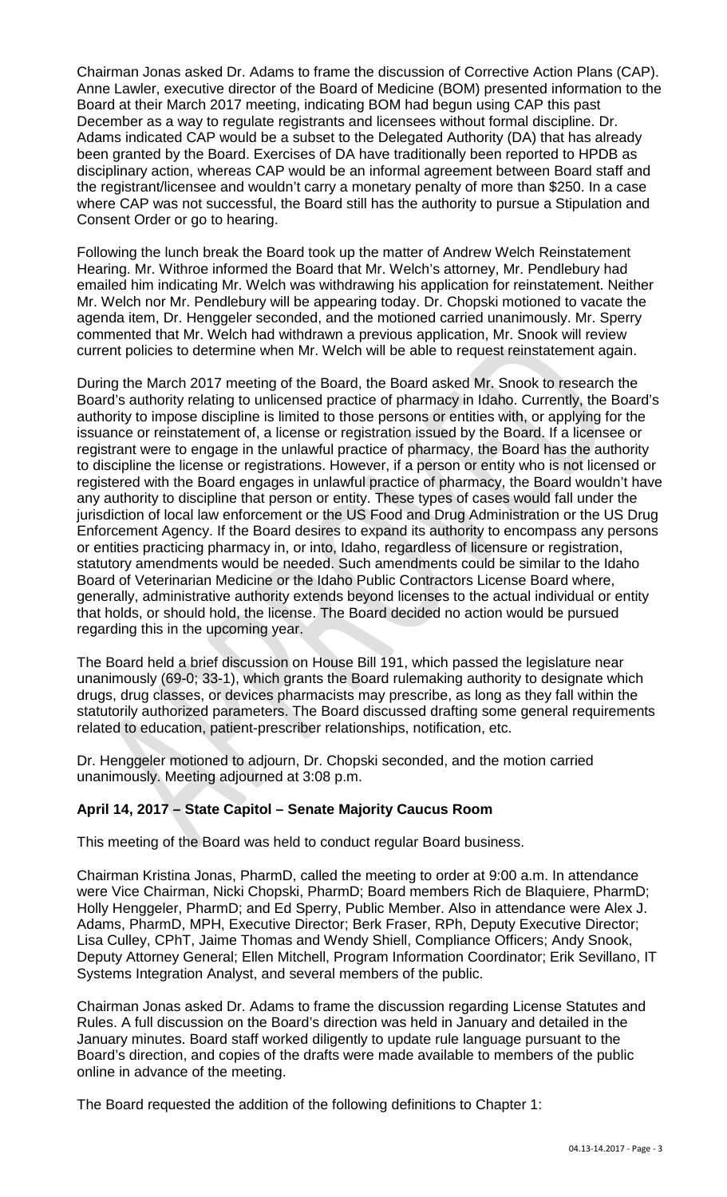Chairman Jonas asked Dr. Adams to frame the discussion of Corrective Action Plans (CAP). Anne Lawler, executive director of the Board of Medicine (BOM) presented information to the Board at their March 2017 meeting, indicating BOM had begun using CAP this past December as a way to regulate registrants and licensees without formal discipline. Dr. Adams indicated CAP would be a subset to the Delegated Authority (DA) that has already been granted by the Board. Exercises of DA have traditionally been reported to HPDB as disciplinary action, whereas CAP would be an informal agreement between Board staff and the registrant/licensee and wouldn't carry a monetary penalty of more than $250. In a case where CAP was not successful, the Board still has the authority to pursue a Stipulation and Consent Order or go to hearing.

Following the lunch break the Board took up the matter of Andrew Welch Reinstatement Hearing. Mr. Withroe informed the Board that Mr. Welch's attorney, Mr. Pendlebury had emailed him indicating Mr. Welch was withdrawing his application for reinstatement. Neither Mr. Welch nor Mr. Pendlebury will be appearing today. Dr. Chopski motioned to vacate the agenda item, Dr. Henggeler seconded, and the motioned carried unanimously. Mr. Sperry commented that Mr. Welch had withdrawn a previous application, Mr. Snook will review current policies to determine when Mr. Welch will be able to request reinstatement again.

During the March 2017 meeting of the Board, the Board asked Mr. Snook to research the Board's authority relating to unlicensed practice of pharmacy in Idaho. Currently, the Board's authority to impose discipline is limited to those persons or entities with, or applying for the issuance or reinstatement of, a license or registration issued by the Board. If a licensee or registrant were to engage in the unlawful practice of pharmacy, the Board has the authority to discipline the license or registrations. However, if a person or entity who is not licensed or registered with the Board engages in unlawful practice of pharmacy, the Board wouldn't have any authority to discipline that person or entity. These types of cases would fall under the jurisdiction of local law enforcement or the US Food and Drug Administration or the US Drug Enforcement Agency. If the Board desires to expand its authority to encompass any persons or entities practicing pharmacy in, or into, Idaho, regardless of licensure or registration, statutory amendments would be needed. Such amendments could be similar to the Idaho Board of Veterinarian Medicine or the Idaho Public Contractors License Board where, generally, administrative authority extends beyond licenses to the actual individual or entity that holds, or should hold, the license. The Board decided no action would be pursued regarding this in the upcoming year.

The Board held a brief discussion on House Bill 191, which passed the legislature near unanimously (69-0; 33-1), which grants the Board rulemaking authority to designate which drugs, drug classes, or devices pharmacists may prescribe, as long as they fall within the statutorily authorized parameters. The Board discussed drafting some general requirements related to education, patient-prescriber relationships, notification, etc.

Dr. Henggeler motioned to adjourn, Dr. Chopski seconded, and the motion carried unanimously. Meeting adjourned at 3:08 p.m.

**April 14, 2017 – State Capitol – Senate Majority Caucus Room**

This meeting of the Board was held to conduct regular Board business.

Chairman Kristina Jonas, PharmD, called the meeting to order at 9:00 a.m. In attendance were Vice Chairman, Nicki Chopski, PharmD; Board members Rich de Blaquiere, PharmD; Holly Henggeler, PharmD; and Ed Sperry, Public Member. Also in attendance were Alex J. Adams, PharmD, MPH, Executive Director; Berk Fraser, RPh, Deputy Executive Director; Lisa Culley, CPhT, Jaime Thomas and Wendy Shiell, Compliance Officers; Andy Snook, Deputy Attorney General; Ellen Mitchell, Program Information Coordinator; Erik Sevillano, IT Systems Integration Analyst, and several members of the public.

Chairman Jonas asked Dr. Adams to frame the discussion regarding License Statutes and Rules. A full discussion on the Board's direction was held in January and detailed in the January minutes. Board staff worked diligently to update rule language pursuant to the Board's direction, and copies of the drafts were made available to members of the public online in advance of the meeting.

The Board requested the addition of the following definitions to Chapter 1: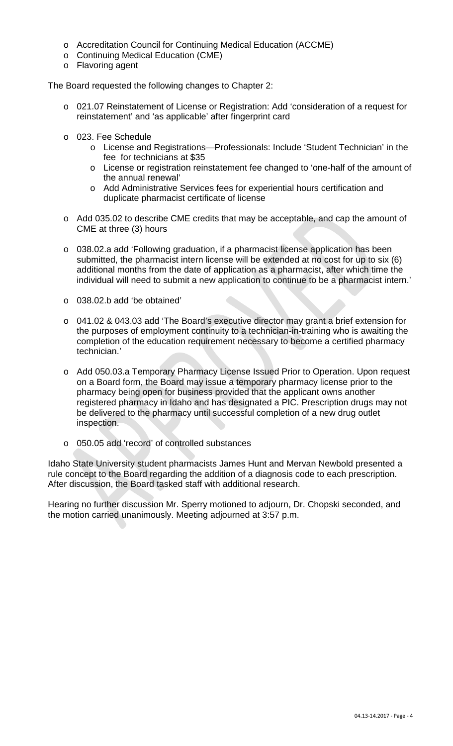- Accreditation Council for Continuing Medical Education (ACCME)
- Continuing Medical Education (CME)
- Flavoring agent

The Board requested the following changes to Chapter 2:

- 021.07 Reinstatement of License or Registration: Add 'consideration of a request for reinstatement' and 'as applicable' after fingerprint card

- 023. Fee Schedule
  - License and Registrations—Professionals: Include 'Student Technician' in the fee for technicians at $35
  - License or registration reinstatement fee changed to 'one-half of the amount of the annual renewal'
  - Add Administrative Services fees for experiential hours certification and duplicate pharmacist certificate of license

- Add 035.02 to describe CME credits that may be acceptable, and cap the amount of CME at three (3) hours

- 038.02.a add 'Following graduation, if a pharmacist license application has been submitted, the pharmacist intern license will be extended at no cost for up to six (6) additional months from the date of application as a pharmacist, after which time the individual will need to submit a new application to continue to be a pharmacist intern.'

- 038.02.b add 'be obtained'

- 041.02 & 043.03 add 'The Board's executive director may grant a brief extension for the purposes of employment continuity to a technician-in-training who is awaiting the completion of the education requirement necessary to become a certified pharmacy technician.'

- Add 050.03.a Temporary Pharmacy License Issued Prior to Operation. Upon request on a Board form, the Board may issue a temporary pharmacy license prior to the pharmacy being open for business provided that the applicant owns another registered pharmacy in Idaho and has designated a PIC. Prescription drugs may not be delivered to the pharmacy until successful completion of a new drug outlet inspection.

- 050.05 add 'record' of controlled substances

Idaho State University student pharmacists James Hunt and Mervan Newbold presented a rule concept to the Board regarding the addition of a diagnosis code to each prescription. After discussion, the Board tasked staff with additional research.

Hearing no further discussion Mr. Sperry motioned to adjourn, Dr. Chopski seconded, and the motion carried unanimously. Meeting adjourned at 3:57 p.m.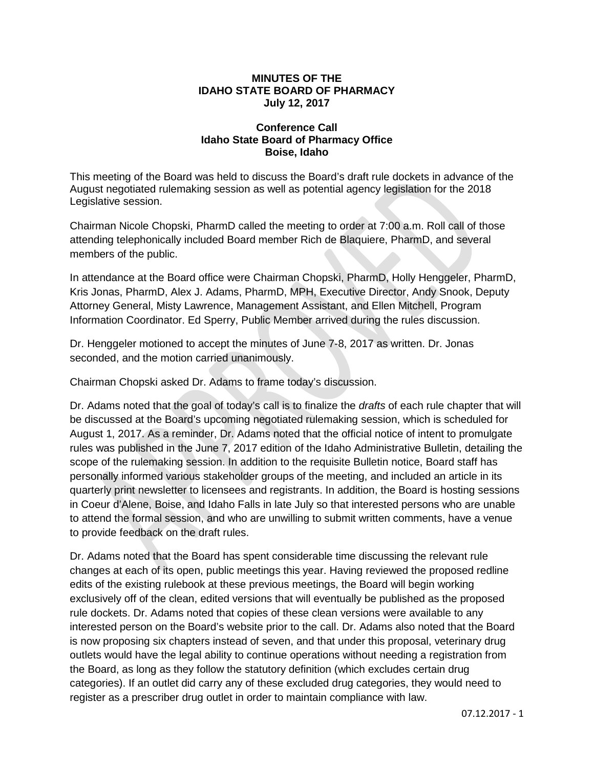**MINUTES OF THE**
**IDAHO STATE BOARD OF PHARMACY**
**July 12, 2017**

**Conference Call**
**Idaho State Board of Pharmacy Office**
**Boise, Idaho**

This meeting of the Board was held to discuss the Board's draft rule dockets in advance of the August negotiated rulemaking session as well as potential agency legislation for the 2018 Legislative session.

Chairman Nicole Chopski, PharmD called the meeting to order at 7:00 a.m. Roll call of those attending telephonically included Board member Rich de Blaquiere, PharmD, and several members of the public.

In attendance at the Board office were Chairman Chopski, PharmD, Holly Henggeler, PharmD, Kris Jonas, PharmD, Alex J. Adams, PharmD, MPH, Executive Director, Andy Snook, Deputy Attorney General, Misty Lawrence, Management Assistant, and Ellen Mitchell, Program Information Coordinator. Ed Sperry, Public Member arrived during the rules discussion.

Dr. Henggeler motioned to accept the minutes of June 7-8, 2017 as written. Dr. Jonas seconded, and the motion carried unanimously.

Chairman Chopski asked Dr. Adams to frame today's discussion.

Dr. Adams noted that the goal of today's call is to finalize the *drafts* of each rule chapter that will be discussed at the Board's upcoming negotiated rulemaking session, which is scheduled for August 1, 2017. As a reminder, Dr. Adams noted that the official notice of intent to promulgate rules was published in the June 7, 2017 edition of the Idaho Administrative Bulletin, detailing the scope of the rulemaking session. In addition to the requisite Bulletin notice, Board staff has personally informed various stakeholder groups of the meeting, and included an article in its quarterly print newsletter to licensees and registrants. In addition, the Board is hosting sessions in Coeur d'Alene, Boise, and Idaho Falls in late July so that interested persons who are unable to attend the formal session, and who are unwilling to submit written comments, have a venue to provide feedback on the draft rules.

Dr. Adams noted that the Board has spent considerable time discussing the relevant rule changes at each of its open, public meetings this year. Having reviewed the proposed redline edits of the existing rulebook at these previous meetings, the Board will begin working exclusively off of the clean, edited versions that will eventually be published as the proposed rule dockets. Dr. Adams noted that copies of these clean versions were available to any interested person on the Board's website prior to the call. Dr. Adams also noted that the Board is now proposing six chapters instead of seven, and that under this proposal, veterinary drug outlets would have the legal ability to continue operations without needing a registration from the Board, as long as they follow the statutory definition (which excludes certain drug categories). If an outlet did carry any of these excluded drug categories, they would need to register as a prescriber drug outlet in order to maintain compliance with law.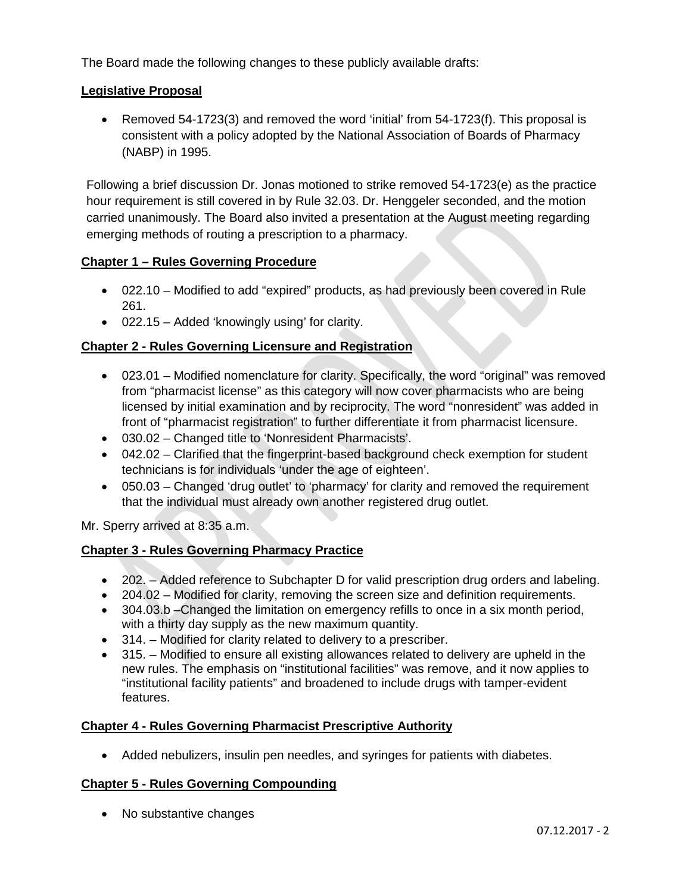The Board made the following changes to these publicly available drafts:

**Legislative Proposal**

- Removed 54-1723(3) and removed the word 'initial' from 54-1723(f). This proposal is consistent with a policy adopted by the National Association of Boards of Pharmacy (NABP) in 1995.

Following a brief discussion Dr. Jonas motioned to strike removed 54-1723(e) as the practice hour requirement is still covered in by Rule 32.03. Dr. Henggeler seconded, and the motion carried unanimously. The Board also invited a presentation at the August meeting regarding emerging methods of routing a prescription to a pharmacy.

**Chapter 1 – Rules Governing Procedure**

- 022.10 – Modified to add "expired" products, as had previously been covered in Rule 261.
- 022.15 – Added 'knowingly using' for clarity.

**Chapter 2 - Rules Governing Licensure and Registration**

- 023.01 – Modified nomenclature for clarity. Specifically, the word "original" was removed from "pharmacist license" as this category will now cover pharmacists who are being licensed by initial examination and by reciprocity. The word "nonresident" was added in front of "pharmacist registration" to further differentiate it from pharmacist licensure.
- 030.02 – Changed title to 'Nonresident Pharmacists'.
- 042.02 – Clarified that the fingerprint-based background check exemption for student technicians is for individuals 'under the age of eighteen'.
- 050.03 – Changed 'drug outlet' to 'pharmacy' for clarity and removed the requirement that the individual must already own another registered drug outlet.

Mr. Sperry arrived at 8:35 a.m.

**Chapter 3 - Rules Governing Pharmacy Practice**

- 202. – Added reference to Subchapter D for valid prescription drug orders and labeling.
- 204.02 – Modified for clarity, removing the screen size and definition requirements.
- 304.03.b –Changed the limitation on emergency refills to once in a six month period, with a thirty day supply as the new maximum quantity.
- 314. – Modified for clarity related to delivery to a prescriber.
- 315. – Modified to ensure all existing allowances related to delivery are upheld in the new rules. The emphasis on "institutional facilities" was remove, and it now applies to "institutional facility patients" and broadened to include drugs with tamper-evident features.

**Chapter 4 - Rules Governing Pharmacist Prescriptive Authority**

- Added nebulizers, insulin pen needles, and syringes for patients with diabetes.

**Chapter 5 - Rules Governing Compounding**

- No substantive changes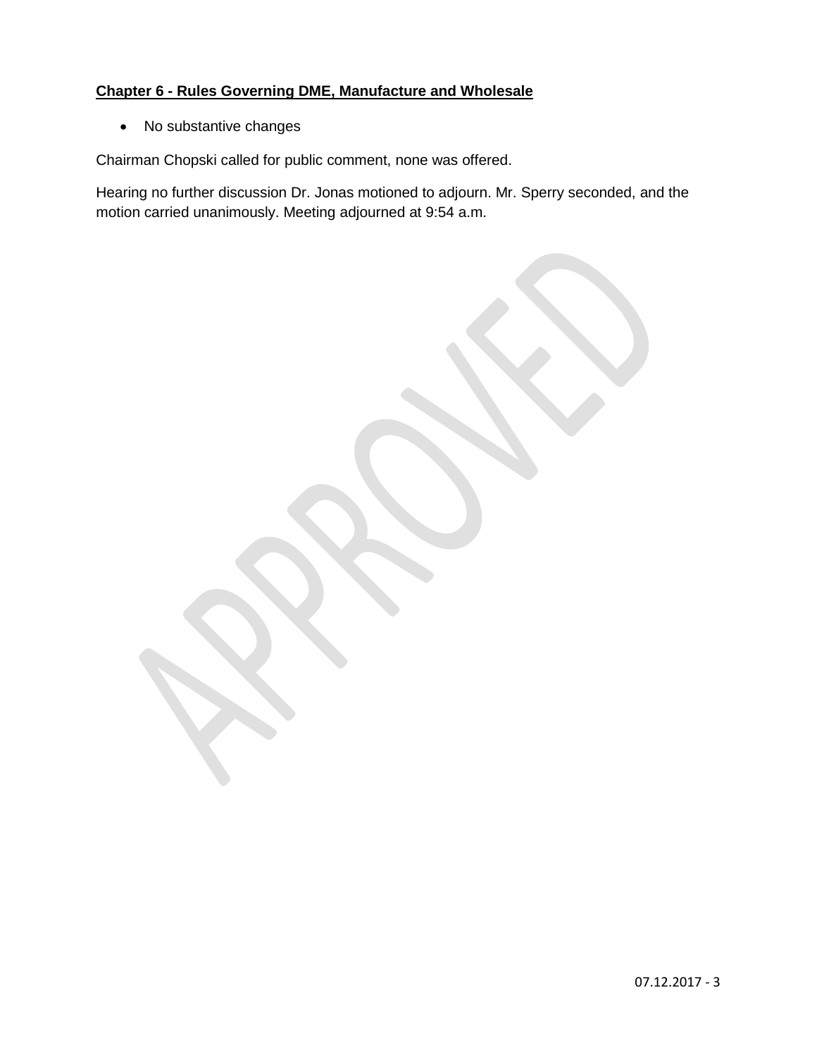**Chapter 6 - Rules Governing DME, Manufacture and Wholesale**

- No substantive changes

Chairman Chopski called for public comment, none was offered.

Hearing no further discussion Dr. Jonas motioned to adjourn. Mr. Sperry seconded, and the motion carried unanimously. Meeting adjourned at 9:54 a.m.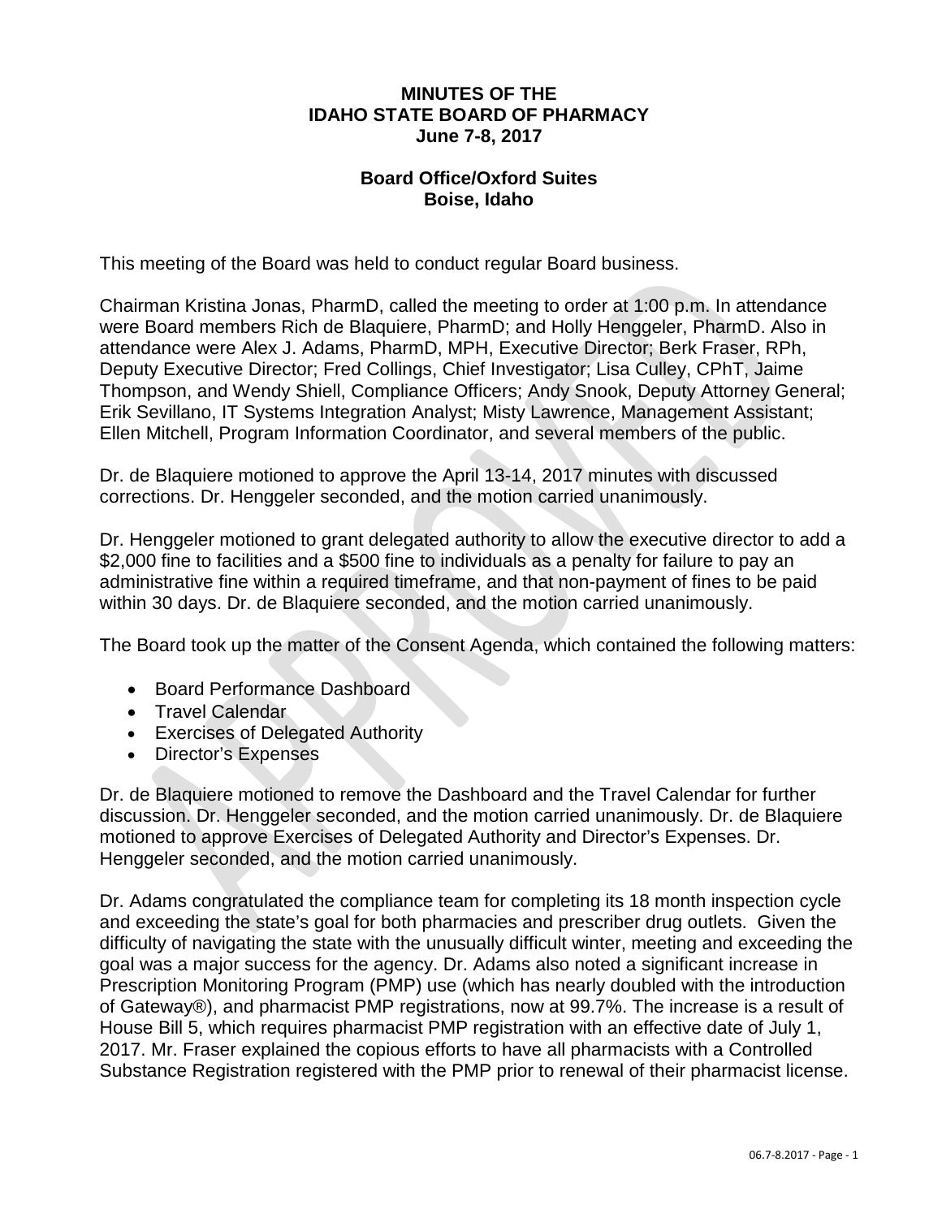**MINUTES OF THE**
**IDAHO STATE BOARD OF PHARMACY**
**June 7-8, 2017**

**Board Office/Oxford Suites**
**Boise, Idaho**

This meeting of the Board was held to conduct regular Board business.

Chairman Kristina Jonas, PharmD, called the meeting to order at 1:00 p.m. In attendance were Board members Rich de Blaquiere, PharmD; and Holly Henggeler, PharmD. Also in attendance were Alex J. Adams, PharmD, MPH, Executive Director; Berk Fraser, RPh, Deputy Executive Director; Fred Collings, Chief Investigator; Lisa Culley, CPhT, Jaime Thompson, and Wendy Shiell, Compliance Officers; Andy Snook, Deputy Attorney General; Erik Sevillano, IT Systems Integration Analyst; Misty Lawrence, Management Assistant; Ellen Mitchell, Program Information Coordinator, and several members of the public.

Dr. de Blaquiere motioned to approve the April 13-14, 2017 minutes with discussed corrections. Dr. Henggeler seconded, and the motion carried unanimously.

Dr. Henggeler motioned to grant delegated authority to allow the executive director to add a $2,000 fine to facilities and a $500 fine to individuals as a penalty for failure to pay an administrative fine within a required timeframe, and that non-payment of fines to be paid within 30 days. Dr. de Blaquiere seconded, and the motion carried unanimously.

The Board took up the matter of the Consent Agenda, which contained the following matters:

- Board Performance Dashboard
- Travel Calendar
- Exercises of Delegated Authority
- Director's Expenses

Dr. de Blaquiere motioned to remove the Dashboard and the Travel Calendar for further discussion. Dr. Henggeler seconded, and the motion carried unanimously. Dr. de Blaquiere motioned to approve Exercises of Delegated Authority and Director's Expenses. Dr. Henggeler seconded, and the motion carried unanimously.

Dr. Adams congratulated the compliance team for completing its 18 month inspection cycle and exceeding the state's goal for both pharmacies and prescriber drug outlets. Given the difficulty of navigating the state with the unusually difficult winter, meeting and exceeding the goal was a major success for the agency. Dr. Adams also noted a significant increase in Prescription Monitoring Program (PMP) use (which has nearly doubled with the introduction of Gateway®), and pharmacist PMP registrations, now at 99.7%. The increase is a result of House Bill 5, which requires pharmacist PMP registration with an effective date of July 1, 2017. Mr. Fraser explained the copious efforts to have all pharmacists with a Controlled Substance Registration registered with the PMP prior to renewal of their pharmacist license.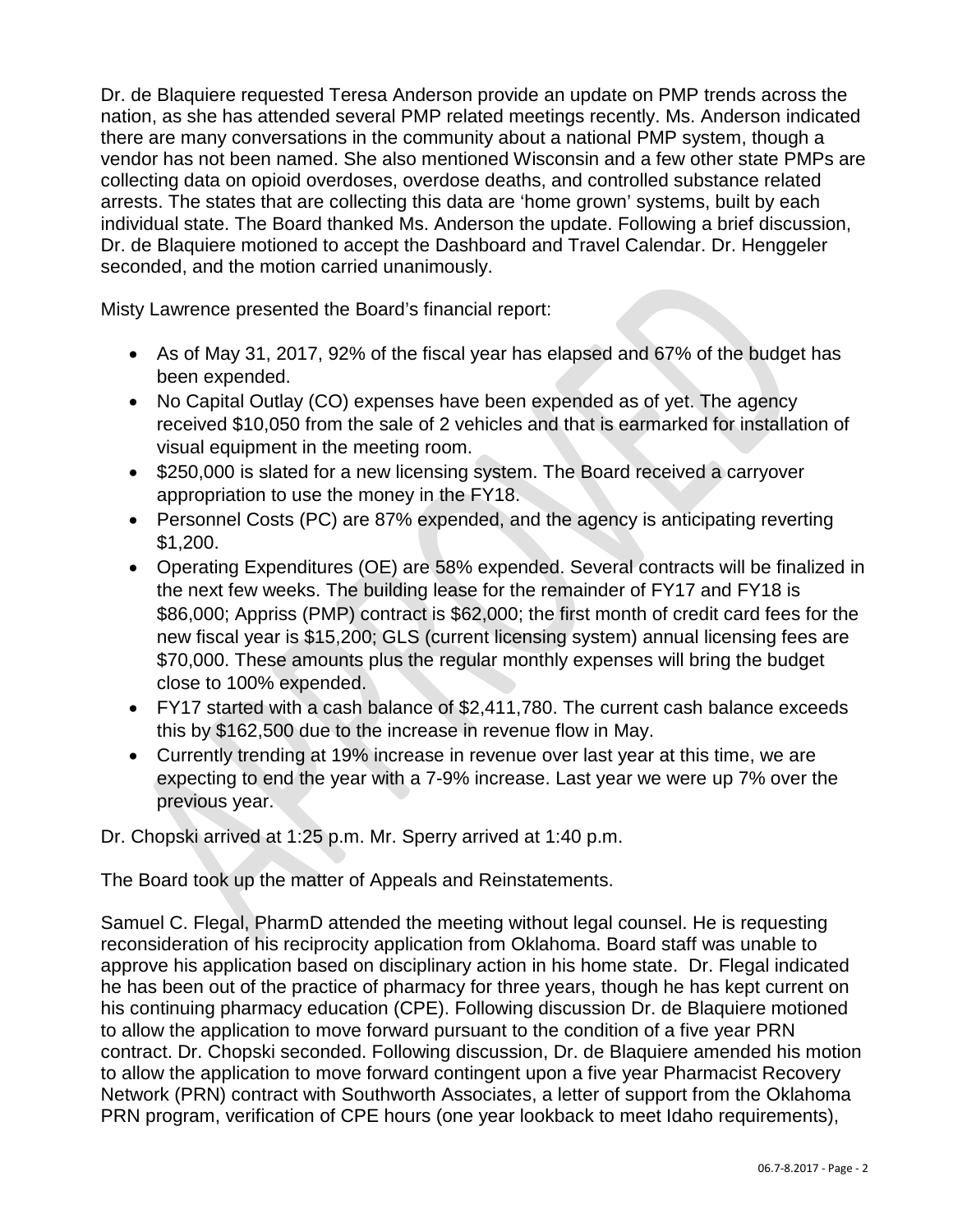Dr. de Blaquiere requested Teresa Anderson provide an update on PMP trends across the nation, as she has attended several PMP related meetings recently. Ms. Anderson indicated there are many conversations in the community about a national PMP system, though a vendor has not been named. She also mentioned Wisconsin and a few other state PMPs are collecting data on opioid overdoses, overdose deaths, and controlled substance related arrests. The states that are collecting this data are 'home grown' systems, built by each individual state. The Board thanked Ms. Anderson the update. Following a brief discussion, Dr. de Blaquiere motioned to accept the Dashboard and Travel Calendar. Dr. Henggeler seconded, and the motion carried unanimously.

Misty Lawrence presented the Board's financial report:

- As of May 31, 2017, 92% of the fiscal year has elapsed and 67% of the budget has been expended.
- No Capital Outlay (CO) expenses have been expended as of yet. The agency received $10,050 from the sale of 2 vehicles and that is earmarked for installation of visual equipment in the meeting room.
- $250,000 is slated for a new licensing system. The Board received a carryover appropriation to use the money in the FY18.
- Personnel Costs (PC) are 87% expended, and the agency is anticipating reverting $1,200.
- Operating Expenditures (OE) are 58% expended. Several contracts will be finalized in the next few weeks. The building lease for the remainder of FY17 and FY18 is $86,000; Appriss (PMP) contract is $62,000; the first month of credit card fees for the new fiscal year is $15,200; GLS (current licensing system) annual licensing fees are $70,000. These amounts plus the regular monthly expenses will bring the budget close to 100% expended.
- FY17 started with a cash balance of $2,411,780. The current cash balance exceeds this by $162,500 due to the increase in revenue flow in May.
- Currently trending at 19% increase in revenue over last year at this time, we are expecting to end the year with a 7-9% increase. Last year we were up 7% over the previous year.

Dr. Chopski arrived at 1:25 p.m. Mr. Sperry arrived at 1:40 p.m.

The Board took up the matter of Appeals and Reinstatements.

Samuel C. Flegal, PharmD attended the meeting without legal counsel. He is requesting reconsideration of his reciprocity application from Oklahoma. Board staff was unable to approve his application based on disciplinary action in his home state. Dr. Flegal indicated he has been out of the practice of pharmacy for three years, though he has kept current on his continuing pharmacy education (CPE). Following discussion Dr. de Blaquiere motioned to allow the application to move forward pursuant to the condition of a five year PRN contract. Dr. Chopski seconded. Following discussion, Dr. de Blaquiere amended his motion to allow the application to move forward contingent upon a five year Pharmacist Recovery Network (PRN) contract with Southworth Associates, a letter of support from the Oklahoma PRN program, verification of CPE hours (one year lookback to meet Idaho requirements),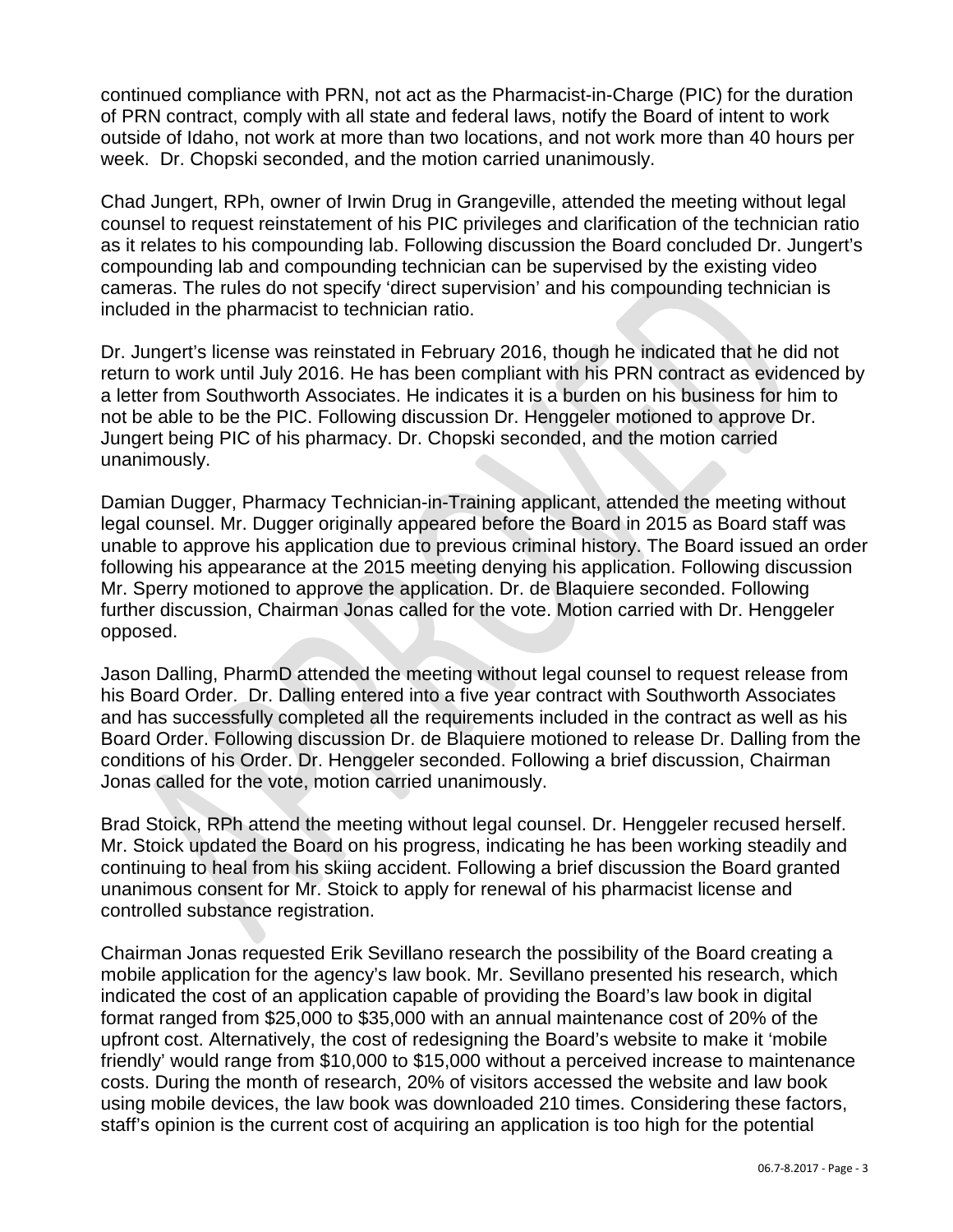continued compliance with PRN, not act as the Pharmacist-in-Charge (PIC) for the duration of PRN contract, comply with all state and federal laws, notify the Board of intent to work outside of Idaho, not work at more than two locations, and not work more than 40 hours per week. Dr. Chopski seconded, and the motion carried unanimously.

Chad Jungert, RPh, owner of Irwin Drug in Grangeville, attended the meeting without legal counsel to request reinstatement of his PIC privileges and clarification of the technician ratio as it relates to his compounding lab. Following discussion the Board concluded Dr. Jungert's compounding lab and compounding technician can be supervised by the existing video cameras. The rules do not specify 'direct supervision' and his compounding technician is included in the pharmacist to technician ratio.

Dr. Jungert's license was reinstated in February 2016, though he indicated that he did not return to work until July 2016. He has been compliant with his PRN contract as evidenced by a letter from Southworth Associates. He indicates it is a burden on his business for him to not be able to be the PIC. Following discussion Dr. Henggeler motioned to approve Dr. Jungert being PIC of his pharmacy. Dr. Chopski seconded, and the motion carried unanimously.

Damian Dugger, Pharmacy Technician-in-Training applicant, attended the meeting without legal counsel. Mr. Dugger originally appeared before the Board in 2015 as Board staff was unable to approve his application due to previous criminal history. The Board issued an order following his appearance at the 2015 meeting denying his application. Following discussion Mr. Sperry motioned to approve the application. Dr. de Blaquiere seconded. Following further discussion, Chairman Jonas called for the vote. Motion carried with Dr. Henggeler opposed.

Jason Dalling, PharmD attended the meeting without legal counsel to request release from his Board Order. Dr. Dalling entered into a five year contract with Southworth Associates and has successfully completed all the requirements included in the contract as well as his Board Order. Following discussion Dr. de Blaquiere motioned to release Dr. Dalling from the conditions of his Order. Dr. Henggeler seconded. Following a brief discussion, Chairman Jonas called for the vote, motion carried unanimously.

Brad Stoick, RPh attend the meeting without legal counsel. Dr. Henggeler recused herself. Mr. Stoick updated the Board on his progress, indicating he has been working steadily and continuing to heal from his skiing accident. Following a brief discussion the Board granted unanimous consent for Mr. Stoick to apply for renewal of his pharmacist license and controlled substance registration.

Chairman Jonas requested Erik Sevillano research the possibility of the Board creating a mobile application for the agency's law book. Mr. Sevillano presented his research, which indicated the cost of an application capable of providing the Board's law book in digital format ranged from $25,000 to $35,000 with an annual maintenance cost of 20% of the upfront cost. Alternatively, the cost of redesigning the Board's website to make it 'mobile friendly' would range from $10,000 to $15,000 without a perceived increase to maintenance costs. During the month of research, 20% of visitors accessed the website and law book using mobile devices, the law book was downloaded 210 times. Considering these factors, staff's opinion is the current cost of acquiring an application is too high for the potential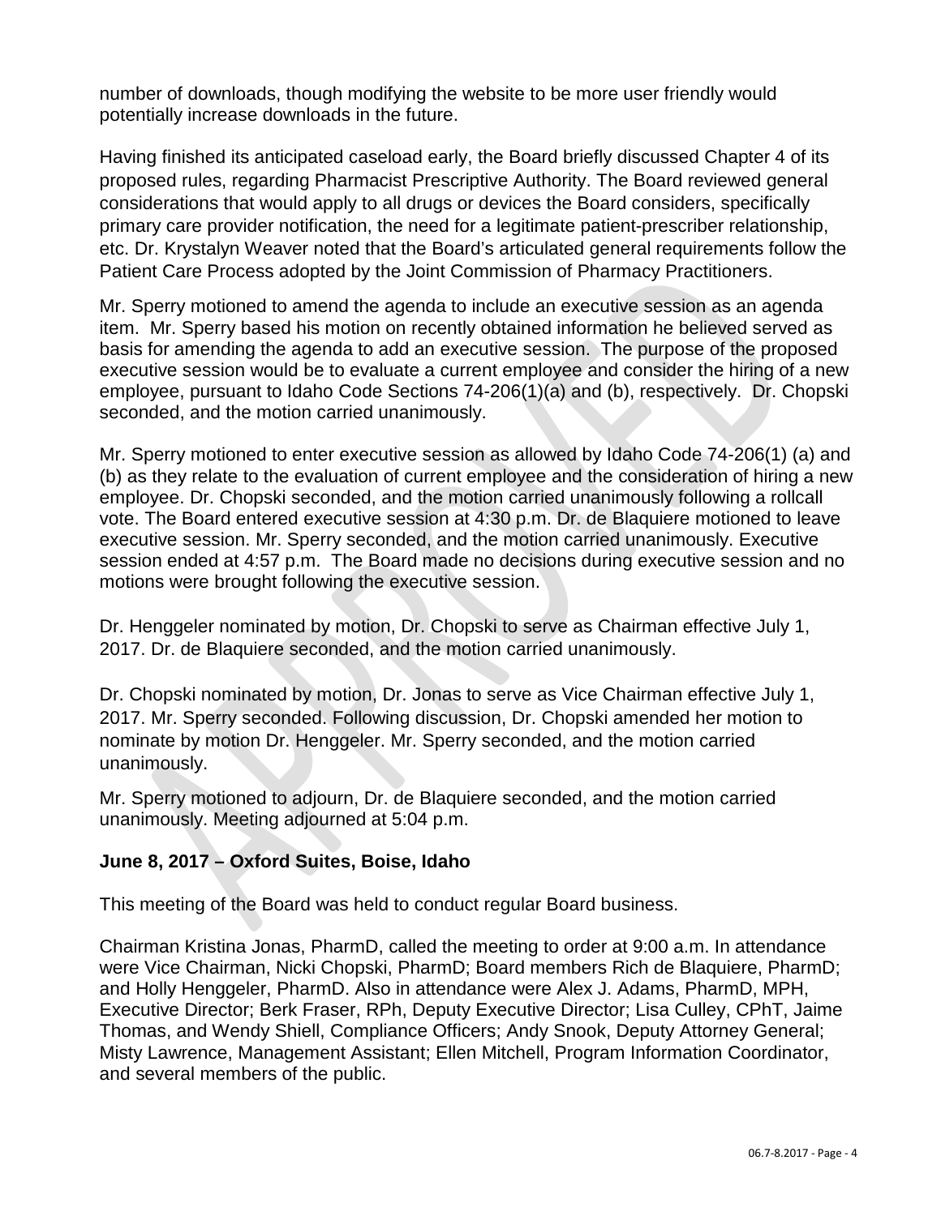number of downloads, though modifying the website to be more user friendly would potentially increase downloads in the future.

Having finished its anticipated caseload early, the Board briefly discussed Chapter 4 of its proposed rules, regarding Pharmacist Prescriptive Authority. The Board reviewed general considerations that would apply to all drugs or devices the Board considers, specifically primary care provider notification, the need for a legitimate patient-prescriber relationship, etc. Dr. Krystalyn Weaver noted that the Board's articulated general requirements follow the Patient Care Process adopted by the Joint Commission of Pharmacy Practitioners.

Mr. Sperry motioned to amend the agenda to include an executive session as an agenda item. Mr. Sperry based his motion on recently obtained information he believed served as basis for amending the agenda to add an executive session. The purpose of the proposed executive session would be to evaluate a current employee and consider the hiring of a new employee, pursuant to Idaho Code Sections 74-206(1)(a) and (b), respectively. Dr. Chopski seconded, and the motion carried unanimously.

Mr. Sperry motioned to enter executive session as allowed by Idaho Code 74-206(1) (a) and (b) as they relate to the evaluation of current employee and the consideration of hiring a new employee. Dr. Chopski seconded, and the motion carried unanimously following a rollcall vote. The Board entered executive session at 4:30 p.m. Dr. de Blaquiere motioned to leave executive session. Mr. Sperry seconded, and the motion carried unanimously. Executive session ended at 4:57 p.m. The Board made no decisions during executive session and no motions were brought following the executive session.

Dr. Henggeler nominated by motion, Dr. Chopski to serve as Chairman effective July 1, 2017. Dr. de Blaquiere seconded, and the motion carried unanimously.

Dr. Chopski nominated by motion, Dr. Jonas to serve as Vice Chairman effective July 1, 2017. Mr. Sperry seconded. Following discussion, Dr. Chopski amended her motion to nominate by motion Dr. Henggeler. Mr. Sperry seconded, and the motion carried unanimously.

Mr. Sperry motioned to adjourn, Dr. de Blaquiere seconded, and the motion carried unanimously. Meeting adjourned at 5:04 p.m.

**June 8, 2017 – Oxford Suites, Boise, Idaho**

This meeting of the Board was held to conduct regular Board business.

Chairman Kristina Jonas, PharmD, called the meeting to order at 9:00 a.m. In attendance were Vice Chairman, Nicki Chopski, PharmD; Board members Rich de Blaquiere, PharmD; and Holly Henggeler, PharmD. Also in attendance were Alex J. Adams, PharmD, MPH, Executive Director; Berk Fraser, RPh, Deputy Executive Director; Lisa Culley, CPhT, Jaime Thomas, and Wendy Shiell, Compliance Officers; Andy Snook, Deputy Attorney General; Misty Lawrence, Management Assistant; Ellen Mitchell, Program Information Coordinator, and several members of the public.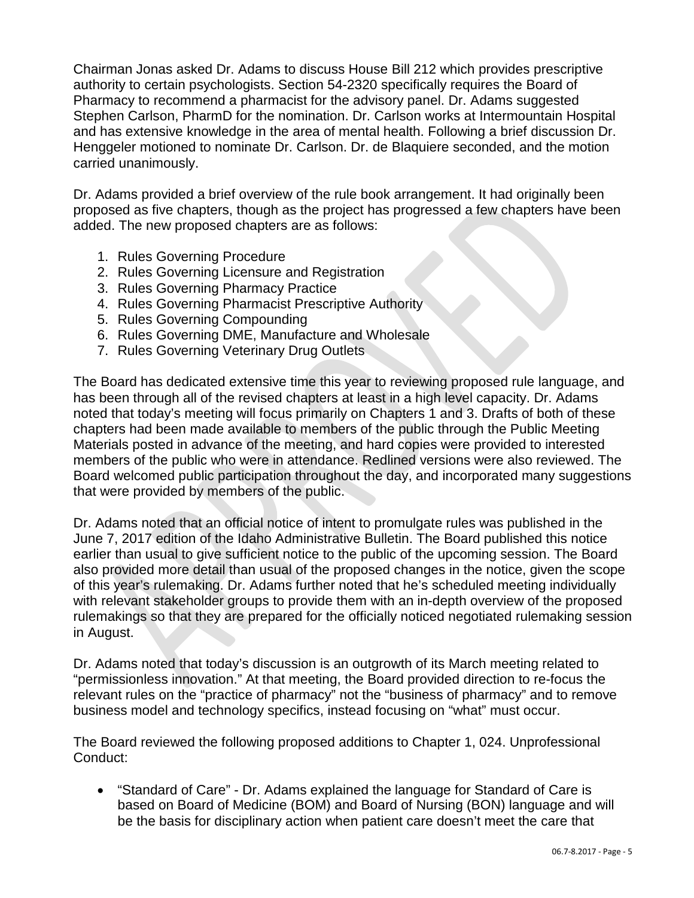Chairman Jonas asked Dr. Adams to discuss House Bill 212 which provides prescriptive authority to certain psychologists. Section 54-2320 specifically requires the Board of Pharmacy to recommend a pharmacist for the advisory panel. Dr. Adams suggested Stephen Carlson, PharmD for the nomination. Dr. Carlson works at Intermountain Hospital and has extensive knowledge in the area of mental health. Following a brief discussion Dr. Henggeler motioned to nominate Dr. Carlson. Dr. de Blaquiere seconded, and the motion carried unanimously.

Dr. Adams provided a brief overview of the rule book arrangement. It had originally been proposed as five chapters, though as the project has progressed a few chapters have been added. The new proposed chapters are as follows:

1. Rules Governing Procedure
2. Rules Governing Licensure and Registration
3. Rules Governing Pharmacy Practice
4. Rules Governing Pharmacist Prescriptive Authority
5. Rules Governing Compounding
6. Rules Governing DME, Manufacture and Wholesale
7. Rules Governing Veterinary Drug Outlets

The Board has dedicated extensive time this year to reviewing proposed rule language, and has been through all of the revised chapters at least in a high level capacity. Dr. Adams noted that today's meeting will focus primarily on Chapters 1 and 3. Drafts of both of these chapters had been made available to members of the public through the Public Meeting Materials posted in advance of the meeting, and hard copies were provided to interested members of the public who were in attendance. Redlined versions were also reviewed. The Board welcomed public participation throughout the day, and incorporated many suggestions that were provided by members of the public.

Dr. Adams noted that an official notice of intent to promulgate rules was published in the June 7, 2017 edition of the Idaho Administrative Bulletin. The Board published this notice earlier than usual to give sufficient notice to the public of the upcoming session. The Board also provided more detail than usual of the proposed changes in the notice, given the scope of this year's rulemaking. Dr. Adams further noted that he's scheduled meeting individually with relevant stakeholder groups to provide them with an in-depth overview of the proposed rulemakings so that they are prepared for the officially noticed negotiated rulemaking session in August.

Dr. Adams noted that today's discussion is an outgrowth of its March meeting related to "permissionless innovation." At that meeting, the Board provided direction to re-focus the relevant rules on the "practice of pharmacy" not the "business of pharmacy" and to remove business model and technology specifics, instead focusing on "what" must occur.

The Board reviewed the following proposed additions to Chapter 1, 024. Unprofessional Conduct:

- "Standard of Care" - Dr. Adams explained the language for Standard of Care is based on Board of Medicine (BOM) and Board of Nursing (BON) language and will be the basis for disciplinary action when patient care doesn't meet the care that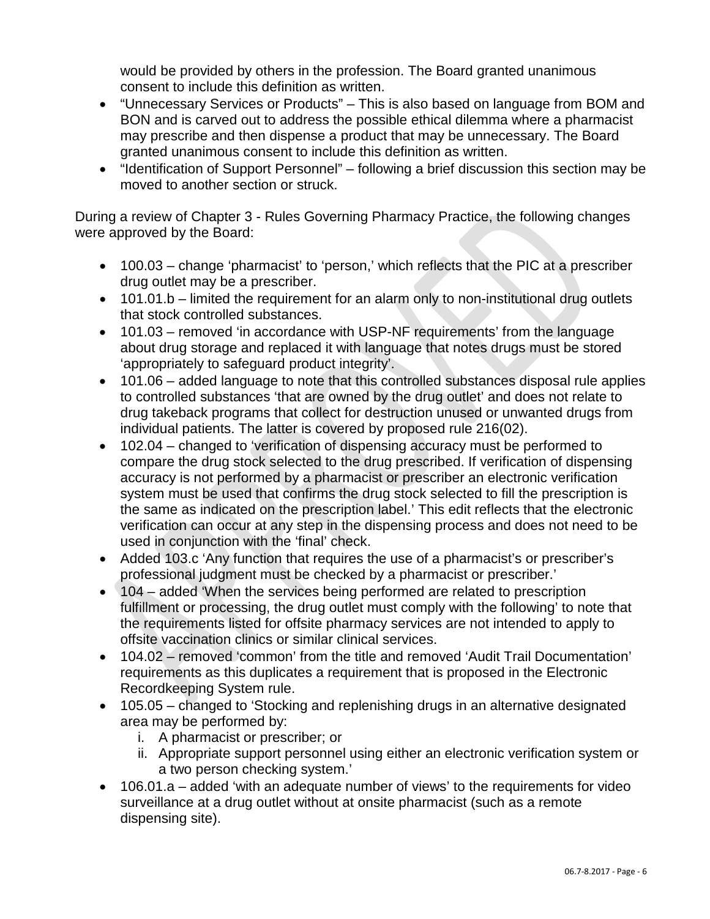would be provided by others in the profession. The Board granted unanimous consent to include this definition as written.

- "Unnecessary Services or Products" – This is also based on language from BOM and BON and is carved out to address the possible ethical dilemma where a pharmacist may prescribe and then dispense a product that may be unnecessary. The Board granted unanimous consent to include this definition as written.
- "Identification of Support Personnel" – following a brief discussion this section may be moved to another section or struck.

During a review of Chapter 3 - Rules Governing Pharmacy Practice, the following changes were approved by the Board:

- 100.03 – change 'pharmacist' to 'person,' which reflects that the PIC at a prescriber drug outlet may be a prescriber.
- 101.01.b – limited the requirement for an alarm only to non-institutional drug outlets that stock controlled substances.
- 101.03 – removed 'in accordance with USP-NF requirements' from the language about drug storage and replaced it with language that notes drugs must be stored 'appropriately to safeguard product integrity'.
- 101.06 – added language to note that this controlled substances disposal rule applies to controlled substances 'that are owned by the drug outlet' and does not relate to drug takeback programs that collect for destruction unused or unwanted drugs from individual patients. The latter is covered by proposed rule 216(02).
- 102.04 – changed to 'verification of dispensing accuracy must be performed to compare the drug stock selected to the drug prescribed. If verification of dispensing accuracy is not performed by a pharmacist or prescriber an electronic verification system must be used that confirms the drug stock selected to fill the prescription is the same as indicated on the prescription label.' This edit reflects that the electronic verification can occur at any step in the dispensing process and does not need to be used in conjunction with the 'final' check.
- Added 103.c 'Any function that requires the use of a pharmacist's or prescriber's professional judgment must be checked by a pharmacist or prescriber.'
- 104 – added 'When the services being performed are related to prescription fulfillment or processing, the drug outlet must comply with the following' to note that the requirements listed for offsite pharmacy services are not intended to apply to offsite vaccination clinics or similar clinical services.
- 104.02 – removed 'common' from the title and removed 'Audit Trail Documentation' requirements as this duplicates a requirement that is proposed in the Electronic Recordkeeping System rule.
- 105.05 – changed to 'Stocking and replenishing drugs in an alternative designated area may be performed by:
    i. A pharmacist or prescriber; or
    ii. Appropriate support personnel using either an electronic verification system or a two person checking system.'
- 106.01.a – added 'with an adequate number of views' to the requirements for video surveillance at a drug outlet without at onsite pharmacist (such as a remote dispensing site).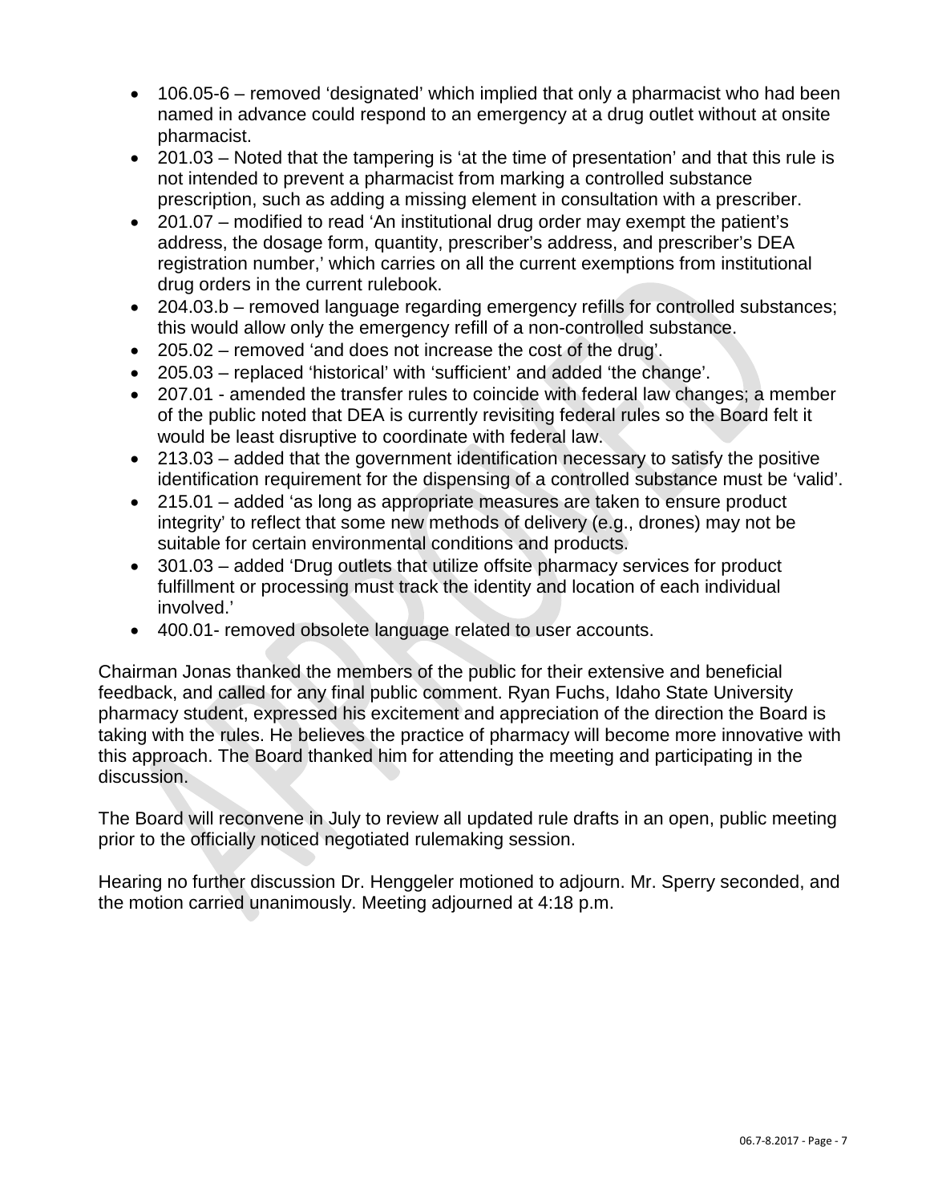- 106.05-6 – removed 'designated' which implied that only a pharmacist who had been named in advance could respond to an emergency at a drug outlet without at onsite pharmacist.
- 201.03 – Noted that the tampering is 'at the time of presentation' and that this rule is not intended to prevent a pharmacist from marking a controlled substance prescription, such as adding a missing element in consultation with a prescriber.
- 201.07 – modified to read 'An institutional drug order may exempt the patient's address, the dosage form, quantity, prescriber's address, and prescriber's DEA registration number,' which carries on all the current exemptions from institutional drug orders in the current rulebook.
- 204.03.b – removed language regarding emergency refills for controlled substances; this would allow only the emergency refill of a non-controlled substance.
- 205.02 – removed 'and does not increase the cost of the drug'.
- 205.03 – replaced 'historical' with 'sufficient' and added 'the change'.
- 207.01 - amended the transfer rules to coincide with federal law changes; a member of the public noted that DEA is currently revisiting federal rules so the Board felt it would be least disruptive to coordinate with federal law.
- 213.03 – added that the government identification necessary to satisfy the positive identification requirement for the dispensing of a controlled substance must be 'valid'.
- 215.01 – added 'as long as appropriate measures are taken to ensure product integrity' to reflect that some new methods of delivery (e.g., drones) may not be suitable for certain environmental conditions and products.
- 301.03 – added 'Drug outlets that utilize offsite pharmacy services for product fulfillment or processing must track the identity and location of each individual involved.'
- 400.01- removed obsolete language related to user accounts.

Chairman Jonas thanked the members of the public for their extensive and beneficial feedback, and called for any final public comment. Ryan Fuchs, Idaho State University pharmacy student, expressed his excitement and appreciation of the direction the Board is taking with the rules. He believes the practice of pharmacy will become more innovative with this approach. The Board thanked him for attending the meeting and participating in the discussion.

The Board will reconvene in July to review all updated rule drafts in an open, public meeting prior to the officially noticed negotiated rulemaking session.

Hearing no further discussion Dr. Henggeler motioned to adjourn. Mr. Sperry seconded, and the motion carried unanimously. Meeting adjourned at 4:18 p.m.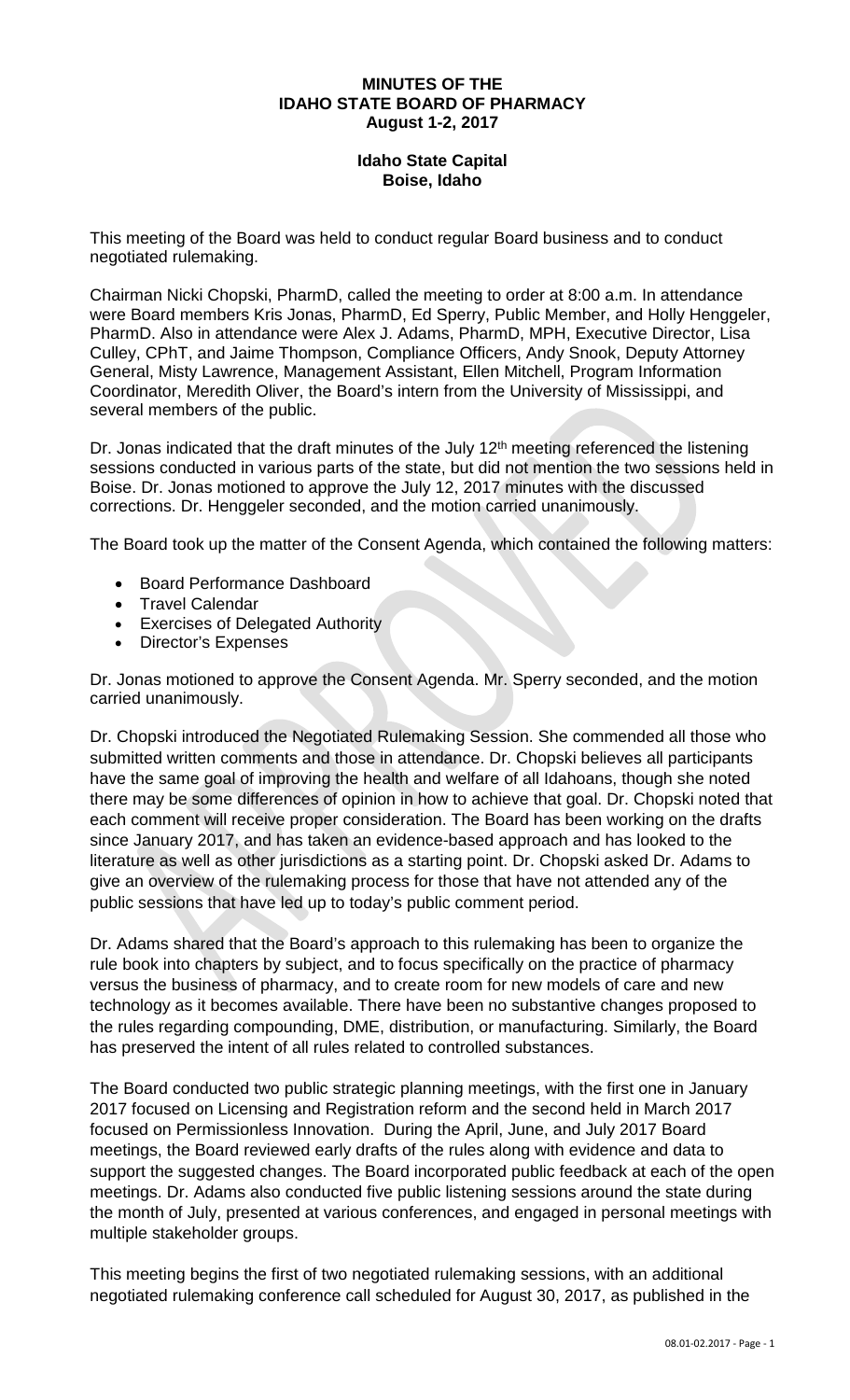**MINUTES OF THE**
**IDAHO STATE BOARD OF PHARMACY**
**August 1-2, 2017**

**Idaho State Capital**
**Boise, Idaho**

This meeting of the Board was held to conduct regular Board business and to conduct negotiated rulemaking.

Chairman Nicki Chopski, PharmD, called the meeting to order at 8:00 a.m. In attendance were Board members Kris Jonas, PharmD, Ed Sperry, Public Member, and Holly Henggeler, PharmD. Also in attendance were Alex J. Adams, PharmD, MPH, Executive Director, Lisa Culley, CPhT, and Jaime Thompson, Compliance Officers, Andy Snook, Deputy Attorney General, Misty Lawrence, Management Assistant, Ellen Mitchell, Program Information Coordinator, Meredith Oliver, the Board's intern from the University of Mississippi, and several members of the public.

Dr. Jonas indicated that the draft minutes of the July 12th meeting referenced the listening sessions conducted in various parts of the state, but did not mention the two sessions held in Boise. Dr. Jonas motioned to approve the July 12, 2017 minutes with the discussed corrections. Dr. Henggeler seconded, and the motion carried unanimously.

The Board took up the matter of the Consent Agenda, which contained the following matters:

- Board Performance Dashboard
- Travel Calendar
- Exercises of Delegated Authority
- Director's Expenses

Dr. Jonas motioned to approve the Consent Agenda. Mr. Sperry seconded, and the motion carried unanimously.

Dr. Chopski introduced the Negotiated Rulemaking Session. She commended all those who submitted written comments and those in attendance. Dr. Chopski believes all participants have the same goal of improving the health and welfare of all Idahoans, though she noted there may be some differences of opinion in how to achieve that goal. Dr. Chopski noted that each comment will receive proper consideration. The Board has been working on the drafts since January 2017, and has taken an evidence-based approach and has looked to the literature as well as other jurisdictions as a starting point. Dr. Chopski asked Dr. Adams to give an overview of the rulemaking process for those that have not attended any of the public sessions that have led up to today's public comment period.

Dr. Adams shared that the Board's approach to this rulemaking has been to organize the rule book into chapters by subject, and to focus specifically on the practice of pharmacy versus the business of pharmacy, and to create room for new models of care and new technology as it becomes available. There have been no substantive changes proposed to the rules regarding compounding, DME, distribution, or manufacturing. Similarly, the Board has preserved the intent of all rules related to controlled substances.

The Board conducted two public strategic planning meetings, with the first one in January 2017 focused on Licensing and Registration reform and the second held in March 2017 focused on Permissionless Innovation. During the April, June, and July 2017 Board meetings, the Board reviewed early drafts of the rules along with evidence and data to support the suggested changes. The Board incorporated public feedback at each of the open meetings. Dr. Adams also conducted five public listening sessions around the state during the month of July, presented at various conferences, and engaged in personal meetings with multiple stakeholder groups.

This meeting begins the first of two negotiated rulemaking sessions, with an additional negotiated rulemaking conference call scheduled for August 30, 2017, as published in the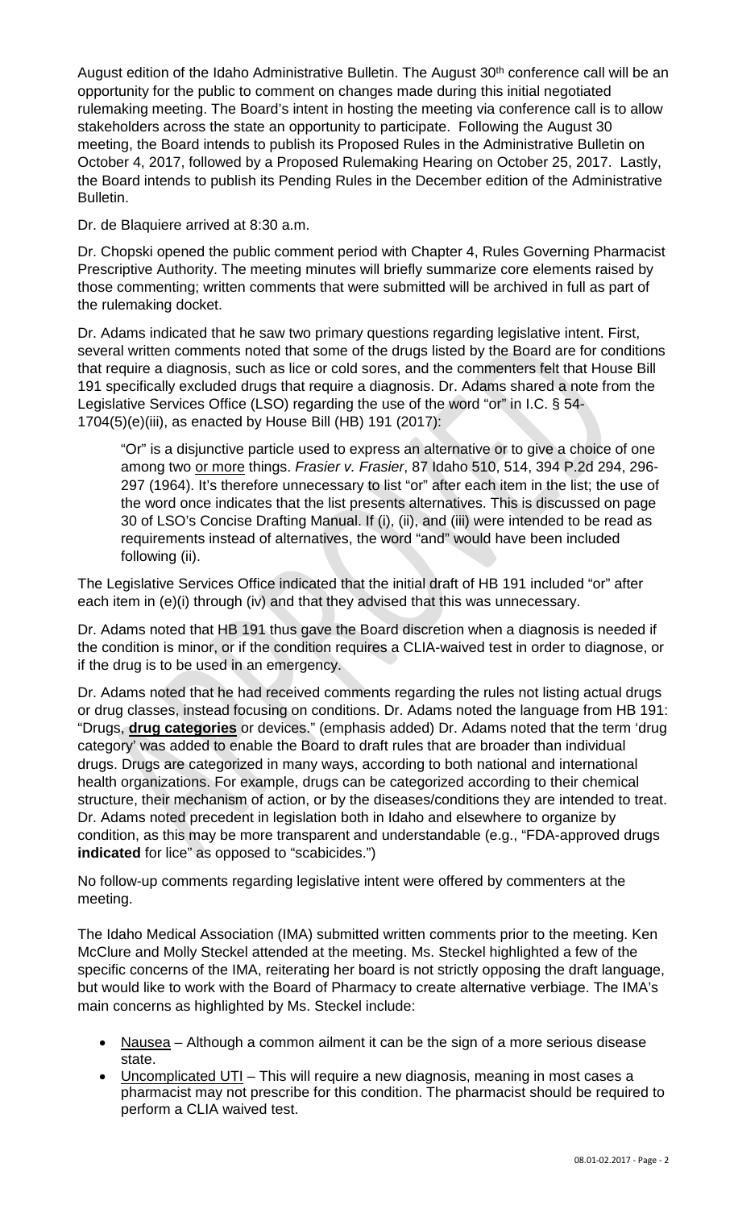August edition of the Idaho Administrative Bulletin. The August 30th conference call will be an opportunity for the public to comment on changes made during this initial negotiated rulemaking meeting. The Board's intent in hosting the meeting via conference call is to allow stakeholders across the state an opportunity to participate. Following the August 30 meeting, the Board intends to publish its Proposed Rules in the Administrative Bulletin on October 4, 2017, followed by a Proposed Rulemaking Hearing on October 25, 2017. Lastly, the Board intends to publish its Pending Rules in the December edition of the Administrative Bulletin.

Dr. de Blaquiere arrived at 8:30 a.m.

Dr. Chopski opened the public comment period with Chapter 4, Rules Governing Pharmacist Prescriptive Authority. The meeting minutes will briefly summarize core elements raised by those commenting; written comments that were submitted will be archived in full as part of the rulemaking docket.

Dr. Adams indicated that he saw two primary questions regarding legislative intent. First, several written comments noted that some of the drugs listed by the Board are for conditions that require a diagnosis, such as lice or cold sores, and the commenters felt that House Bill 191 specifically excluded drugs that require a diagnosis. Dr. Adams shared a note from the Legislative Services Office (LSO) regarding the use of the word "or" in I.C. § 54-1704(5)(e)(iii), as enacted by House Bill (HB) 191 (2017):

> "Or" is a disjunctive particle used to express an alternative or to give a choice of one among two or more things. *Frasier v. Frasier*, 87 Idaho 510, 514, 394 P.2d 294, 296-297 (1964). It's therefore unnecessary to list "or" after each item in the list; the use of the word once indicates that the list presents alternatives. This is discussed on page 30 of LSO's Concise Drafting Manual. If (i), (ii), and (iii) were intended to be read as requirements instead of alternatives, the word "and" would have been included following (ii).

The Legislative Services Office indicated that the initial draft of HB 191 included "or" after each item in (e)(i) through (iv) and that they advised that this was unnecessary.

Dr. Adams noted that HB 191 thus gave the Board discretion when a diagnosis is needed if the condition is minor, or if the condition requires a CLIA-waived test in order to diagnose, or if the drug is to be used in an emergency.

Dr. Adams noted that he had received comments regarding the rules not listing actual drugs or drug classes, instead focusing on conditions. Dr. Adams noted the language from HB 191: "Drugs, **drug categories** or devices." (emphasis added) Dr. Adams noted that the term 'drug category' was added to enable the Board to draft rules that are broader than individual drugs. Drugs are categorized in many ways, according to both national and international health organizations. For example, drugs can be categorized according to their chemical structure, their mechanism of action, or by the diseases/conditions they are intended to treat. Dr. Adams noted precedent in legislation both in Idaho and elsewhere to organize by condition, as this may be more transparent and understandable (e.g., "FDA-approved drugs **indicated** for lice" as opposed to "scabicides.")

No follow-up comments regarding legislative intent were offered by commenters at the meeting.

The Idaho Medical Association (IMA) submitted written comments prior to the meeting. Ken McClure and Molly Steckel attended at the meeting. Ms. Steckel highlighted a few of the specific concerns of the IMA, reiterating her board is not strictly opposing the draft language, but would like to work with the Board of Pharmacy to create alternative verbiage. The IMA's main concerns as highlighted by Ms. Steckel include:

- Nausea – Although a common ailment it can be the sign of a more serious disease state.
- Uncomplicated UTI – This will require a new diagnosis, meaning in most cases a pharmacist may not prescribe for this condition. The pharmacist should be required to perform a CLIA waived test.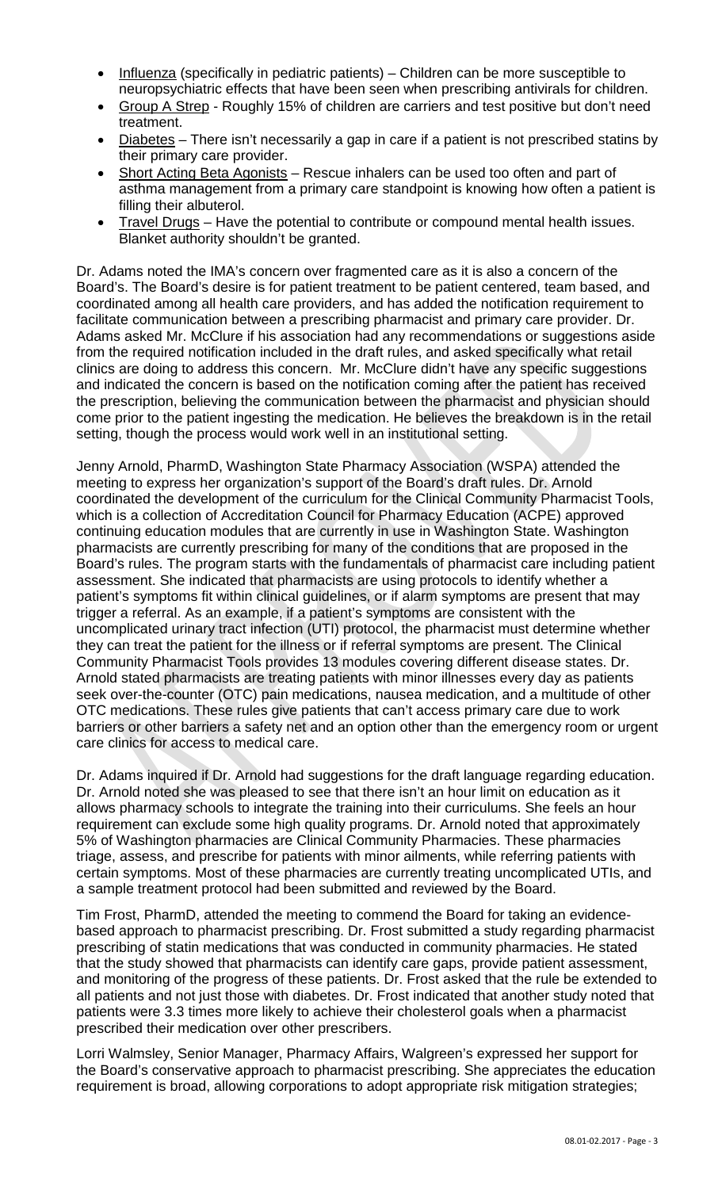- Influenza (specifically in pediatric patients) – Children can be more susceptible to neuropsychiatric effects that have been seen when prescribing antivirals for children.
- Group A Strep - Roughly 15% of children are carriers and test positive but don't need treatment.
- Diabetes – There isn't necessarily a gap in care if a patient is not prescribed statins by their primary care provider.
- Short Acting Beta Agonists – Rescue inhalers can be used too often and part of asthma management from a primary care standpoint is knowing how often a patient is filling their albuterol.
- Travel Drugs – Have the potential to contribute or compound mental health issues. Blanket authority shouldn't be granted.

Dr. Adams noted the IMA's concern over fragmented care as it is also a concern of the Board's. The Board's desire is for patient treatment to be patient centered, team based, and coordinated among all health care providers, and has added the notification requirement to facilitate communication between a prescribing pharmacist and primary care provider. Dr. Adams asked Mr. McClure if his association had any recommendations or suggestions aside from the required notification included in the draft rules, and asked specifically what retail clinics are doing to address this concern. Mr. McClure didn't have any specific suggestions and indicated the concern is based on the notification coming after the patient has received the prescription, believing the communication between the pharmacist and physician should come prior to the patient ingesting the medication. He believes the breakdown is in the retail setting, though the process would work well in an institutional setting.

Jenny Arnold, PharmD, Washington State Pharmacy Association (WSPA) attended the meeting to express her organization's support of the Board's draft rules. Dr. Arnold coordinated the development of the curriculum for the Clinical Community Pharmacist Tools, which is a collection of Accreditation Council for Pharmacy Education (ACPE) approved continuing education modules that are currently in use in Washington State. Washington pharmacists are currently prescribing for many of the conditions that are proposed in the Board's rules. The program starts with the fundamentals of pharmacist care including patient assessment. She indicated that pharmacists are using protocols to identify whether a patient's symptoms fit within clinical guidelines, or if alarm symptoms are present that may trigger a referral. As an example, if a patient's symptoms are consistent with the uncomplicated urinary tract infection (UTI) protocol, the pharmacist must determine whether they can treat the patient for the illness or if referral symptoms are present. The Clinical Community Pharmacist Tools provides 13 modules covering different disease states. Dr. Arnold stated pharmacists are treating patients with minor illnesses every day as patients seek over-the-counter (OTC) pain medications, nausea medication, and a multitude of other OTC medications. These rules give patients that can't access primary care due to work barriers or other barriers a safety net and an option other than the emergency room or urgent care clinics for access to medical care.

Dr. Adams inquired if Dr. Arnold had suggestions for the draft language regarding education. Dr. Arnold noted she was pleased to see that there isn't an hour limit on education as it allows pharmacy schools to integrate the training into their curriculums. She feels an hour requirement can exclude some high quality programs. Dr. Arnold noted that approximately 5% of Washington pharmacies are Clinical Community Pharmacies. These pharmacies triage, assess, and prescribe for patients with minor ailments, while referring patients with certain symptoms. Most of these pharmacies are currently treating uncomplicated UTIs, and a sample treatment protocol had been submitted and reviewed by the Board.

Tim Frost, PharmD, attended the meeting to commend the Board for taking an evidence-based approach to pharmacist prescribing. Dr. Frost submitted a study regarding pharmacist prescribing of statin medications that was conducted in community pharmacies. He stated that the study showed that pharmacists can identify care gaps, provide patient assessment, and monitoring of the progress of these patients. Dr. Frost asked that the rule be extended to all patients and not just those with diabetes. Dr. Frost indicated that another study noted that patients were 3.3 times more likely to achieve their cholesterol goals when a pharmacist prescribed their medication over other prescribers.

Lorri Walmsley, Senior Manager, Pharmacy Affairs, Walgreen's expressed her support for the Board's conservative approach to pharmacist prescribing. She appreciates the education requirement is broad, allowing corporations to adopt appropriate risk mitigation strategies;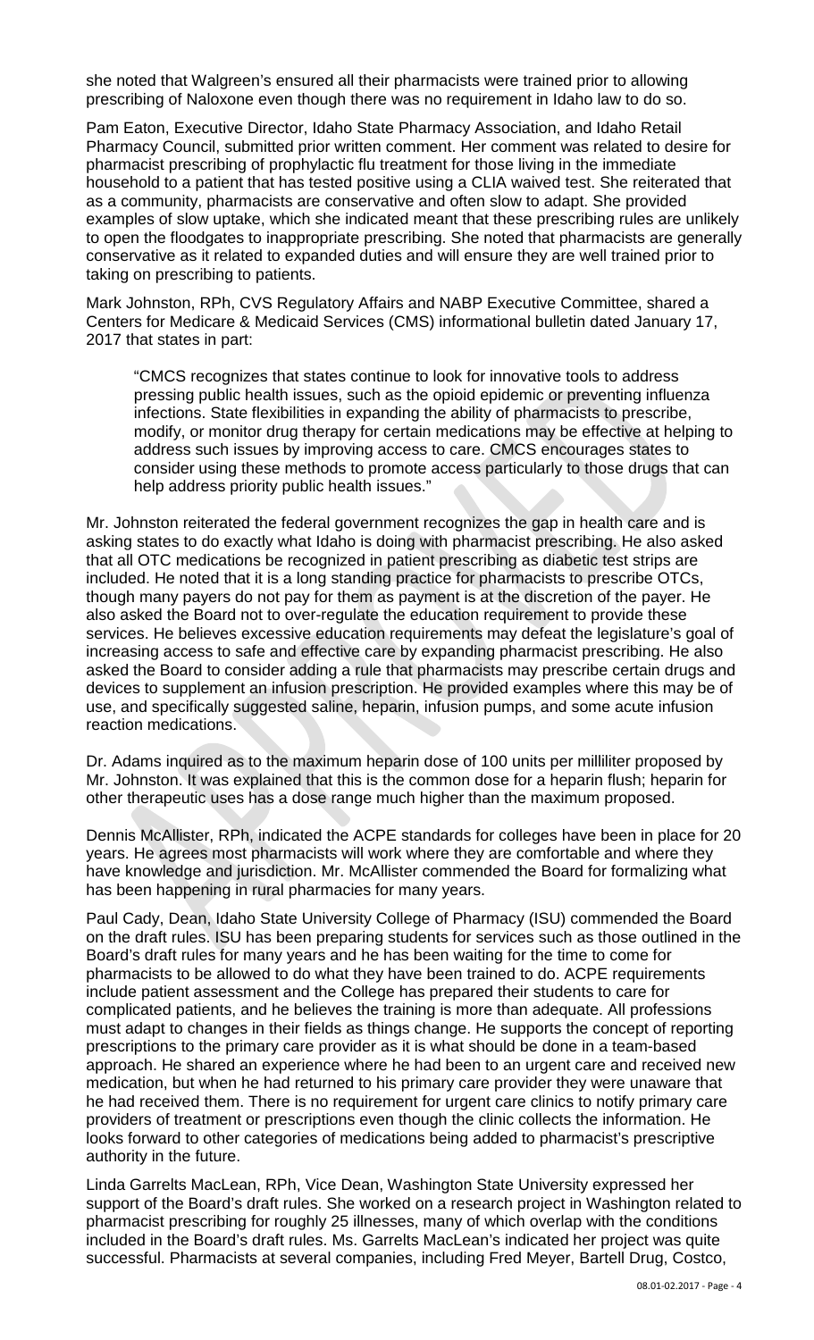she noted that Walgreen's ensured all their pharmacists were trained prior to allowing prescribing of Naloxone even though there was no requirement in Idaho law to do so.

Pam Eaton, Executive Director, Idaho State Pharmacy Association, and Idaho Retail Pharmacy Council, submitted prior written comment. Her comment was related to desire for pharmacist prescribing of prophylactic flu treatment for those living in the immediate household to a patient that has tested positive using a CLIA waived test. She reiterated that as a community, pharmacists are conservative and often slow to adapt. She provided examples of slow uptake, which she indicated meant that these prescribing rules are unlikely to open the floodgates to inappropriate prescribing. She noted that pharmacists are generally conservative as it related to expanded duties and will ensure they are well trained prior to taking on prescribing to patients.

Mark Johnston, RPh, CVS Regulatory Affairs and NABP Executive Committee, shared a Centers for Medicare & Medicaid Services (CMS) informational bulletin dated January 17, 2017 that states in part:

> "CMCS recognizes that states continue to look for innovative tools to address pressing public health issues, such as the opioid epidemic or preventing influenza infections. State flexibilities in expanding the ability of pharmacists to prescribe, modify, or monitor drug therapy for certain medications may be effective at helping to address such issues by improving access to care. CMCS encourages states to consider using these methods to promote access particularly to those drugs that can help address priority public health issues."

Mr. Johnston reiterated the federal government recognizes the gap in health care and is asking states to do exactly what Idaho is doing with pharmacist prescribing. He also asked that all OTC medications be recognized in patient prescribing as diabetic test strips are included. He noted that it is a long standing practice for pharmacists to prescribe OTCs, though many payers do not pay for them as payment is at the discretion of the payer. He also asked the Board not to over-regulate the education requirement to provide these services. He believes excessive education requirements may defeat the legislature's goal of increasing access to safe and effective care by expanding pharmacist prescribing. He also asked the Board to consider adding a rule that pharmacists may prescribe certain drugs and devices to supplement an infusion prescription. He provided examples where this may be of use, and specifically suggested saline, heparin, infusion pumps, and some acute infusion reaction medications.

Dr. Adams inquired as to the maximum heparin dose of 100 units per milliliter proposed by Mr. Johnston. It was explained that this is the common dose for a heparin flush; heparin for other therapeutic uses has a dose range much higher than the maximum proposed.

Dennis McAllister, RPh, indicated the ACPE standards for colleges have been in place for 20 years. He agrees most pharmacists will work where they are comfortable and where they have knowledge and jurisdiction. Mr. McAllister commended the Board for formalizing what has been happening in rural pharmacies for many years.

Paul Cady, Dean, Idaho State University College of Pharmacy (ISU) commended the Board on the draft rules. ISU has been preparing students for services such as those outlined in the Board's draft rules for many years and he has been waiting for the time to come for pharmacists to be allowed to do what they have been trained to do. ACPE requirements include patient assessment and the College has prepared their students to care for complicated patients, and he believes the training is more than adequate. All professions must adapt to changes in their fields as things change. He supports the concept of reporting prescriptions to the primary care provider as it is what should be done in a team-based approach. He shared an experience where he had been to an urgent care and received new medication, but when he had returned to his primary care provider they were unaware that he had received them. There is no requirement for urgent care clinics to notify primary care providers of treatment or prescriptions even though the clinic collects the information. He looks forward to other categories of medications being added to pharmacist's prescriptive authority in the future.

Linda Garrelts MacLean, RPh, Vice Dean, Washington State University expressed her support of the Board's draft rules. She worked on a research project in Washington related to pharmacist prescribing for roughly 25 illnesses, many of which overlap with the conditions included in the Board's draft rules. Ms. Garrelts MacLean's indicated her project was quite successful. Pharmacists at several companies, including Fred Meyer, Bartell Drug, Costco,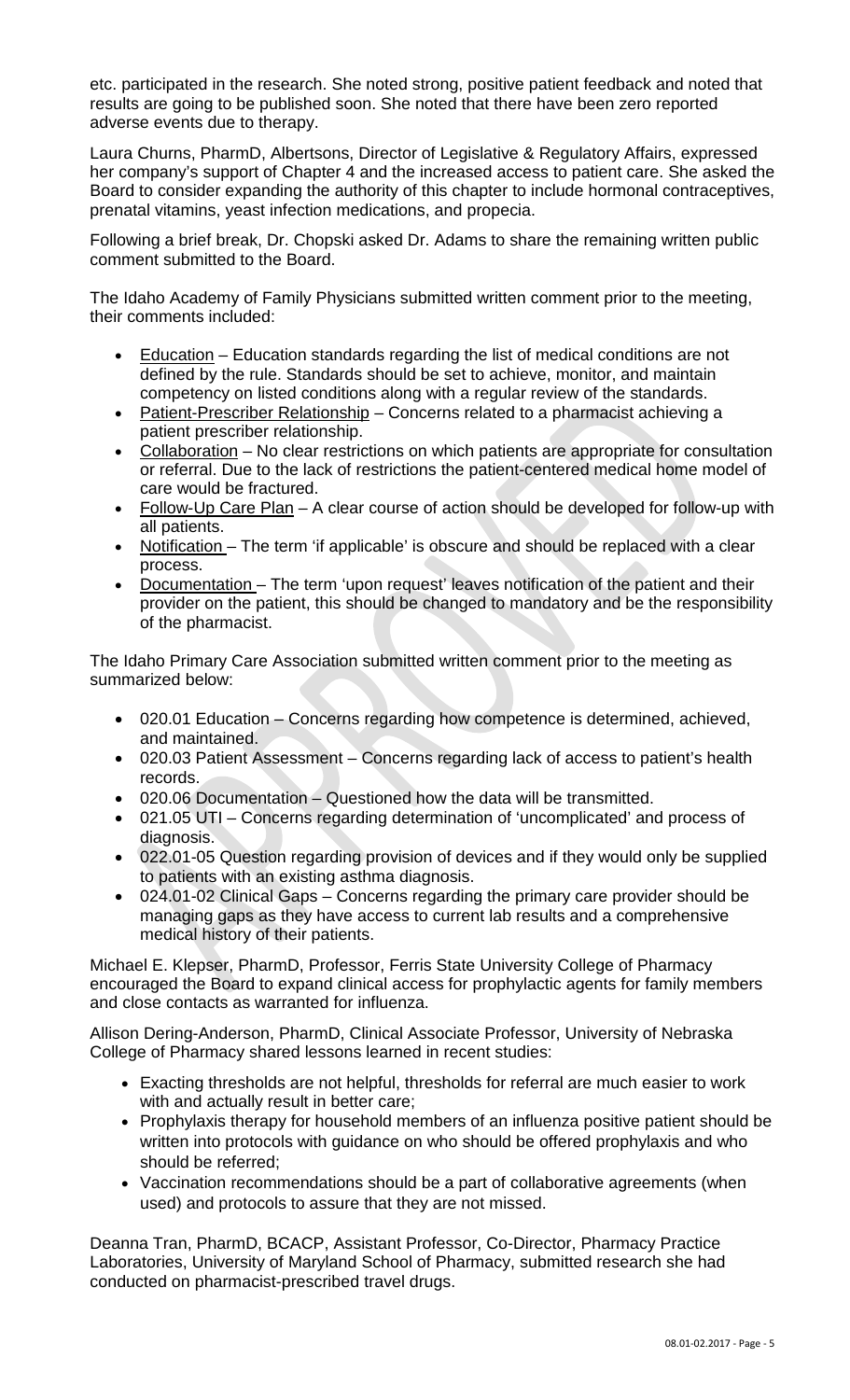etc. participated in the research. She noted strong, positive patient feedback and noted that results are going to be published soon. She noted that there have been zero reported adverse events due to therapy.

Laura Churns, PharmD, Albertsons, Director of Legislative & Regulatory Affairs, expressed her company's support of Chapter 4 and the increased access to patient care. She asked the Board to consider expanding the authority of this chapter to include hormonal contraceptives, prenatal vitamins, yeast infection medications, and propecia.

Following a brief break, Dr. Chopski asked Dr. Adams to share the remaining written public comment submitted to the Board.

The Idaho Academy of Family Physicians submitted written comment prior to the meeting, their comments included:

- Education – Education standards regarding the list of medical conditions are not defined by the rule. Standards should be set to achieve, monitor, and maintain competency on listed conditions along with a regular review of the standards.
- Patient-Prescriber Relationship – Concerns related to a pharmacist achieving a patient prescriber relationship.
- Collaboration – No clear restrictions on which patients are appropriate for consultation or referral. Due to the lack of restrictions the patient-centered medical home model of care would be fractured.
- Follow-Up Care Plan – A clear course of action should be developed for follow-up with all patients.
- Notification – The term 'if applicable' is obscure and should be replaced with a clear process.
- Documentation – The term 'upon request' leaves notification of the patient and their provider on the patient, this should be changed to mandatory and be the responsibility of the pharmacist.

The Idaho Primary Care Association submitted written comment prior to the meeting as summarized below:

- 020.01 Education – Concerns regarding how competence is determined, achieved, and maintained.
- 020.03 Patient Assessment – Concerns regarding lack of access to patient's health records.
- 020.06 Documentation – Questioned how the data will be transmitted.
- 021.05 UTI – Concerns regarding determination of 'uncomplicated' and process of diagnosis.
- 022.01-05 Question regarding provision of devices and if they would only be supplied to patients with an existing asthma diagnosis.
- 024.01-02 Clinical Gaps – Concerns regarding the primary care provider should be managing gaps as they have access to current lab results and a comprehensive medical history of their patients.

Michael E. Klepser, PharmD, Professor, Ferris State University College of Pharmacy encouraged the Board to expand clinical access for prophylactic agents for family members and close contacts as warranted for influenza.

Allison Dering-Anderson, PharmD, Clinical Associate Professor, University of Nebraska College of Pharmacy shared lessons learned in recent studies:

- Exacting thresholds are not helpful, thresholds for referral are much easier to work with and actually result in better care;
- Prophylaxis therapy for household members of an influenza positive patient should be written into protocols with guidance on who should be offered prophylaxis and who should be referred;
- Vaccination recommendations should be a part of collaborative agreements (when used) and protocols to assure that they are not missed.

Deanna Tran, PharmD, BCACP, Assistant Professor, Co-Director, Pharmacy Practice Laboratories, University of Maryland School of Pharmacy, submitted research she had conducted on pharmacist-prescribed travel drugs.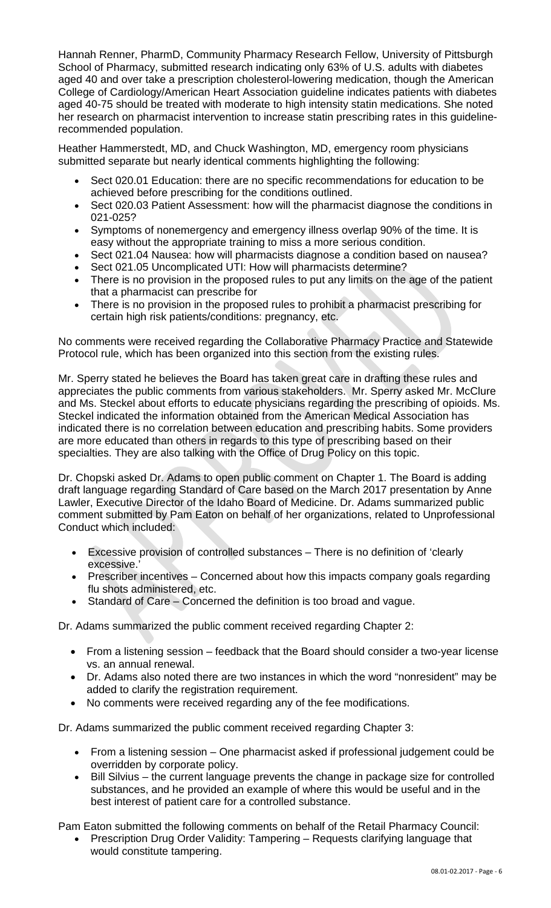Hannah Renner, PharmD, Community Pharmacy Research Fellow, University of Pittsburgh School of Pharmacy, submitted research indicating only 63% of U.S. adults with diabetes aged 40 and over take a prescription cholesterol-lowering medication, though the American College of Cardiology/American Heart Association guideline indicates patients with diabetes aged 40-75 should be treated with moderate to high intensity statin medications. She noted her research on pharmacist intervention to increase statin prescribing rates in this guideline-recommended population.

Heather Hammerstedt, MD, and Chuck Washington, MD, emergency room physicians submitted separate but nearly identical comments highlighting the following:

- Sect 020.01 Education: there are no specific recommendations for education to be achieved before prescribing for the conditions outlined.
- Sect 020.03 Patient Assessment: how will the pharmacist diagnose the conditions in 021-025?
- Symptoms of nonemergency and emergency illness overlap 90% of the time. It is easy without the appropriate training to miss a more serious condition.
- Sect 021.04 Nausea: how will pharmacists diagnose a condition based on nausea?
- Sect 021.05 Uncomplicated UTI: How will pharmacists determine?
- There is no provision in the proposed rules to put any limits on the age of the patient that a pharmacist can prescribe for
- There is no provision in the proposed rules to prohibit a pharmacist prescribing for certain high risk patients/conditions: pregnancy, etc.

No comments were received regarding the Collaborative Pharmacy Practice and Statewide Protocol rule, which has been organized into this section from the existing rules.

Mr. Sperry stated he believes the Board has taken great care in drafting these rules and appreciates the public comments from various stakeholders. Mr. Sperry asked Mr. McClure and Ms. Steckel about efforts to educate physicians regarding the prescribing of opioids. Ms. Steckel indicated the information obtained from the American Medical Association has indicated there is no correlation between education and prescribing habits. Some providers are more educated than others in regards to this type of prescribing based on their specialties. They are also talking with the Office of Drug Policy on this topic.

Dr. Chopski asked Dr. Adams to open public comment on Chapter 1. The Board is adding draft language regarding Standard of Care based on the March 2017 presentation by Anne Lawler, Executive Director of the Idaho Board of Medicine. Dr. Adams summarized public comment submitted by Pam Eaton on behalf of her organizations, related to Unprofessional Conduct which included:

- Excessive provision of controlled substances – There is no definition of 'clearly excessive.'
- Prescriber incentives – Concerned about how this impacts company goals regarding flu shots administered, etc.
- Standard of Care – Concerned the definition is too broad and vague.

Dr. Adams summarized the public comment received regarding Chapter 2:

- From a listening session – feedback that the Board should consider a two-year license vs. an annual renewal.
- Dr. Adams also noted there are two instances in which the word "nonresident" may be added to clarify the registration requirement.
- No comments were received regarding any of the fee modifications.

Dr. Adams summarized the public comment received regarding Chapter 3:

- From a listening session – One pharmacist asked if professional judgement could be overridden by corporate policy.
- Bill Silvius – the current language prevents the change in package size for controlled substances, and he provided an example of where this would be useful and in the best interest of patient care for a controlled substance.

Pam Eaton submitted the following comments on behalf of the Retail Pharmacy Council:

- Prescription Drug Order Validity: Tampering – Requests clarifying language that would constitute tampering.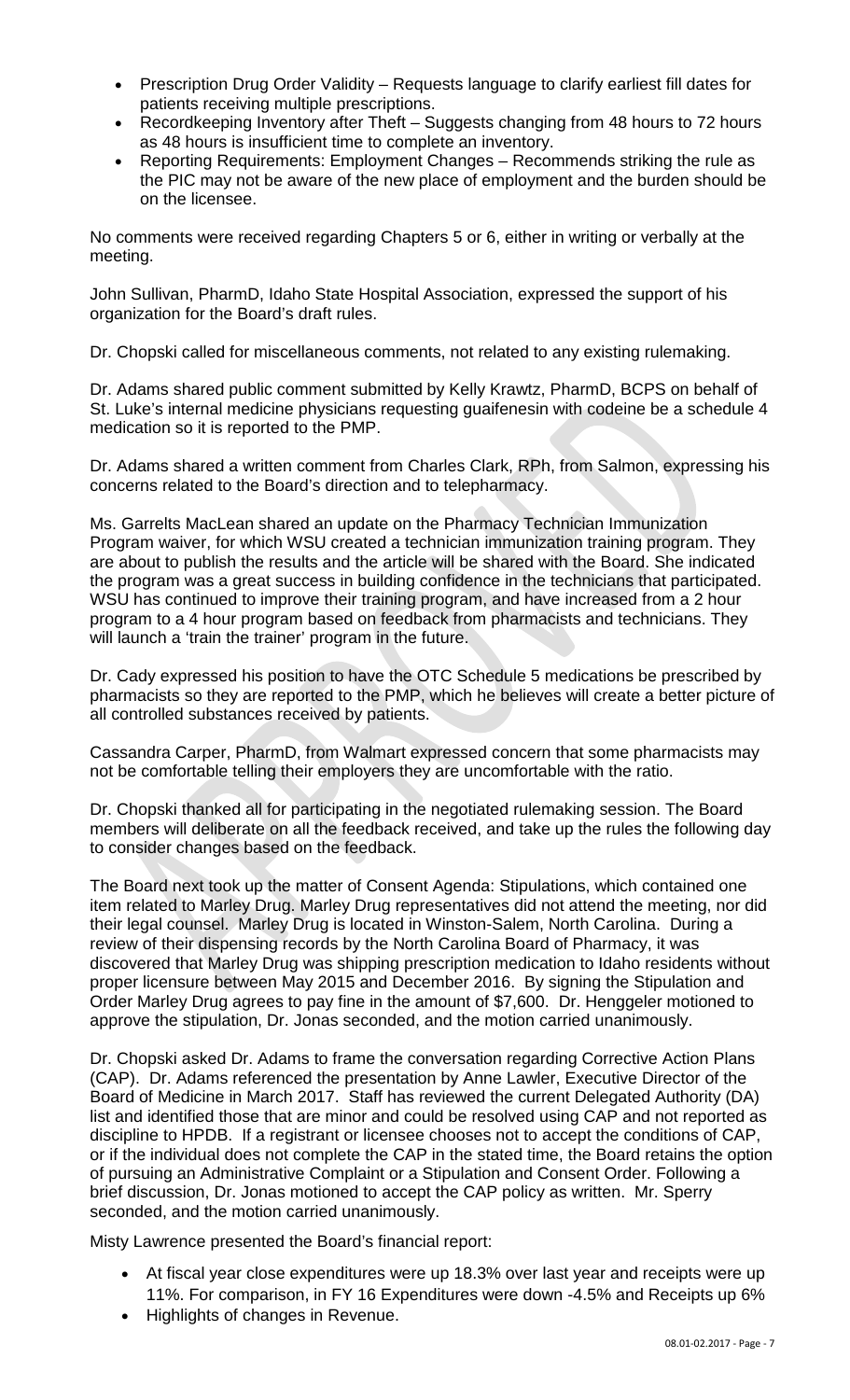- Prescription Drug Order Validity – Requests language to clarify earliest fill dates for patients receiving multiple prescriptions.
- Recordkeeping Inventory after Theft – Suggests changing from 48 hours to 72 hours as 48 hours is insufficient time to complete an inventory.
- Reporting Requirements: Employment Changes – Recommends striking the rule as the PIC may not be aware of the new place of employment and the burden should be on the licensee.

No comments were received regarding Chapters 5 or 6, either in writing or verbally at the meeting.

John Sullivan, PharmD, Idaho State Hospital Association, expressed the support of his organization for the Board's draft rules.

Dr. Chopski called for miscellaneous comments, not related to any existing rulemaking.

Dr. Adams shared public comment submitted by Kelly Krawtz, PharmD, BCPS on behalf of St. Luke's internal medicine physicians requesting guaifenesin with codeine be a schedule 4 medication so it is reported to the PMP.

Dr. Adams shared a written comment from Charles Clark, RPh, from Salmon, expressing his concerns related to the Board's direction and to telepharmacy.

Ms. Garrelts MacLean shared an update on the Pharmacy Technician Immunization Program waiver, for which WSU created a technician immunization training program. They are about to publish the results and the article will be shared with the Board. She indicated the program was a great success in building confidence in the technicians that participated. WSU has continued to improve their training program, and have increased from a 2 hour program to a 4 hour program based on feedback from pharmacists and technicians. They will launch a 'train the trainer' program in the future.

Dr. Cady expressed his position to have the OTC Schedule 5 medications be prescribed by pharmacists so they are reported to the PMP, which he believes will create a better picture of all controlled substances received by patients.

Cassandra Carper, PharmD, from Walmart expressed concern that some pharmacists may not be comfortable telling their employers they are uncomfortable with the ratio.

Dr. Chopski thanked all for participating in the negotiated rulemaking session. The Board members will deliberate on all the feedback received, and take up the rules the following day to consider changes based on the feedback.

The Board next took up the matter of Consent Agenda: Stipulations, which contained one item related to Marley Drug. Marley Drug representatives did not attend the meeting, nor did their legal counsel. Marley Drug is located in Winston-Salem, North Carolina. During a review of their dispensing records by the North Carolina Board of Pharmacy, it was discovered that Marley Drug was shipping prescription medication to Idaho residents without proper licensure between May 2015 and December 2016. By signing the Stipulation and Order Marley Drug agrees to pay fine in the amount of $7,600. Dr. Henggeler motioned to approve the stipulation, Dr. Jonas seconded, and the motion carried unanimously.

Dr. Chopski asked Dr. Adams to frame the conversation regarding Corrective Action Plans (CAP). Dr. Adams referenced the presentation by Anne Lawler, Executive Director of the Board of Medicine in March 2017. Staff has reviewed the current Delegated Authority (DA) list and identified those that are minor and could be resolved using CAP and not reported as discipline to HPDB. If a registrant or licensee chooses not to accept the conditions of CAP, or if the individual does not complete the CAP in the stated time, the Board retains the option of pursuing an Administrative Complaint or a Stipulation and Consent Order. Following a brief discussion, Dr. Jonas motioned to accept the CAP policy as written. Mr. Sperry seconded, and the motion carried unanimously.

Misty Lawrence presented the Board's financial report:

- At fiscal year close expenditures were up 18.3% over last year and receipts were up 11%. For comparison, in FY 16 Expenditures were down -4.5% and Receipts up 6%
- Highlights of changes in Revenue.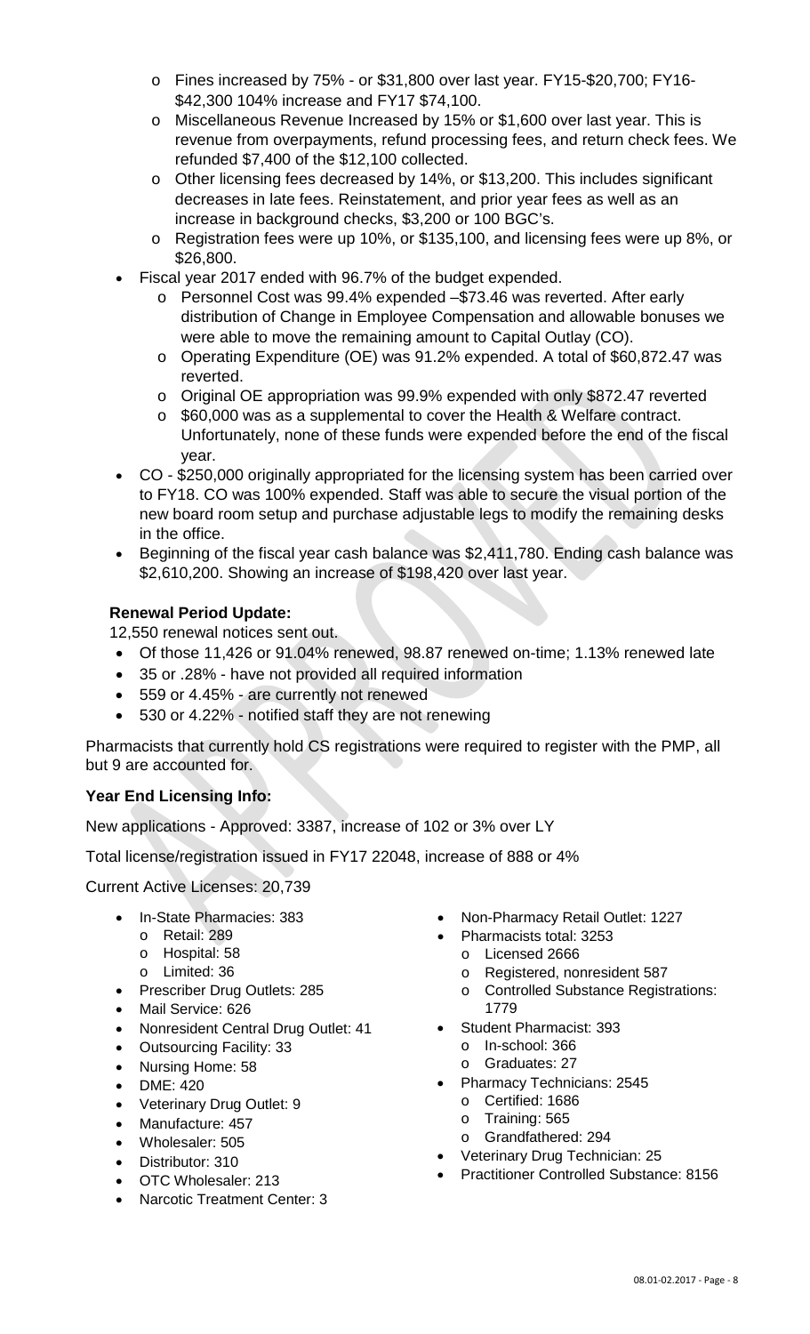- Fines increased by 75% - or $31,800 over last year. FY15-$20,700; FY16-$42,300 104% increase and FY17 $74,100.
    - Miscellaneous Revenue Increased by 15% or $1,600 over last year. This is revenue from overpayments, refund processing fees, and return check fees. We refunded $7,400 of the $12,100 collected.
    - Other licensing fees decreased by 14%, or $13,200. This includes significant decreases in late fees. Reinstatement, and prior year fees as well as an increase in background checks, $3,200 or 100 BGC's.
    - Registration fees were up 10%, or $135,100, and licensing fees were up 8%, or $26,800.
- Fiscal year 2017 ended with 96.7% of the budget expended.
    - Personnel Cost was 99.4% expended –$73.46 was reverted. After early distribution of Change in Employee Compensation and allowable bonuses we were able to move the remaining amount to Capital Outlay (CO).
    - Operating Expenditure (OE) was 91.2% expended. A total of $60,872.47 was reverted.
    - Original OE appropriation was 99.9% expended with only $872.47 reverted
    - $60,000 was as a supplemental to cover the Health & Welfare contract. Unfortunately, none of these funds were expended before the end of the fiscal year.
- CO - $250,000 originally appropriated for the licensing system has been carried over to FY18. CO was 100% expended. Staff was able to secure the visual portion of the new board room setup and purchase adjustable legs to modify the remaining desks in the office.
- Beginning of the fiscal year cash balance was $2,411,780. Ending cash balance was $2,610,200. Showing an increase of $198,420 over last year.

**Renewal Period Update:**

12,550 renewal notices sent out.

- Of those 11,426 or 91.04% renewed, 98.87 renewed on-time; 1.13% renewed late
- 35 or .28% - have not provided all required information
- 559 or 4.45% - are currently not renewed
- 530 or 4.22% - notified staff they are not renewing

Pharmacists that currently hold CS registrations were required to register with the PMP, all but 9 are accounted for.

**Year End Licensing Info:**

New applications - Approved: 3387, increase of 102 or 3% over LY

Total license/registration issued in FY17 22048, increase of 888 or 4%

Current Active Licenses: 20,739

- In-State Pharmacies: 383
    - Retail: 289
    - Hospital: 58
    - Limited: 36
- Prescriber Drug Outlets: 285
- Mail Service: 626
- Nonresident Central Drug Outlet: 41
- Outsourcing Facility: 33
- Nursing Home: 58
- DME: 420
- Veterinary Drug Outlet: 9
- Manufacture: 457
- Wholesaler: 505
- Distributor: 310
- OTC Wholesaler: 213
- Narcotic Treatment Center: 3
- Non-Pharmacy Retail Outlet: 1227
- Pharmacists total: 3253
    - Licensed 2666
    - Registered, nonresident 587
    - Controlled Substance Registrations: 1779
- Student Pharmacist: 393
    - In-school: 366
    - Graduates: 27
- Pharmacy Technicians: 2545
    - Certified: 1686
    - Training: 565
    - Grandfathered: 294
- Veterinary Drug Technician: 25
- Practitioner Controlled Substance: 8156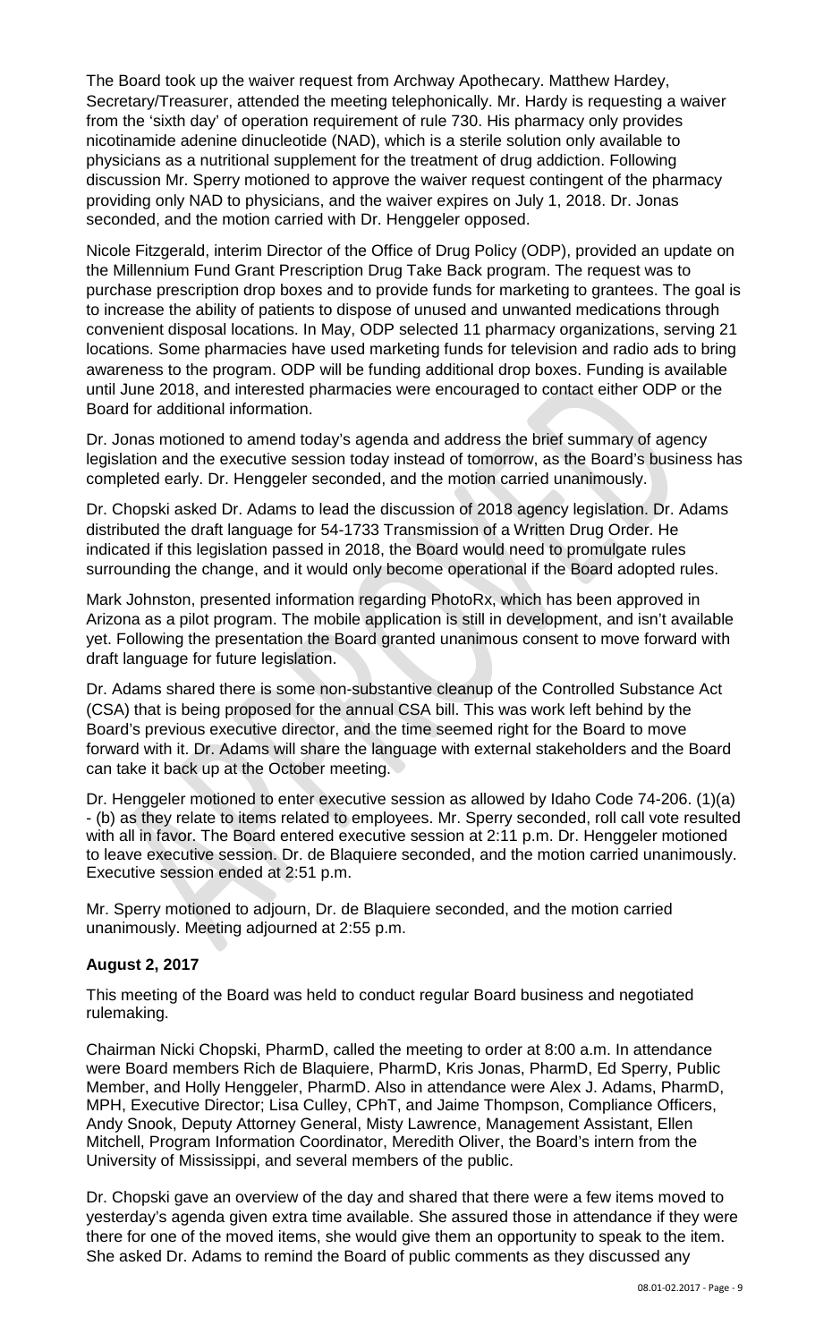The Board took up the waiver request from Archway Apothecary. Matthew Hardey, Secretary/Treasurer, attended the meeting telephonically. Mr. Hardy is requesting a waiver from the 'sixth day' of operation requirement of rule 730. His pharmacy only provides nicotinamide adenine dinucleotide (NAD), which is a sterile solution only available to physicians as a nutritional supplement for the treatment of drug addiction. Following discussion Mr. Sperry motioned to approve the waiver request contingent of the pharmacy providing only NAD to physicians, and the waiver expires on July 1, 2018. Dr. Jonas seconded, and the motion carried with Dr. Henggeler opposed.

Nicole Fitzgerald, interim Director of the Office of Drug Policy (ODP), provided an update on the Millennium Fund Grant Prescription Drug Take Back program. The request was to purchase prescription drop boxes and to provide funds for marketing to grantees. The goal is to increase the ability of patients to dispose of unused and unwanted medications through convenient disposal locations. In May, ODP selected 11 pharmacy organizations, serving 21 locations. Some pharmacies have used marketing funds for television and radio ads to bring awareness to the program. ODP will be funding additional drop boxes. Funding is available until June 2018, and interested pharmacies were encouraged to contact either ODP or the Board for additional information.

Dr. Jonas motioned to amend today's agenda and address the brief summary of agency legislation and the executive session today instead of tomorrow, as the Board's business has completed early. Dr. Henggeler seconded, and the motion carried unanimously.

Dr. Chopski asked Dr. Adams to lead the discussion of 2018 agency legislation. Dr. Adams distributed the draft language for 54-1733 Transmission of a Written Drug Order. He indicated if this legislation passed in 2018, the Board would need to promulgate rules surrounding the change, and it would only become operational if the Board adopted rules.

Mark Johnston, presented information regarding PhotoRx, which has been approved in Arizona as a pilot program. The mobile application is still in development, and isn't available yet. Following the presentation the Board granted unanimous consent to move forward with draft language for future legislation.

Dr. Adams shared there is some non-substantive cleanup of the Controlled Substance Act (CSA) that is being proposed for the annual CSA bill. This was work left behind by the Board's previous executive director, and the time seemed right for the Board to move forward with it. Dr. Adams will share the language with external stakeholders and the Board can take it back up at the October meeting.

Dr. Henggeler motioned to enter executive session as allowed by Idaho Code 74-206. (1)(a) - (b) as they relate to items related to employees. Mr. Sperry seconded, roll call vote resulted with all in favor. The Board entered executive session at 2:11 p.m. Dr. Henggeler motioned to leave executive session. Dr. de Blaquiere seconded, and the motion carried unanimously. Executive session ended at 2:51 p.m.

Mr. Sperry motioned to adjourn, Dr. de Blaquiere seconded, and the motion carried unanimously. Meeting adjourned at 2:55 p.m.

**August 2, 2017**

This meeting of the Board was held to conduct regular Board business and negotiated rulemaking.

Chairman Nicki Chopski, PharmD, called the meeting to order at 8:00 a.m. In attendance were Board members Rich de Blaquiere, PharmD, Kris Jonas, PharmD, Ed Sperry, Public Member, and Holly Henggeler, PharmD. Also in attendance were Alex J. Adams, PharmD, MPH, Executive Director; Lisa Culley, CPhT, and Jaime Thompson, Compliance Officers, Andy Snook, Deputy Attorney General, Misty Lawrence, Management Assistant, Ellen Mitchell, Program Information Coordinator, Meredith Oliver, the Board's intern from the University of Mississippi, and several members of the public.

Dr. Chopski gave an overview of the day and shared that there were a few items moved to yesterday's agenda given extra time available. She assured those in attendance if they were there for one of the moved items, she would give them an opportunity to speak to the item. She asked Dr. Adams to remind the Board of public comments as they discussed any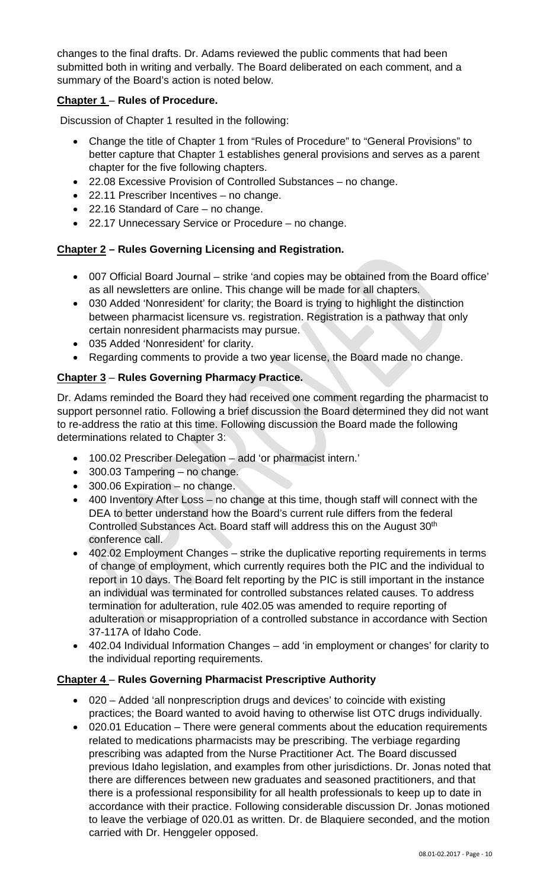changes to the final drafts. Dr. Adams reviewed the public comments that had been submitted both in writing and verbally. The Board deliberated on each comment, and a summary of the Board's action is noted below.

**Chapter 1 – Rules of Procedure.**

Discussion of Chapter 1 resulted in the following:

- Change the title of Chapter 1 from "Rules of Procedure" to "General Provisions" to better capture that Chapter 1 establishes general provisions and serves as a parent chapter for the five following chapters.
- 22.08 Excessive Provision of Controlled Substances – no change.
- 22.11 Prescriber Incentives – no change.
- 22.16 Standard of Care – no change.
- 22.17 Unnecessary Service or Procedure – no change.

**Chapter 2 – Rules Governing Licensing and Registration.**

- 007 Official Board Journal – strike 'and copies may be obtained from the Board office' as all newsletters are online. This change will be made for all chapters.
- 030 Added 'Nonresident' for clarity; the Board is trying to highlight the distinction between pharmacist licensure vs. registration. Registration is a pathway that only certain nonresident pharmacists may pursue.
- 035 Added 'Nonresident' for clarity.
- Regarding comments to provide a two year license, the Board made no change.

**Chapter 3 – Rules Governing Pharmacy Practice.**

Dr. Adams reminded the Board they had received one comment regarding the pharmacist to support personnel ratio. Following a brief discussion the Board determined they did not want to re-address the ratio at this time. Following discussion the Board made the following determinations related to Chapter 3:

- 100.02 Prescriber Delegation – add 'or pharmacist intern.'
- 300.03 Tampering – no change.
- 300.06 Expiration – no change.
- 400 Inventory After Loss – no change at this time, though staff will connect with the DEA to better understand how the Board's current rule differs from the federal Controlled Substances Act. Board staff will address this on the August 30th conference call.
- 402.02 Employment Changes – strike the duplicative reporting requirements in terms of change of employment, which currently requires both the PIC and the individual to report in 10 days. The Board felt reporting by the PIC is still important in the instance an individual was terminated for controlled substances related causes. To address termination for adulteration, rule 402.05 was amended to require reporting of adulteration or misappropriation of a controlled substance in accordance with Section 37-117A of Idaho Code.
- 402.04 Individual Information Changes – add 'in employment or changes' for clarity to the individual reporting requirements.

**Chapter 4 – Rules Governing Pharmacist Prescriptive Authority**

- 020 – Added 'all nonprescription drugs and devices' to coincide with existing practices; the Board wanted to avoid having to otherwise list OTC drugs individually.
- 020.01 Education – There were general comments about the education requirements related to medications pharmacists may be prescribing. The verbiage regarding prescribing was adapted from the Nurse Practitioner Act. The Board discussed previous Idaho legislation, and examples from other jurisdictions. Dr. Jonas noted that there are differences between new graduates and seasoned practitioners, and that there is a professional responsibility for all health professionals to keep up to date in accordance with their practice. Following considerable discussion Dr. Jonas motioned to leave the verbiage of 020.01 as written. Dr. de Blaquiere seconded, and the motion carried with Dr. Henggeler opposed.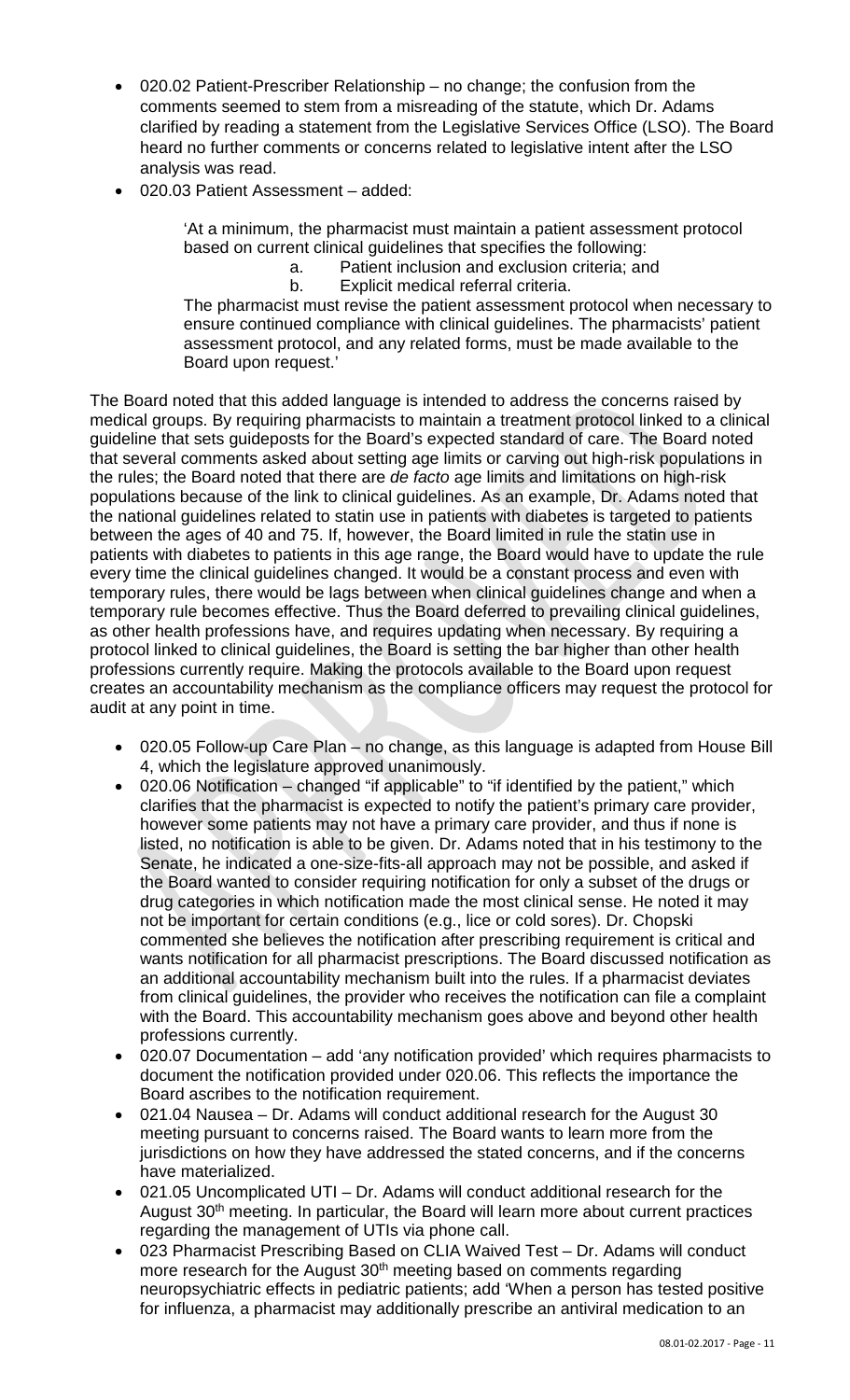- 020.02 Patient-Prescriber Relationship – no change; the confusion from the comments seemed to stem from a misreading of the statute, which Dr. Adams clarified by reading a statement from the Legislative Services Office (LSO). The Board heard no further comments or concerns related to legislative intent after the LSO analysis was read.
- 020.03 Patient Assessment – added:

  'At a minimum, the pharmacist must maintain a patient assessment protocol based on current clinical guidelines that specifies the following:
  a. Patient inclusion and exclusion criteria; and
  b. Explicit medical referral criteria.
  The pharmacist must revise the patient assessment protocol when necessary to ensure continued compliance with clinical guidelines. The pharmacists' patient assessment protocol, and any related forms, must be made available to the Board upon request.'

The Board noted that this added language is intended to address the concerns raised by medical groups. By requiring pharmacists to maintain a treatment protocol linked to a clinical guideline that sets guideposts for the Board's expected standard of care. The Board noted that several comments asked about setting age limits or carving out high-risk populations in the rules; the Board noted that there are *de facto* age limits and limitations on high-risk populations because of the link to clinical guidelines. As an example, Dr. Adams noted that the national guidelines related to statin use in patients with diabetes is targeted to patients between the ages of 40 and 75. If, however, the Board limited in rule the statin use in patients with diabetes to patients in this age range, the Board would have to update the rule every time the clinical guidelines changed. It would be a constant process and even with temporary rules, there would be lags between when clinical guidelines change and when a temporary rule becomes effective. Thus the Board deferred to prevailing clinical guidelines, as other health professions have, and requires updating when necessary. By requiring a protocol linked to clinical guidelines, the Board is setting the bar higher than other health professions currently require. Making the protocols available to the Board upon request creates an accountability mechanism as the compliance officers may request the protocol for audit at any point in time.

- 020.05 Follow-up Care Plan – no change, as this language is adapted from House Bill 4, which the legislature approved unanimously.
- 020.06 Notification – changed "if applicable" to "if identified by the patient," which clarifies that the pharmacist is expected to notify the patient's primary care provider, however some patients may not have a primary care provider, and thus if none is listed, no notification is able to be given. Dr. Adams noted that in his testimony to the Senate, he indicated a one-size-fits-all approach may not be possible, and asked if the Board wanted to consider requiring notification for only a subset of the drugs or drug categories in which notification made the most clinical sense. He noted it may not be important for certain conditions (e.g., lice or cold sores). Dr. Chopski commented she believes the notification after prescribing requirement is critical and wants notification for all pharmacist prescriptions. The Board discussed notification as an additional accountability mechanism built into the rules. If a pharmacist deviates from clinical guidelines, the provider who receives the notification can file a complaint with the Board. This accountability mechanism goes above and beyond other health professions currently.
- 020.07 Documentation – add 'any notification provided' which requires pharmacists to document the notification provided under 020.06. This reflects the importance the Board ascribes to the notification requirement.
- 021.04 Nausea – Dr. Adams will conduct additional research for the August 30 meeting pursuant to concerns raised. The Board wants to learn more from the jurisdictions on how they have addressed the stated concerns, and if the concerns have materialized.
- 021.05 Uncomplicated UTI – Dr. Adams will conduct additional research for the August 30th meeting. In particular, the Board will learn more about current practices regarding the management of UTIs via phone call.
- 023 Pharmacist Prescribing Based on CLIA Waived Test – Dr. Adams will conduct more research for the August 30th meeting based on comments regarding neuropsychiatric effects in pediatric patients; add 'When a person has tested positive for influenza, a pharmacist may additionally prescribe an antiviral medication to an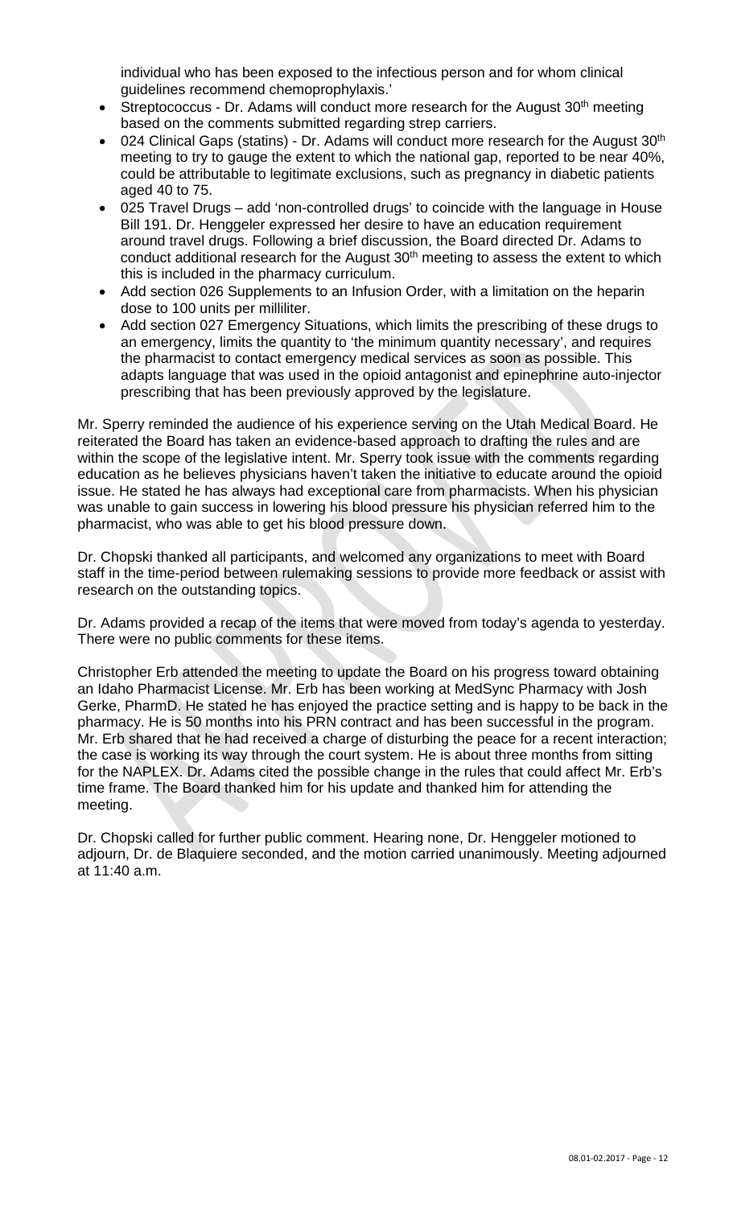individual who has been exposed to the infectious person and for whom clinical guidelines recommend chemoprophylaxis.'

- Streptococcus - Dr. Adams will conduct more research for the August 30th meeting based on the comments submitted regarding strep carriers.
- 024 Clinical Gaps (statins) - Dr. Adams will conduct more research for the August 30th meeting to try to gauge the extent to which the national gap, reported to be near 40%, could be attributable to legitimate exclusions, such as pregnancy in diabetic patients aged 40 to 75.
- 025 Travel Drugs – add 'non-controlled drugs' to coincide with the language in House Bill 191. Dr. Henggeler expressed her desire to have an education requirement around travel drugs. Following a brief discussion, the Board directed Dr. Adams to conduct additional research for the August 30th meeting to assess the extent to which this is included in the pharmacy curriculum.
- Add section 026 Supplements to an Infusion Order, with a limitation on the heparin dose to 100 units per milliliter.
- Add section 027 Emergency Situations, which limits the prescribing of these drugs to an emergency, limits the quantity to 'the minimum quantity necessary', and requires the pharmacist to contact emergency medical services as soon as possible. This adapts language that was used in the opioid antagonist and epinephrine auto-injector prescribing that has been previously approved by the legislature.

Mr. Sperry reminded the audience of his experience serving on the Utah Medical Board. He reiterated the Board has taken an evidence-based approach to drafting the rules and are within the scope of the legislative intent. Mr. Sperry took issue with the comments regarding education as he believes physicians haven't taken the initiative to educate around the opioid issue. He stated he has always had exceptional care from pharmacists. When his physician was unable to gain success in lowering his blood pressure his physician referred him to the pharmacist, who was able to get his blood pressure down.

Dr. Chopski thanked all participants, and welcomed any organizations to meet with Board staff in the time-period between rulemaking sessions to provide more feedback or assist with research on the outstanding topics.

Dr. Adams provided a recap of the items that were moved from today's agenda to yesterday. There were no public comments for these items.

Christopher Erb attended the meeting to update the Board on his progress toward obtaining an Idaho Pharmacist License. Mr. Erb has been working at MedSync Pharmacy with Josh Gerke, PharmD. He stated he has enjoyed the practice setting and is happy to be back in the pharmacy. He is 50 months into his PRN contract and has been successful in the program. Mr. Erb shared that he had received a charge of disturbing the peace for a recent interaction; the case is working its way through the court system. He is about three months from sitting for the NAPLEX. Dr. Adams cited the possible change in the rules that could affect Mr. Erb's time frame. The Board thanked him for his update and thanked him for attending the meeting.

Dr. Chopski called for further public comment. Hearing none, Dr. Henggeler motioned to adjourn, Dr. de Blaquiere seconded, and the motion carried unanimously. Meeting adjourned at 11:40 a.m.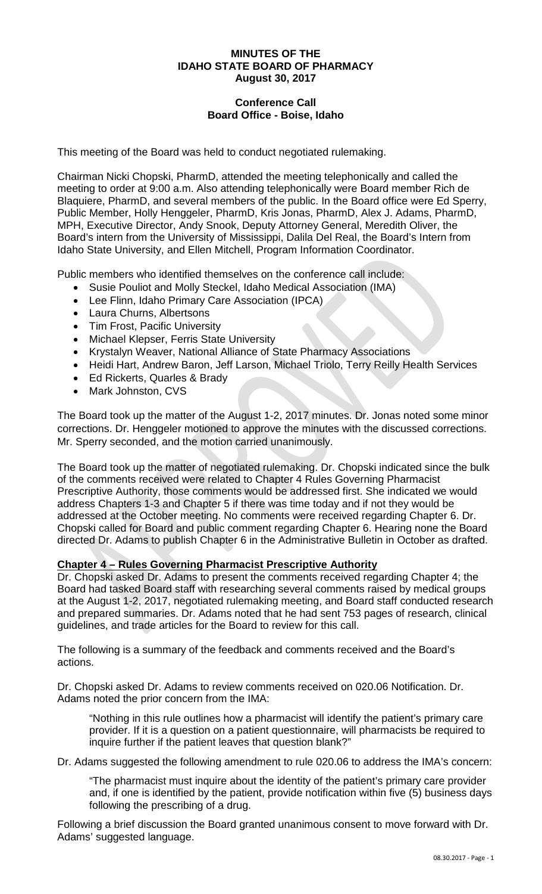**MINUTES OF THE**
**IDAHO STATE BOARD OF PHARMACY**
**August 30, 2017**

**Conference Call**
**Board Office - Boise, Idaho**

This meeting of the Board was held to conduct negotiated rulemaking.

Chairman Nicki Chopski, PharmD, attended the meeting telephonically and called the meeting to order at 9:00 a.m. Also attending telephonically were Board member Rich de Blaquiere, PharmD, and several members of the public. In the Board office were Ed Sperry, Public Member, Holly Henggeler, PharmD, Kris Jonas, PharmD, Alex J. Adams, PharmD, MPH, Executive Director, Andy Snook, Deputy Attorney General, Meredith Oliver, the Board's intern from the University of Mississippi, Dalila Del Real, the Board's Intern from Idaho State University, and Ellen Mitchell, Program Information Coordinator.

Public members who identified themselves on the conference call include:

- Susie Pouliot and Molly Steckel, Idaho Medical Association (IMA)
- Lee Flinn, Idaho Primary Care Association (IPCA)
- Laura Churns, Albertsons
- Tim Frost, Pacific University
- Michael Klepser, Ferris State University
- Krystalyn Weaver, National Alliance of State Pharmacy Associations
- Heidi Hart, Andrew Baron, Jeff Larson, Michael Triolo, Terry Reilly Health Services
- Ed Rickerts, Quarles & Brady
- Mark Johnston, CVS

The Board took up the matter of the August 1-2, 2017 minutes. Dr. Jonas noted some minor corrections. Dr. Henggeler motioned to approve the minutes with the discussed corrections. Mr. Sperry seconded, and the motion carried unanimously.

The Board took up the matter of negotiated rulemaking. Dr. Chopski indicated since the bulk of the comments received were related to Chapter 4 Rules Governing Pharmacist Prescriptive Authority, those comments would be addressed first. She indicated we would address Chapters 1-3 and Chapter 5 if there was time today and if not they would be addressed at the October meeting. No comments were received regarding Chapter 6. Dr. Chopski called for Board and public comment regarding Chapter 6. Hearing none the Board directed Dr. Adams to publish Chapter 6 in the Administrative Bulletin in October as drafted.

**Chapter 4 – Rules Governing Pharmacist Prescriptive Authority**

Dr. Chopski asked Dr. Adams to present the comments received regarding Chapter 4; the Board had tasked Board staff with researching several comments raised by medical groups at the August 1-2, 2017, negotiated rulemaking meeting, and Board staff conducted research and prepared summaries. Dr. Adams noted that he had sent 753 pages of research, clinical guidelines, and trade articles for the Board to review for this call.

The following is a summary of the feedback and comments received and the Board's actions.

Dr. Chopski asked Dr. Adams to review comments received on 020.06 Notification. Dr. Adams noted the prior concern from the IMA:

> "Nothing in this rule outlines how a pharmacist will identify the patient's primary care provider. If it is a question on a patient questionnaire, will pharmacists be required to inquire further if the patient leaves that question blank?"

Dr. Adams suggested the following amendment to rule 020.06 to address the IMA's concern:

> "The pharmacist must inquire about the identity of the patient's primary care provider and, if one is identified by the patient, provide notification within five (5) business days following the prescribing of a drug.

Following a brief discussion the Board granted unanimous consent to move forward with Dr. Adams' suggested language.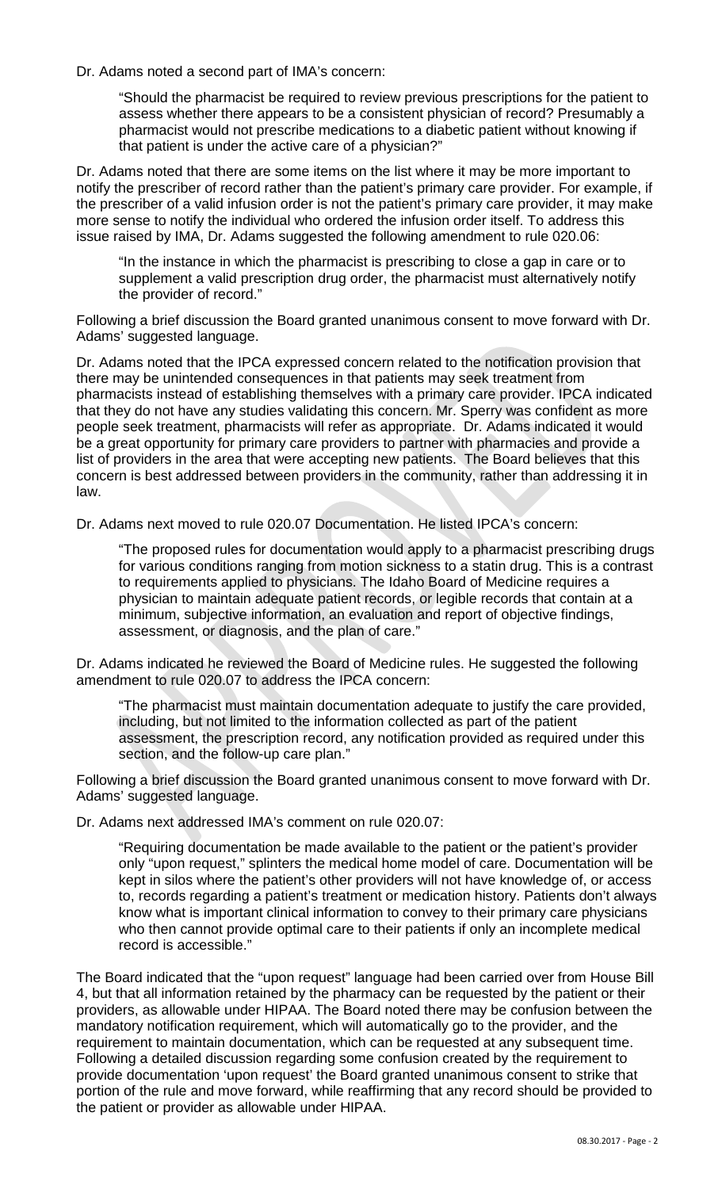Dr. Adams noted a second part of IMA's concern:

> "Should the pharmacist be required to review previous prescriptions for the patient to assess whether there appears to be a consistent physician of record? Presumably a pharmacist would not prescribe medications to a diabetic patient without knowing if that patient is under the active care of a physician?"

Dr. Adams noted that there are some items on the list where it may be more important to notify the prescriber of record rather than the patient's primary care provider. For example, if the prescriber of a valid infusion order is not the patient's primary care provider, it may make more sense to notify the individual who ordered the infusion order itself. To address this issue raised by IMA, Dr. Adams suggested the following amendment to rule 020.06:

> "In the instance in which the pharmacist is prescribing to close a gap in care or to supplement a valid prescription drug order, the pharmacist must alternatively notify the provider of record."

Following a brief discussion the Board granted unanimous consent to move forward with Dr. Adams' suggested language.

Dr. Adams noted that the IPCA expressed concern related to the notification provision that there may be unintended consequences in that patients may seek treatment from pharmacists instead of establishing themselves with a primary care provider. IPCA indicated that they do not have any studies validating this concern. Mr. Sperry was confident as more people seek treatment, pharmacists will refer as appropriate. Dr. Adams indicated it would be a great opportunity for primary care providers to partner with pharmacies and provide a list of providers in the area that were accepting new patients. The Board believes that this concern is best addressed between providers in the community, rather than addressing it in law.

Dr. Adams next moved to rule 020.07 Documentation. He listed IPCA's concern:

> "The proposed rules for documentation would apply to a pharmacist prescribing drugs for various conditions ranging from motion sickness to a statin drug. This is a contrast to requirements applied to physicians. The Idaho Board of Medicine requires a physician to maintain adequate patient records, or legible records that contain at a minimum, subjective information, an evaluation and report of objective findings, assessment, or diagnosis, and the plan of care."

Dr. Adams indicated he reviewed the Board of Medicine rules. He suggested the following amendment to rule 020.07 to address the IPCA concern:

> "The pharmacist must maintain documentation adequate to justify the care provided, including, but not limited to the information collected as part of the patient assessment, the prescription record, any notification provided as required under this section, and the follow-up care plan."

Following a brief discussion the Board granted unanimous consent to move forward with Dr. Adams' suggested language.

Dr. Adams next addressed IMA's comment on rule 020.07:

> "Requiring documentation be made available to the patient or the patient's provider only "upon request," splinters the medical home model of care. Documentation will be kept in silos where the patient's other providers will not have knowledge of, or access to, records regarding a patient's treatment or medication history. Patients don't always know what is important clinical information to convey to their primary care physicians who then cannot provide optimal care to their patients if only an incomplete medical record is accessible."

The Board indicated that the "upon request" language had been carried over from House Bill 4, but that all information retained by the pharmacy can be requested by the patient or their providers, as allowable under HIPAA. The Board noted there may be confusion between the mandatory notification requirement, which will automatically go to the provider, and the requirement to maintain documentation, which can be requested at any subsequent time. Following a detailed discussion regarding some confusion created by the requirement to provide documentation 'upon request' the Board granted unanimous consent to strike that portion of the rule and move forward, while reaffirming that any record should be provided to the patient or provider as allowable under HIPAA.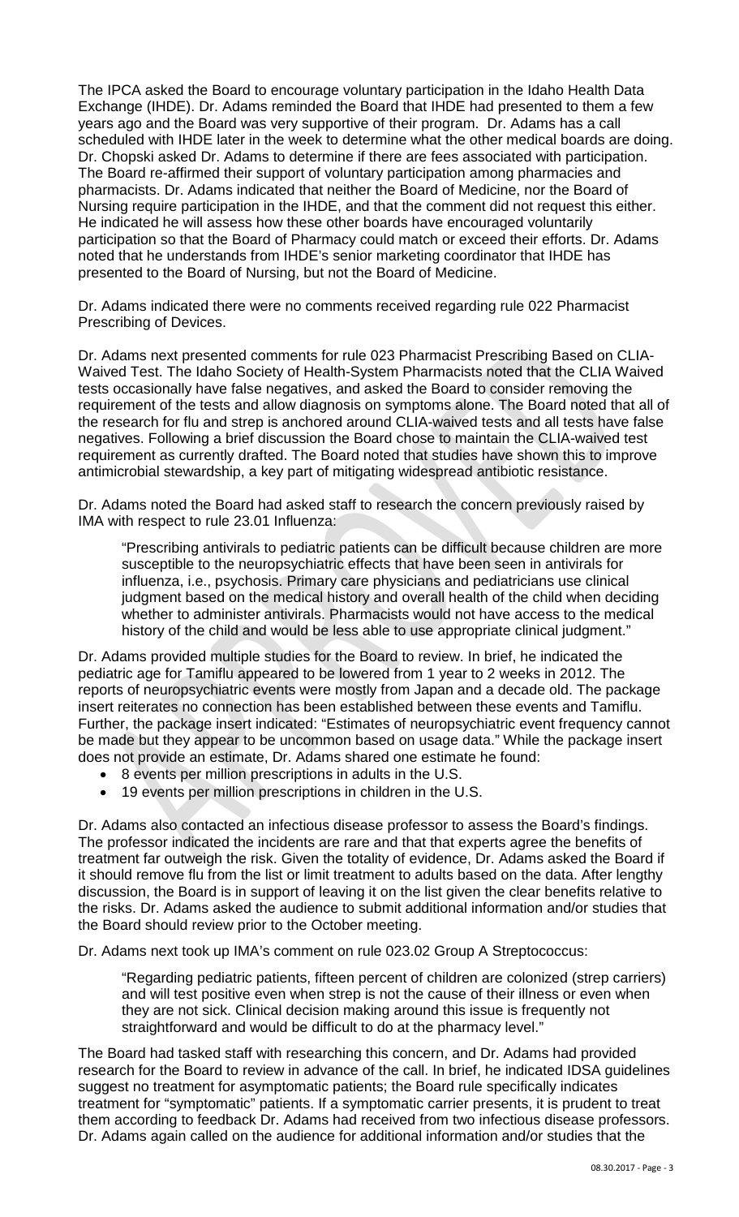The IPCA asked the Board to encourage voluntary participation in the Idaho Health Data Exchange (IHDE). Dr. Adams reminded the Board that IHDE had presented to them a few years ago and the Board was very supportive of their program. Dr. Adams has a call scheduled with IHDE later in the week to determine what the other medical boards are doing. Dr. Chopski asked Dr. Adams to determine if there are fees associated with participation. The Board re-affirmed their support of voluntary participation among pharmacies and pharmacists. Dr. Adams indicated that neither the Board of Medicine, nor the Board of Nursing require participation in the IHDE, and that the comment did not request this either. He indicated he will assess how these other boards have encouraged voluntarily participation so that the Board of Pharmacy could match or exceed their efforts. Dr. Adams noted that he understands from IHDE's senior marketing coordinator that IHDE has presented to the Board of Nursing, but not the Board of Medicine.

Dr. Adams indicated there were no comments received regarding rule 022 Pharmacist Prescribing of Devices.

Dr. Adams next presented comments for rule 023 Pharmacist Prescribing Based on CLIA-Waived Test. The Idaho Society of Health-System Pharmacists noted that the CLIA Waived tests occasionally have false negatives, and asked the Board to consider removing the requirement of the tests and allow diagnosis on symptoms alone. The Board noted that all of the research for flu and strep is anchored around CLIA-waived tests and all tests have false negatives. Following a brief discussion the Board chose to maintain the CLIA-waived test requirement as currently drafted. The Board noted that studies have shown this to improve antimicrobial stewardship, a key part of mitigating widespread antibiotic resistance.

Dr. Adams noted the Board had asked staff to research the concern previously raised by IMA with respect to rule 23.01 Influenza:

> "Prescribing antivirals to pediatric patients can be difficult because children are more susceptible to the neuropsychiatric effects that have been seen in antivirals for influenza, i.e., psychosis. Primary care physicians and pediatricians use clinical judgment based on the medical history and overall health of the child when deciding whether to administer antivirals. Pharmacists would not have access to the medical history of the child and would be less able to use appropriate clinical judgment."

Dr. Adams provided multiple studies for the Board to review. In brief, he indicated the pediatric age for Tamiflu appeared to be lowered from 1 year to 2 weeks in 2012. The reports of neuropsychiatric events were mostly from Japan and a decade old. The package insert reiterates no connection has been established between these events and Tamiflu. Further, the package insert indicated: "Estimates of neuropsychiatric event frequency cannot be made but they appear to be uncommon based on usage data." While the package insert does not provide an estimate, Dr. Adams shared one estimate he found:

- 8 events per million prescriptions in adults in the U.S.
- 19 events per million prescriptions in children in the U.S.

Dr. Adams also contacted an infectious disease professor to assess the Board's findings. The professor indicated the incidents are rare and that that experts agree the benefits of treatment far outweigh the risk. Given the totality of evidence, Dr. Adams asked the Board if it should remove flu from the list or limit treatment to adults based on the data. After lengthy discussion, the Board is in support of leaving it on the list given the clear benefits relative to the risks. Dr. Adams asked the audience to submit additional information and/or studies that the Board should review prior to the October meeting.

Dr. Adams next took up IMA's comment on rule 023.02 Group A Streptococcus:

> "Regarding pediatric patients, fifteen percent of children are colonized (strep carriers) and will test positive even when strep is not the cause of their illness or even when they are not sick. Clinical decision making around this issue is frequently not straightforward and would be difficult to do at the pharmacy level."

The Board had tasked staff with researching this concern, and Dr. Adams had provided research for the Board to review in advance of the call. In brief, he indicated IDSA guidelines suggest no treatment for asymptomatic patients; the Board rule specifically indicates treatment for "symptomatic" patients. If a symptomatic carrier presents, it is prudent to treat them according to feedback Dr. Adams had received from two infectious disease professors. Dr. Adams again called on the audience for additional information and/or studies that the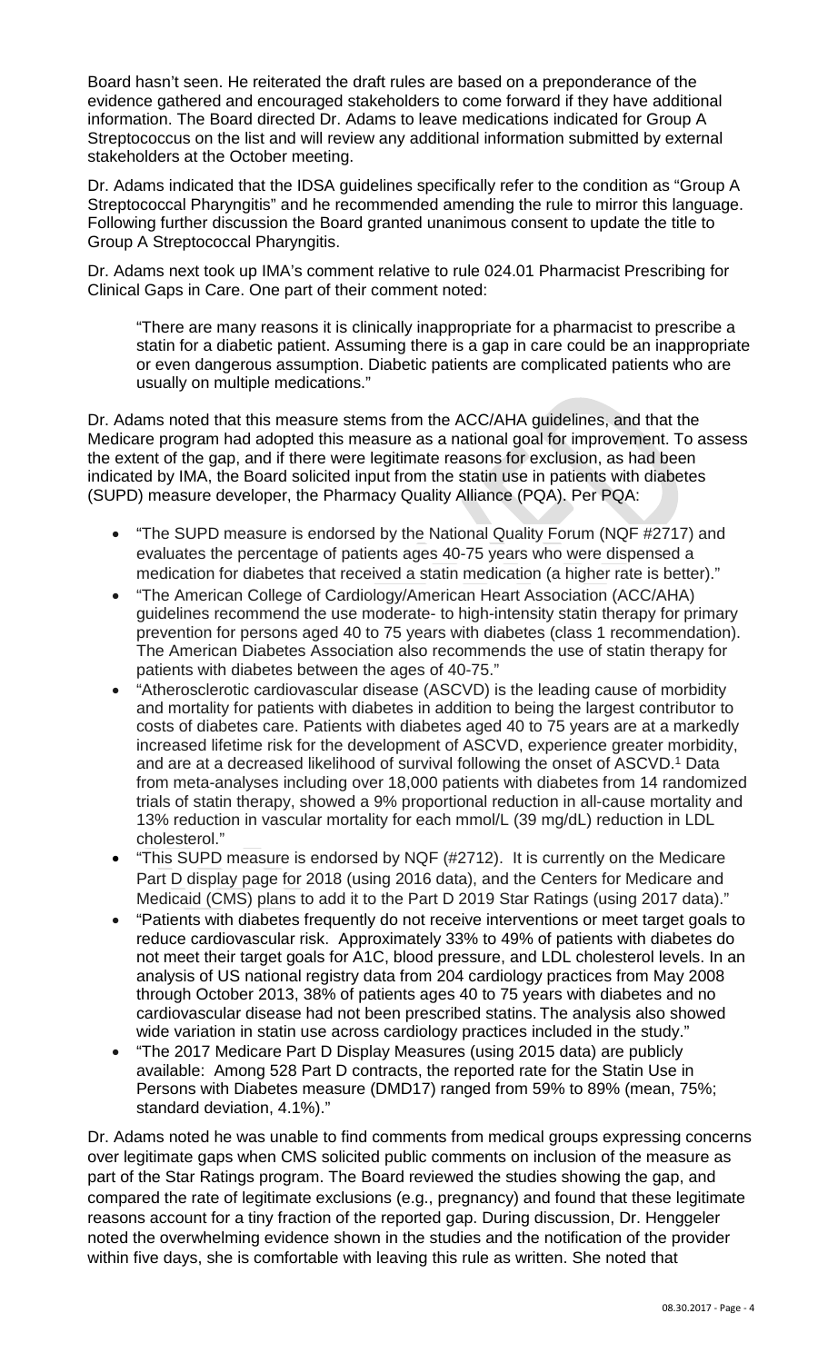Board hasn't seen. He reiterated the draft rules are based on a preponderance of the evidence gathered and encouraged stakeholders to come forward if they have additional information. The Board directed Dr. Adams to leave medications indicated for Group A Streptococcus on the list and will review any additional information submitted by external stakeholders at the October meeting.

Dr. Adams indicated that the IDSA guidelines specifically refer to the condition as "Group A Streptococcal Pharyngitis" and he recommended amending the rule to mirror this language. Following further discussion the Board granted unanimous consent to update the title to Group A Streptococcal Pharyngitis.

Dr. Adams next took up IMA's comment relative to rule 024.01 Pharmacist Prescribing for Clinical Gaps in Care. One part of their comment noted:

> "There are many reasons it is clinically inappropriate for a pharmacist to prescribe a statin for a diabetic patient. Assuming there is a gap in care could be an inappropriate or even dangerous assumption. Diabetic patients are complicated patients who are usually on multiple medications."

Dr. Adams noted that this measure stems from the ACC/AHA guidelines, and that the Medicare program had adopted this measure as a national goal for improvement. To assess the extent of the gap, and if there were legitimate reasons for exclusion, as had been indicated by IMA, the Board solicited input from the statin use in patients with diabetes (SUPD) measure developer, the Pharmacy Quality Alliance (PQA). Per PQA:

- "The SUPD measure is endorsed by the National Quality Forum (NQF #2717) and evaluates the percentage of patients ages 40-75 years who were dispensed a medication for diabetes that received a statin medication (a higher rate is better)."
- "The American College of Cardiology/American Heart Association (ACC/AHA) guidelines recommend the use moderate- to high-intensity statin therapy for primary prevention for persons aged 40 to 75 years with diabetes (class 1 recommendation). The American Diabetes Association also recommends the use of statin therapy for patients with diabetes between the ages of 40-75."
- "Atherosclerotic cardiovascular disease (ASCVD) is the leading cause of morbidity and mortality for patients with diabetes in addition to being the largest contributor to costs of diabetes care. Patients with diabetes aged 40 to 75 years are at a markedly increased lifetime risk for the development of ASCVD, experience greater morbidity, and are at a decreased likelihood of survival following the onset of ASCVD.[1] Data from meta-analyses including over 18,000 patients with diabetes from 14 randomized trials of statin therapy, showed a 9% proportional reduction in all-cause mortality and 13% reduction in vascular mortality for each mmol/L (39 mg/dL) reduction in LDL cholesterol."
- "This SUPD measure is endorsed by NQF (#2712). It is currently on the Medicare Part D display page for 2018 (using 2016 data), and the Centers for Medicare and Medicaid (CMS) plans to add it to the Part D 2019 Star Ratings (using 2017 data)."
- "Patients with diabetes frequently do not receive interventions or meet target goals to reduce cardiovascular risk. Approximately 33% to 49% of patients with diabetes do not meet their target goals for A1C, blood pressure, and LDL cholesterol levels. In an analysis of US national registry data from 204 cardiology practices from May 2008 through October 2013, 38% of patients ages 40 to 75 years with diabetes and no cardiovascular disease had not been prescribed statins. The analysis also showed wide variation in statin use across cardiology practices included in the study."
- "The 2017 Medicare Part D Display Measures (using 2015 data) are publicly available: Among 528 Part D contracts, the reported rate for the Statin Use in Persons with Diabetes measure (DMD17) ranged from 59% to 89% (mean, 75%; standard deviation, 4.1%)."

Dr. Adams noted he was unable to find comments from medical groups expressing concerns over legitimate gaps when CMS solicited public comments on inclusion of the measure as part of the Star Ratings program. The Board reviewed the studies showing the gap, and compared the rate of legitimate exclusions (e.g., pregnancy) and found that these legitimate reasons account for a tiny fraction of the reported gap. During discussion, Dr. Henggeler noted the overwhelming evidence shown in the studies and the notification of the provider within five days, she is comfortable with leaving this rule as written. She noted that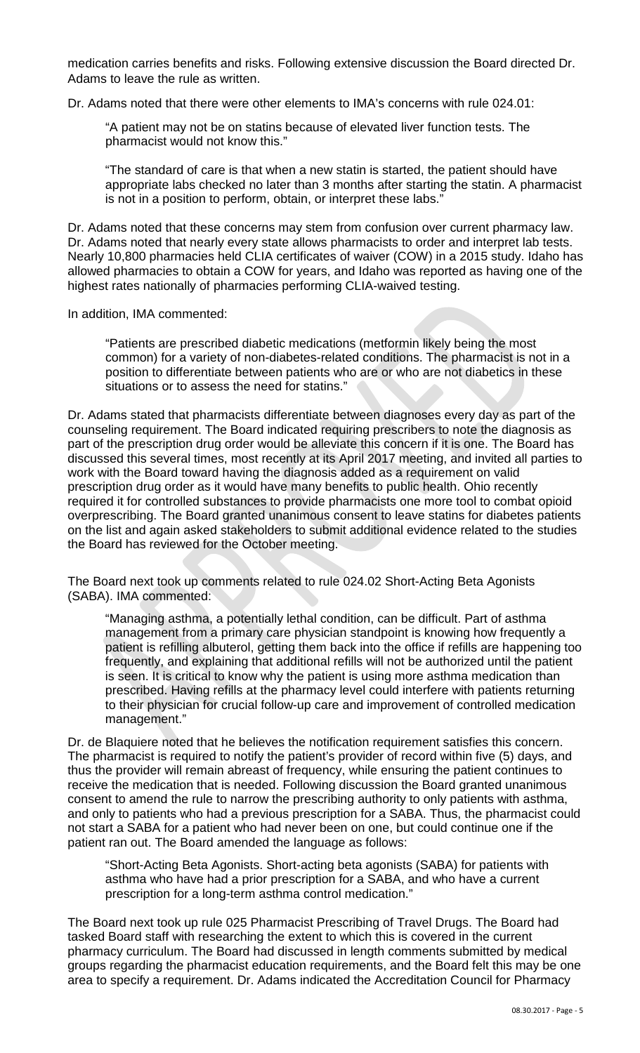medication carries benefits and risks. Following extensive discussion the Board directed Dr. Adams to leave the rule as written.

Dr. Adams noted that there were other elements to IMA's concerns with rule 024.01:

> "A patient may not be on statins because of elevated liver function tests. The pharmacist would not know this."
>
> "The standard of care is that when a new statin is started, the patient should have appropriate labs checked no later than 3 months after starting the statin. A pharmacist is not in a position to perform, obtain, or interpret these labs."

Dr. Adams noted that these concerns may stem from confusion over current pharmacy law. Dr. Adams noted that nearly every state allows pharmacists to order and interpret lab tests. Nearly 10,800 pharmacies held CLIA certificates of waiver (COW) in a 2015 study. Idaho has allowed pharmacies to obtain a COW for years, and Idaho was reported as having one of the highest rates nationally of pharmacies performing CLIA-waived testing.

In addition, IMA commented:

> "Patients are prescribed diabetic medications (metformin likely being the most common) for a variety of non-diabetes-related conditions. The pharmacist is not in a position to differentiate between patients who are or who are not diabetics in these situations or to assess the need for statins."

Dr. Adams stated that pharmacists differentiate between diagnoses every day as part of the counseling requirement. The Board indicated requiring prescribers to note the diagnosis as part of the prescription drug order would be alleviate this concern if it is one. The Board has discussed this several times, most recently at its April 2017 meeting, and invited all parties to work with the Board toward having the diagnosis added as a requirement on valid prescription drug order as it would have many benefits to public health. Ohio recently required it for controlled substances to provide pharmacists one more tool to combat opioid overprescribing. The Board granted unanimous consent to leave statins for diabetes patients on the list and again asked stakeholders to submit additional evidence related to the studies the Board has reviewed for the October meeting.

The Board next took up comments related to rule 024.02 Short-Acting Beta Agonists (SABA). IMA commented:

> "Managing asthma, a potentially lethal condition, can be difficult. Part of asthma management from a primary care physician standpoint is knowing how frequently a patient is refilling albuterol, getting them back into the office if refills are happening too frequently, and explaining that additional refills will not be authorized until the patient is seen. It is critical to know why the patient is using more asthma medication than prescribed. Having refills at the pharmacy level could interfere with patients returning to their physician for crucial follow-up care and improvement of controlled medication management."

Dr. de Blaquiere noted that he believes the notification requirement satisfies this concern. The pharmacist is required to notify the patient's provider of record within five (5) days, and thus the provider will remain abreast of frequency, while ensuring the patient continues to receive the medication that is needed. Following discussion the Board granted unanimous consent to amend the rule to narrow the prescribing authority to only patients with asthma, and only to patients who had a previous prescription for a SABA. Thus, the pharmacist could not start a SABA for a patient who had never been on one, but could continue one if the patient ran out. The Board amended the language as follows:

> "Short-Acting Beta Agonists. Short-acting beta agonists (SABA) for patients with asthma who have had a prior prescription for a SABA, and who have a current prescription for a long-term asthma control medication."

The Board next took up rule 025 Pharmacist Prescribing of Travel Drugs. The Board had tasked Board staff with researching the extent to which this is covered in the current pharmacy curriculum. The Board had discussed in length comments submitted by medical groups regarding the pharmacist education requirements, and the Board felt this may be one area to specify a requirement. Dr. Adams indicated the Accreditation Council for Pharmacy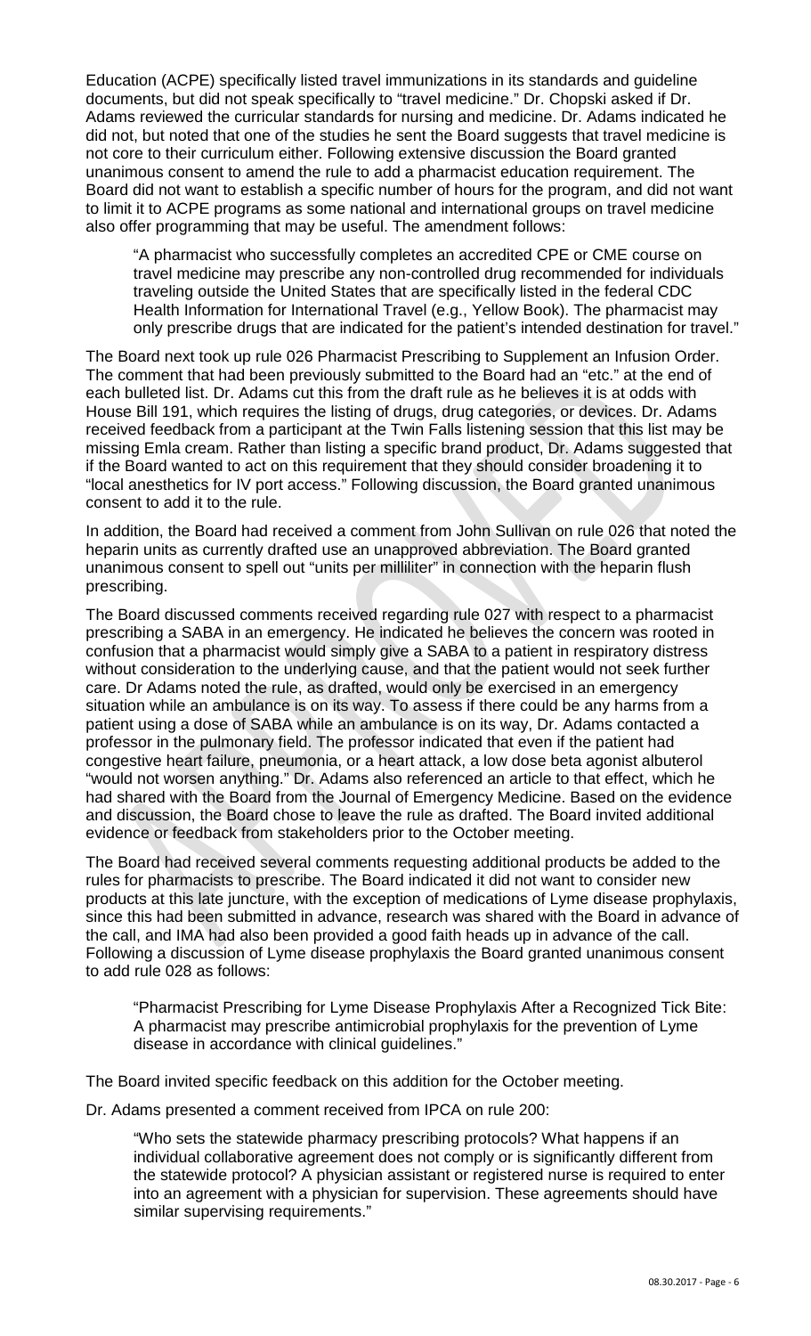Education (ACPE) specifically listed travel immunizations in its standards and guideline documents, but did not speak specifically to "travel medicine." Dr. Chopski asked if Dr. Adams reviewed the curricular standards for nursing and medicine. Dr. Adams indicated he did not, but noted that one of the studies he sent the Board suggests that travel medicine is not core to their curriculum either. Following extensive discussion the Board granted unanimous consent to amend the rule to add a pharmacist education requirement. The Board did not want to establish a specific number of hours for the program, and did not want to limit it to ACPE programs as some national and international groups on travel medicine also offer programming that may be useful. The amendment follows:

> "A pharmacist who successfully completes an accredited CPE or CME course on travel medicine may prescribe any non-controlled drug recommended for individuals traveling outside the United States that are specifically listed in the federal CDC Health Information for International Travel (e.g., Yellow Book). The pharmacist may only prescribe drugs that are indicated for the patient's intended destination for travel."

The Board next took up rule 026 Pharmacist Prescribing to Supplement an Infusion Order. The comment that had been previously submitted to the Board had an "etc." at the end of each bulleted list. Dr. Adams cut this from the draft rule as he believes it is at odds with House Bill 191, which requires the listing of drugs, drug categories, or devices. Dr. Adams received feedback from a participant at the Twin Falls listening session that this list may be missing Emla cream. Rather than listing a specific brand product, Dr. Adams suggested that if the Board wanted to act on this requirement that they should consider broadening it to "local anesthetics for IV port access." Following discussion, the Board granted unanimous consent to add it to the rule.

In addition, the Board had received a comment from John Sullivan on rule 026 that noted the heparin units as currently drafted use an unapproved abbreviation. The Board granted unanimous consent to spell out "units per milliliter" in connection with the heparin flush prescribing.

The Board discussed comments received regarding rule 027 with respect to a pharmacist prescribing a SABA in an emergency. He indicated he believes the concern was rooted in confusion that a pharmacist would simply give a SABA to a patient in respiratory distress without consideration to the underlying cause, and that the patient would not seek further care. Dr Adams noted the rule, as drafted, would only be exercised in an emergency situation while an ambulance is on its way. To assess if there could be any harms from a patient using a dose of SABA while an ambulance is on its way, Dr. Adams contacted a professor in the pulmonary field. The professor indicated that even if the patient had congestive heart failure, pneumonia, or a heart attack, a low dose beta agonist albuterol "would not worsen anything." Dr. Adams also referenced an article to that effect, which he had shared with the Board from the Journal of Emergency Medicine. Based on the evidence and discussion, the Board chose to leave the rule as drafted. The Board invited additional evidence or feedback from stakeholders prior to the October meeting.

The Board had received several comments requesting additional products be added to the rules for pharmacists to prescribe. The Board indicated it did not want to consider new products at this late juncture, with the exception of medications of Lyme disease prophylaxis, since this had been submitted in advance, research was shared with the Board in advance of the call, and IMA had also been provided a good faith heads up in advance of the call. Following a discussion of Lyme disease prophylaxis the Board granted unanimous consent to add rule 028 as follows:

> "Pharmacist Prescribing for Lyme Disease Prophylaxis After a Recognized Tick Bite: A pharmacist may prescribe antimicrobial prophylaxis for the prevention of Lyme disease in accordance with clinical guidelines."

The Board invited specific feedback on this addition for the October meeting.

Dr. Adams presented a comment received from IPCA on rule 200:

> "Who sets the statewide pharmacy prescribing protocols? What happens if an individual collaborative agreement does not comply or is significantly different from the statewide protocol? A physician assistant or registered nurse is required to enter into an agreement with a physician for supervision. These agreements should have similar supervising requirements."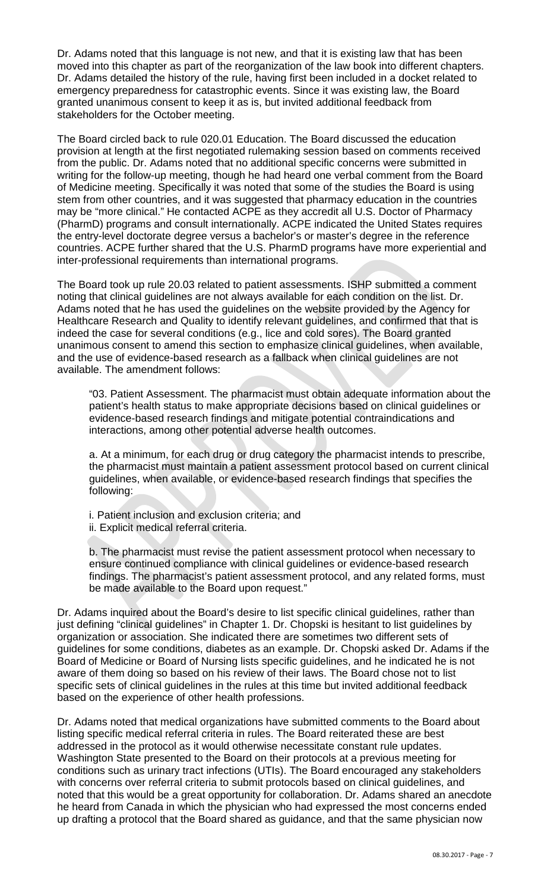Dr. Adams noted that this language is not new, and that it is existing law that has been moved into this chapter as part of the reorganization of the law book into different chapters. Dr. Adams detailed the history of the rule, having first been included in a docket related to emergency preparedness for catastrophic events. Since it was existing law, the Board granted unanimous consent to keep it as is, but invited additional feedback from stakeholders for the October meeting.

The Board circled back to rule 020.01 Education. The Board discussed the education provision at length at the first negotiated rulemaking session based on comments received from the public. Dr. Adams noted that no additional specific concerns were submitted in writing for the follow-up meeting, though he had heard one verbal comment from the Board of Medicine meeting. Specifically it was noted that some of the studies the Board is using stem from other countries, and it was suggested that pharmacy education in the countries may be "more clinical." He contacted ACPE as they accredit all U.S. Doctor of Pharmacy (PharmD) programs and consult internationally. ACPE indicated the United States requires the entry-level doctorate degree versus a bachelor's or master's degree in the reference countries. ACPE further shared that the U.S. PharmD programs have more experiential and inter-professional requirements than international programs.

The Board took up rule 20.03 related to patient assessments. ISHP submitted a comment noting that clinical guidelines are not always available for each condition on the list. Dr. Adams noted that he has used the guidelines on the website provided by the Agency for Healthcare Research and Quality to identify relevant guidelines, and confirmed that that is indeed the case for several conditions (e.g., lice and cold sores). The Board granted unanimous consent to amend this section to emphasize clinical guidelines, when available, and the use of evidence-based research as a fallback when clinical guidelines are not available. The amendment follows:

> "03. Patient Assessment. The pharmacist must obtain adequate information about the patient's health status to make appropriate decisions based on clinical guidelines or evidence-based research findings and mitigate potential contraindications and interactions, among other potential adverse health outcomes.
>
> a. At a minimum, for each drug or drug category the pharmacist intends to prescribe, the pharmacist must maintain a patient assessment protocol based on current clinical guidelines, when available, or evidence-based research findings that specifies the following:
>
> i. Patient inclusion and exclusion criteria; and
> ii. Explicit medical referral criteria.
>
> b. The pharmacist must revise the patient assessment protocol when necessary to ensure continued compliance with clinical guidelines or evidence-based research findings. The pharmacist's patient assessment protocol, and any related forms, must be made available to the Board upon request."

Dr. Adams inquired about the Board's desire to list specific clinical guidelines, rather than just defining "clinical guidelines" in Chapter 1. Dr. Chopski is hesitant to list guidelines by organization or association. She indicated there are sometimes two different sets of guidelines for some conditions, diabetes as an example. Dr. Chopski asked Dr. Adams if the Board of Medicine or Board of Nursing lists specific guidelines, and he indicated he is not aware of them doing so based on his review of their laws. The Board chose not to list specific sets of clinical guidelines in the rules at this time but invited additional feedback based on the experience of other health professions.

Dr. Adams noted that medical organizations have submitted comments to the Board about listing specific medical referral criteria in rules. The Board reiterated these are best addressed in the protocol as it would otherwise necessitate constant rule updates. Washington State presented to the Board on their protocols at a previous meeting for conditions such as urinary tract infections (UTIs). The Board encouraged any stakeholders with concerns over referral criteria to submit protocols based on clinical guidelines, and noted that this would be a great opportunity for collaboration. Dr. Adams shared an anecdote he heard from Canada in which the physician who had expressed the most concerns ended up drafting a protocol that the Board shared as guidance, and that the same physician now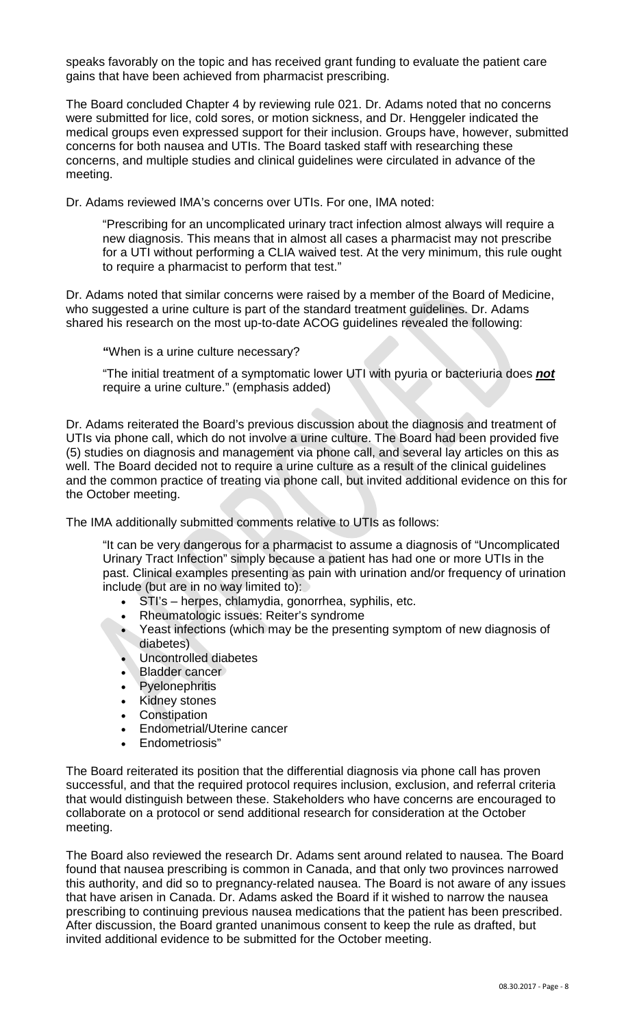speaks favorably on the topic and has received grant funding to evaluate the patient care gains that have been achieved from pharmacist prescribing.

The Board concluded Chapter 4 by reviewing rule 021. Dr. Adams noted that no concerns were submitted for lice, cold sores, or motion sickness, and Dr. Henggeler indicated the medical groups even expressed support for their inclusion. Groups have, however, submitted concerns for both nausea and UTIs. The Board tasked staff with researching these concerns, and multiple studies and clinical guidelines were circulated in advance of the meeting.

Dr. Adams reviewed IMA's concerns over UTIs. For one, IMA noted:

> "Prescribing for an uncomplicated urinary tract infection almost always will require a new diagnosis. This means that in almost all cases a pharmacist may not prescribe for a UTI without performing a CLIA waived test. At the very minimum, this rule ought to require a pharmacist to perform that test."

Dr. Adams noted that similar concerns were raised by a member of the Board of Medicine, who suggested a urine culture is part of the standard treatment guidelines. Dr. Adams shared his research on the most up-to-date ACOG guidelines revealed the following:

> **"**When is a urine culture necessary?
>
> "The initial treatment of a symptomatic lower UTI with pyuria or bacteriuria does ***not*** require a urine culture." (emphasis added)

Dr. Adams reiterated the Board's previous discussion about the diagnosis and treatment of UTIs via phone call, which do not involve a urine culture. The Board had been provided five (5) studies on diagnosis and management via phone call, and several lay articles on this as well. The Board decided not to require a urine culture as a result of the clinical guidelines and the common practice of treating via phone call, but invited additional evidence on this for the October meeting.

The IMA additionally submitted comments relative to UTIs as follows:

> "It can be very dangerous for a pharmacist to assume a diagnosis of "Uncomplicated Urinary Tract Infection" simply because a patient has had one or more UTIs in the past. Clinical examples presenting as pain with urination and/or frequency of urination include (but are in no way limited to):
>
> - STI's – herpes, chlamydia, gonorrhea, syphilis, etc.
> - Rheumatologic issues: Reiter's syndrome
> - Yeast infections (which may be the presenting symptom of new diagnosis of diabetes)
> - Uncontrolled diabetes
> - Bladder cancer
> - Pyelonephritis
> - Kidney stones
> - Constipation
> - Endometrial/Uterine cancer
> - Endometriosis"

The Board reiterated its position that the differential diagnosis via phone call has proven successful, and that the required protocol requires inclusion, exclusion, and referral criteria that would distinguish between these. Stakeholders who have concerns are encouraged to collaborate on a protocol or send additional research for consideration at the October meeting.

The Board also reviewed the research Dr. Adams sent around related to nausea. The Board found that nausea prescribing is common in Canada, and that only two provinces narrowed this authority, and did so to pregnancy-related nausea. The Board is not aware of any issues that have arisen in Canada. Dr. Adams asked the Board if it wished to narrow the nausea prescribing to continuing previous nausea medications that the patient has been prescribed. After discussion, the Board granted unanimous consent to keep the rule as drafted, but invited additional evidence to be submitted for the October meeting.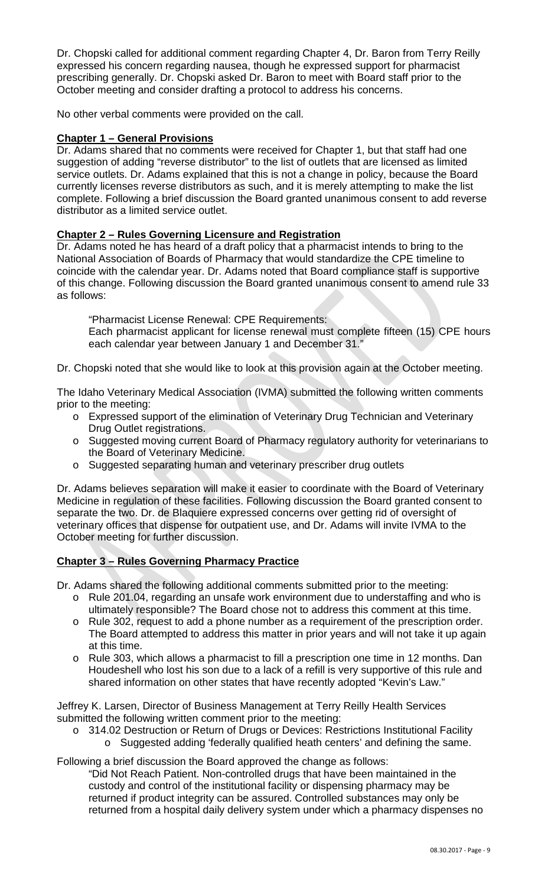Dr. Chopski called for additional comment regarding Chapter 4, Dr. Baron from Terry Reilly expressed his concern regarding nausea, though he expressed support for pharmacist prescribing generally. Dr. Chopski asked Dr. Baron to meet with Board staff prior to the October meeting and consider drafting a protocol to address his concerns.

No other verbal comments were provided on the call.

**Chapter 1 – General Provisions**

Dr. Adams shared that no comments were received for Chapter 1, but that staff had one suggestion of adding "reverse distributor" to the list of outlets that are licensed as limited service outlets. Dr. Adams explained that this is not a change in policy, because the Board currently licenses reverse distributors as such, and it is merely attempting to make the list complete. Following a brief discussion the Board granted unanimous consent to add reverse distributor as a limited service outlet.

**Chapter 2 – Rules Governing Licensure and Registration**

Dr. Adams noted he has heard of a draft policy that a pharmacist intends to bring to the National Association of Boards of Pharmacy that would standardize the CPE timeline to coincide with the calendar year. Dr. Adams noted that Board compliance staff is supportive of this change. Following discussion the Board granted unanimous consent to amend rule 33 as follows:

> "Pharmacist License Renewal: CPE Requirements:
> Each pharmacist applicant for license renewal must complete fifteen (15) CPE hours each calendar year between January 1 and December 31."

Dr. Chopski noted that she would like to look at this provision again at the October meeting.

The Idaho Veterinary Medical Association (IVMA) submitted the following written comments prior to the meeting:

- Expressed support of the elimination of Veterinary Drug Technician and Veterinary Drug Outlet registrations.
- Suggested moving current Board of Pharmacy regulatory authority for veterinarians to the Board of Veterinary Medicine.
- Suggested separating human and veterinary prescriber drug outlets

Dr. Adams believes separation will make it easier to coordinate with the Board of Veterinary Medicine in regulation of these facilities. Following discussion the Board granted consent to separate the two. Dr. de Blaquiere expressed concerns over getting rid of oversight of veterinary offices that dispense for outpatient use, and Dr. Adams will invite IVMA to the October meeting for further discussion.

**Chapter 3 – Rules Governing Pharmacy Practice**

Dr. Adams shared the following additional comments submitted prior to the meeting:

- Rule 201.04, regarding an unsafe work environment due to understaffing and who is ultimately responsible? The Board chose not to address this comment at this time.
- Rule 302, request to add a phone number as a requirement of the prescription order. The Board attempted to address this matter in prior years and will not take it up again at this time.
- Rule 303, which allows a pharmacist to fill a prescription one time in 12 months. Dan Houdeshell who lost his son due to a lack of a refill is very supportive of this rule and shared information on other states that have recently adopted "Kevin's Law."

Jeffrey K. Larsen, Director of Business Management at Terry Reilly Health Services submitted the following written comment prior to the meeting:

- 314.02 Destruction or Return of Drugs or Devices: Restrictions Institutional Facility
  - Suggested adding 'federally qualified heath centers' and defining the same.

Following a brief discussion the Board approved the change as follows:

> "Did Not Reach Patient. Non-controlled drugs that have been maintained in the custody and control of the institutional facility or dispensing pharmacy may be returned if product integrity can be assured. Controlled substances may only be returned from a hospital daily delivery system under which a pharmacy dispenses no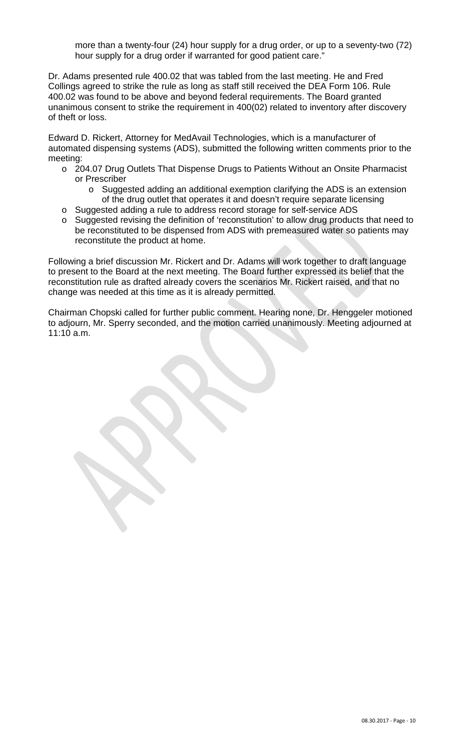more than a twenty-four (24) hour supply for a drug order, or up to a seventy-two (72) hour supply for a drug order if warranted for good patient care."

Dr. Adams presented rule 400.02 that was tabled from the last meeting. He and Fred Collings agreed to strike the rule as long as staff still received the DEA Form 106. Rule 400.02 was found to be above and beyond federal requirements. The Board granted unanimous consent to strike the requirement in 400(02) related to inventory after discovery of theft or loss.

Edward D. Rickert, Attorney for MedAvail Technologies, which is a manufacturer of automated dispensing systems (ADS), submitted the following written comments prior to the meeting:

- 204.07 Drug Outlets That Dispense Drugs to Patients Without an Onsite Pharmacist or Prescriber
  - Suggested adding an additional exemption clarifying the ADS is an extension of the drug outlet that operates it and doesn't require separate licensing
- Suggested adding a rule to address record storage for self-service ADS
- Suggested revising the definition of 'reconstitution' to allow drug products that need to be reconstituted to be dispensed from ADS with premeasured water so patients may reconstitute the product at home.

Following a brief discussion Mr. Rickert and Dr. Adams will work together to draft language to present to the Board at the next meeting. The Board further expressed its belief that the reconstitution rule as drafted already covers the scenarios Mr. Rickert raised, and that no change was needed at this time as it is already permitted.

Chairman Chopski called for further public comment. Hearing none, Dr. Henggeler motioned to adjourn, Mr. Sperry seconded, and the motion carried unanimously. Meeting adjourned at 11:10 a.m.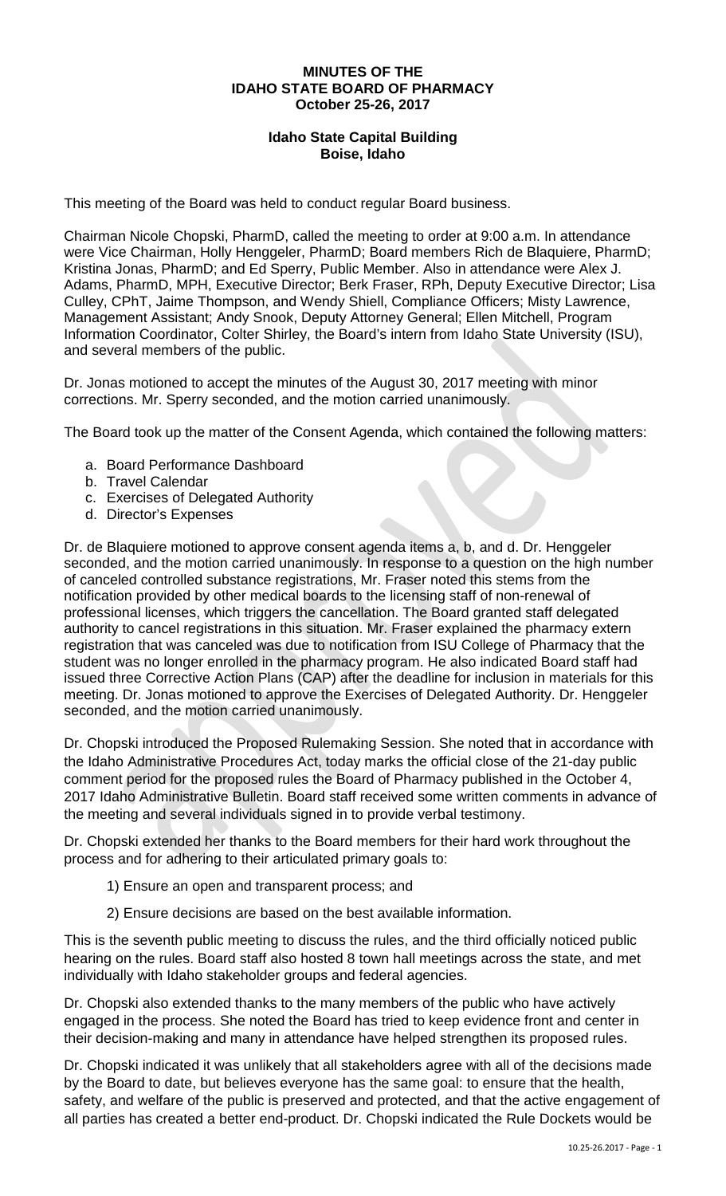**MINUTES OF THE**
**IDAHO STATE BOARD OF PHARMACY**
**October 25-26, 2017**

**Idaho State Capital Building**
**Boise, Idaho**

This meeting of the Board was held to conduct regular Board business.

Chairman Nicole Chopski, PharmD, called the meeting to order at 9:00 a.m. In attendance were Vice Chairman, Holly Henggeler, PharmD; Board members Rich de Blaquiere, PharmD; Kristina Jonas, PharmD; and Ed Sperry, Public Member. Also in attendance were Alex J. Adams, PharmD, MPH, Executive Director; Berk Fraser, RPh, Deputy Executive Director; Lisa Culley, CPhT, Jaime Thompson, and Wendy Shiell, Compliance Officers; Misty Lawrence, Management Assistant; Andy Snook, Deputy Attorney General; Ellen Mitchell, Program Information Coordinator, Colter Shirley, the Board's intern from Idaho State University (ISU), and several members of the public.

Dr. Jonas motioned to accept the minutes of the August 30, 2017 meeting with minor corrections. Mr. Sperry seconded, and the motion carried unanimously.

The Board took up the matter of the Consent Agenda, which contained the following matters:

a. Board Performance Dashboard
b. Travel Calendar
c. Exercises of Delegated Authority
d. Director's Expenses

Dr. de Blaquiere motioned to approve consent agenda items a, b, and d. Dr. Henggeler seconded, and the motion carried unanimously. In response to a question on the high number of canceled controlled substance registrations, Mr. Fraser noted this stems from the notification provided by other medical boards to the licensing staff of non-renewal of professional licenses, which triggers the cancellation. The Board granted staff delegated authority to cancel registrations in this situation. Mr. Fraser explained the pharmacy extern registration that was canceled was due to notification from ISU College of Pharmacy that the student was no longer enrolled in the pharmacy program. He also indicated Board staff had issued three Corrective Action Plans (CAP) after the deadline for inclusion in materials for this meeting. Dr. Jonas motioned to approve the Exercises of Delegated Authority. Dr. Henggeler seconded, and the motion carried unanimously.

Dr. Chopski introduced the Proposed Rulemaking Session. She noted that in accordance with the Idaho Administrative Procedures Act, today marks the official close of the 21-day public comment period for the proposed rules the Board of Pharmacy published in the October 4, 2017 Idaho Administrative Bulletin. Board staff received some written comments in advance of the meeting and several individuals signed in to provide verbal testimony.

Dr. Chopski extended her thanks to the Board members for their hard work throughout the process and for adhering to their articulated primary goals to:

1) Ensure an open and transparent process; and

2) Ensure decisions are based on the best available information.

This is the seventh public meeting to discuss the rules, and the third officially noticed public hearing on the rules. Board staff also hosted 8 town hall meetings across the state, and met individually with Idaho stakeholder groups and federal agencies.

Dr. Chopski also extended thanks to the many members of the public who have actively engaged in the process. She noted the Board has tried to keep evidence front and center in their decision-making and many in attendance have helped strengthen its proposed rules.

Dr. Chopski indicated it was unlikely that all stakeholders agree with all of the decisions made by the Board to date, but believes everyone has the same goal: to ensure that the health, safety, and welfare of the public is preserved and protected, and that the active engagement of all parties has created a better end-product. Dr. Chopski indicated the Rule Dockets would be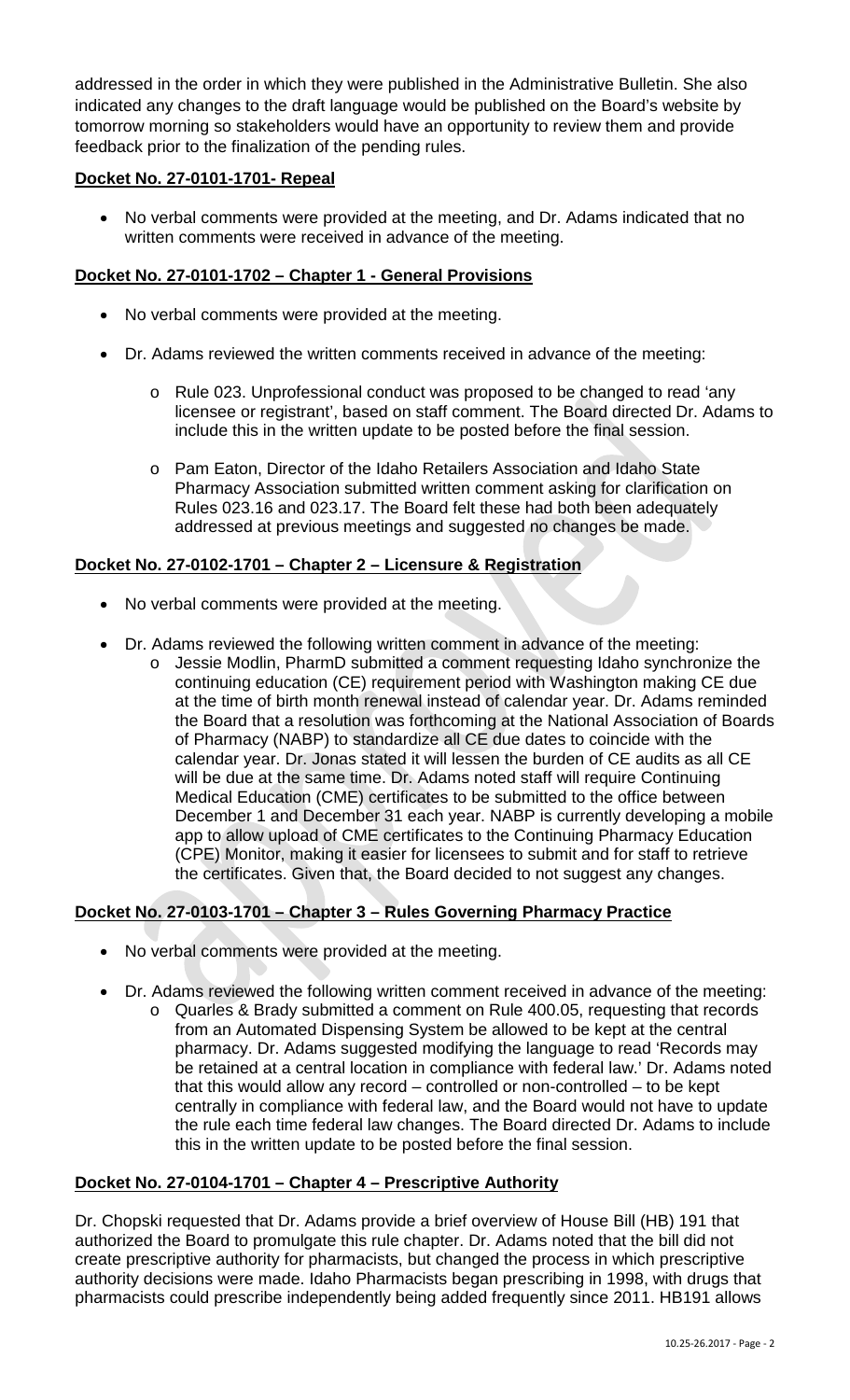addressed in the order in which they were published in the Administrative Bulletin. She also indicated any changes to the draft language would be published on the Board's website by tomorrow morning so stakeholders would have an opportunity to review them and provide feedback prior to the finalization of the pending rules.

**Docket No. 27-0101-1701- Repeal**

- No verbal comments were provided at the meeting, and Dr. Adams indicated that no written comments were received in advance of the meeting.

**Docket No. 27-0101-1702 – Chapter 1 - General Provisions**

- No verbal comments were provided at the meeting.
- Dr. Adams reviewed the written comments received in advance of the meeting:
  - Rule 023. Unprofessional conduct was proposed to be changed to read 'any licensee or registrant', based on staff comment. The Board directed Dr. Adams to include this in the written update to be posted before the final session.
  - Pam Eaton, Director of the Idaho Retailers Association and Idaho State Pharmacy Association submitted written comment asking for clarification on Rules 023.16 and 023.17. The Board felt these had both been adequately addressed at previous meetings and suggested no changes be made.

**Docket No. 27-0102-1701 – Chapter 2 – Licensure & Registration**

- No verbal comments were provided at the meeting.
- Dr. Adams reviewed the following written comment in advance of the meeting:
  - Jessie Modlin, PharmD submitted a comment requesting Idaho synchronize the continuing education (CE) requirement period with Washington making CE due at the time of birth month renewal instead of calendar year. Dr. Adams reminded the Board that a resolution was forthcoming at the National Association of Boards of Pharmacy (NABP) to standardize all CE due dates to coincide with the calendar year. Dr. Jonas stated it will lessen the burden of CE audits as all CE will be due at the same time. Dr. Adams noted staff will require Continuing Medical Education (CME) certificates to be submitted to the office between December 1 and December 31 each year. NABP is currently developing a mobile app to allow upload of CME certificates to the Continuing Pharmacy Education (CPE) Monitor, making it easier for licensees to submit and for staff to retrieve the certificates. Given that, the Board decided to not suggest any changes.

**Docket No. 27-0103-1701 – Chapter 3 – Rules Governing Pharmacy Practice**

- No verbal comments were provided at the meeting.
- Dr. Adams reviewed the following written comment received in advance of the meeting:
  - Quarles & Brady submitted a comment on Rule 400.05, requesting that records from an Automated Dispensing System be allowed to be kept at the central pharmacy. Dr. Adams suggested modifying the language to read 'Records may be retained at a central location in compliance with federal law.' Dr. Adams noted that this would allow any record – controlled or non-controlled – to be kept centrally in compliance with federal law, and the Board would not have to update the rule each time federal law changes. The Board directed Dr. Adams to include this in the written update to be posted before the final session.

**Docket No. 27-0104-1701 – Chapter 4 – Prescriptive Authority**

Dr. Chopski requested that Dr. Adams provide a brief overview of House Bill (HB) 191 that authorized the Board to promulgate this rule chapter. Dr. Adams noted that the bill did not create prescriptive authority for pharmacists, but changed the process in which prescriptive authority decisions were made. Idaho Pharmacists began prescribing in 1998, with drugs that pharmacists could prescribe independently being added frequently since 2011. HB191 allows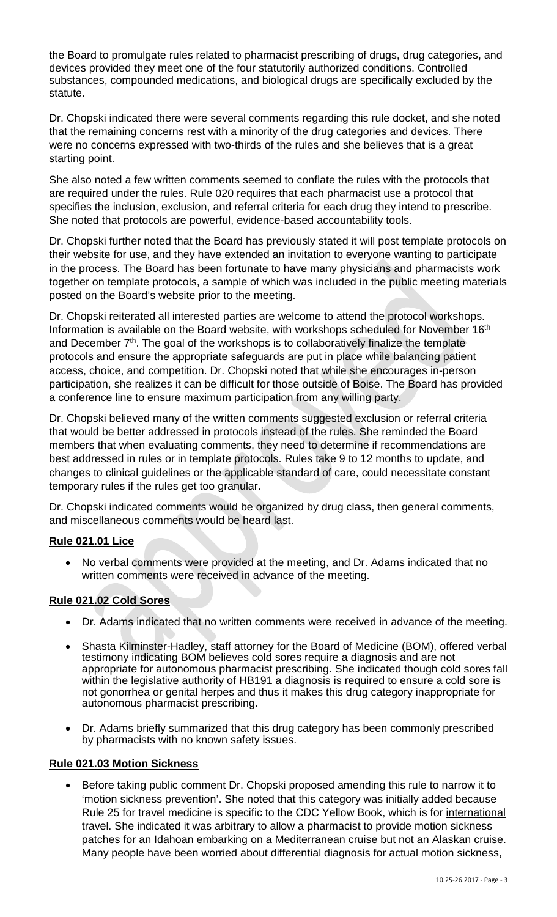the Board to promulgate rules related to pharmacist prescribing of drugs, drug categories, and devices provided they meet one of the four statutorily authorized conditions. Controlled substances, compounded medications, and biological drugs are specifically excluded by the statute.

Dr. Chopski indicated there were several comments regarding this rule docket, and she noted that the remaining concerns rest with a minority of the drug categories and devices. There were no concerns expressed with two-thirds of the rules and she believes that is a great starting point.

She also noted a few written comments seemed to conflate the rules with the protocols that are required under the rules. Rule 020 requires that each pharmacist use a protocol that specifies the inclusion, exclusion, and referral criteria for each drug they intend to prescribe. She noted that protocols are powerful, evidence-based accountability tools.

Dr. Chopski further noted that the Board has previously stated it will post template protocols on their website for use, and they have extended an invitation to everyone wanting to participate in the process. The Board has been fortunate to have many physicians and pharmacists work together on template protocols, a sample of which was included in the public meeting materials posted on the Board's website prior to the meeting.

Dr. Chopski reiterated all interested parties are welcome to attend the protocol workshops. Information is available on the Board website, with workshops scheduled for November 16th and December 7th. The goal of the workshops is to collaboratively finalize the template protocols and ensure the appropriate safeguards are put in place while balancing patient access, choice, and competition. Dr. Chopski noted that while she encourages in-person participation, she realizes it can be difficult for those outside of Boise. The Board has provided a conference line to ensure maximum participation from any willing party.

Dr. Chopski believed many of the written comments suggested exclusion or referral criteria that would be better addressed in protocols instead of the rules. She reminded the Board members that when evaluating comments, they need to determine if recommendations are best addressed in rules or in template protocols. Rules take 9 to 12 months to update, and changes to clinical guidelines or the applicable standard of care, could necessitate constant temporary rules if the rules get too granular.

Dr. Chopski indicated comments would be organized by drug class, then general comments, and miscellaneous comments would be heard last.

**Rule 021.01 Lice**

- No verbal comments were provided at the meeting, and Dr. Adams indicated that no written comments were received in advance of the meeting.

**Rule 021.02 Cold Sores**

- Dr. Adams indicated that no written comments were received in advance of the meeting.
- Shasta Kilminster-Hadley, staff attorney for the Board of Medicine (BOM), offered verbal testimony indicating BOM believes cold sores require a diagnosis and are not appropriate for autonomous pharmacist prescribing. She indicated though cold sores fall within the legislative authority of HB191 a diagnosis is required to ensure a cold sore is not gonorrhea or genital herpes and thus it makes this drug category inappropriate for autonomous pharmacist prescribing.
- Dr. Adams briefly summarized that this drug category has been commonly prescribed by pharmacists with no known safety issues.

**Rule 021.03 Motion Sickness**

- Before taking public comment Dr. Chopski proposed amending this rule to narrow it to 'motion sickness prevention'. She noted that this category was initially added because Rule 25 for travel medicine is specific to the CDC Yellow Book, which is for international travel. She indicated it was arbitrary to allow a pharmacist to provide motion sickness patches for an Idahoan embarking on a Mediterranean cruise but not an Alaskan cruise. Many people have been worried about differential diagnosis for actual motion sickness,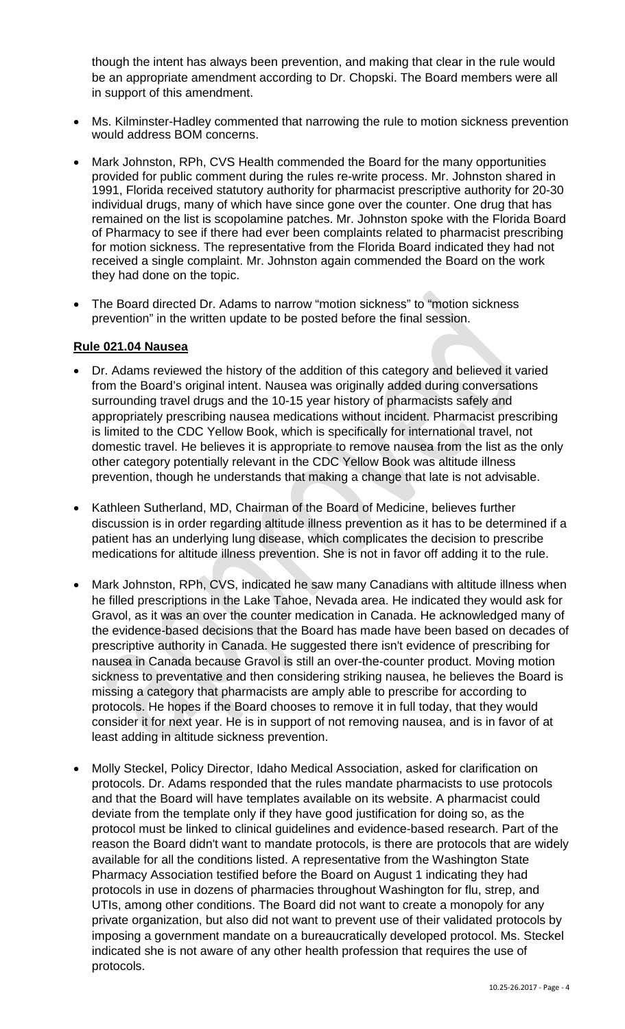though the intent has always been prevention, and making that clear in the rule would be an appropriate amendment according to Dr. Chopski. The Board members were all in support of this amendment.

- Ms. Kilminster-Hadley commented that narrowing the rule to motion sickness prevention would address BOM concerns.
- Mark Johnston, RPh, CVS Health commended the Board for the many opportunities provided for public comment during the rules re-write process. Mr. Johnston shared in 1991, Florida received statutory authority for pharmacist prescriptive authority for 20-30 individual drugs, many of which have since gone over the counter. One drug that has remained on the list is scopolamine patches. Mr. Johnston spoke with the Florida Board of Pharmacy to see if there had ever been complaints related to pharmacist prescribing for motion sickness. The representative from the Florida Board indicated they had not received a single complaint. Mr. Johnston again commended the Board on the work they had done on the topic.
- The Board directed Dr. Adams to narrow "motion sickness" to "motion sickness prevention" in the written update to be posted before the final session.

**Rule 021.04 Nausea**

- Dr. Adams reviewed the history of the addition of this category and believed it varied from the Board's original intent. Nausea was originally added during conversations surrounding travel drugs and the 10-15 year history of pharmacists safely and appropriately prescribing nausea medications without incident. Pharmacist prescribing is limited to the CDC Yellow Book, which is specifically for international travel, not domestic travel. He believes it is appropriate to remove nausea from the list as the only other category potentially relevant in the CDC Yellow Book was altitude illness prevention, though he understands that making a change that late is not advisable.
- Kathleen Sutherland, MD, Chairman of the Board of Medicine, believes further discussion is in order regarding altitude illness prevention as it has to be determined if a patient has an underlying lung disease, which complicates the decision to prescribe medications for altitude illness prevention. She is not in favor off adding it to the rule.
- Mark Johnston, RPh, CVS, indicated he saw many Canadians with altitude illness when he filled prescriptions in the Lake Tahoe, Nevada area. He indicated they would ask for Gravol, as it was an over the counter medication in Canada. He acknowledged many of the evidence-based decisions that the Board has made have been based on decades of prescriptive authority in Canada. He suggested there isn't evidence of prescribing for nausea in Canada because Gravol is still an over-the-counter product. Moving motion sickness to preventative and then considering striking nausea, he believes the Board is missing a category that pharmacists are amply able to prescribe for according to protocols. He hopes if the Board chooses to remove it in full today, that they would consider it for next year. He is in support of not removing nausea, and is in favor of at least adding in altitude sickness prevention.
- Molly Steckel, Policy Director, Idaho Medical Association, asked for clarification on protocols. Dr. Adams responded that the rules mandate pharmacists to use protocols and that the Board will have templates available on its website. A pharmacist could deviate from the template only if they have good justification for doing so, as the protocol must be linked to clinical guidelines and evidence-based research. Part of the reason the Board didn't want to mandate protocols, is there are protocols that are widely available for all the conditions listed. A representative from the Washington State Pharmacy Association testified before the Board on August 1 indicating they had protocols in use in dozens of pharmacies throughout Washington for flu, strep, and UTIs, among other conditions. The Board did not want to create a monopoly for any private organization, but also did not want to prevent use of their validated protocols by imposing a government mandate on a bureaucratically developed protocol. Ms. Steckel indicated she is not aware of any other health profession that requires the use of protocols.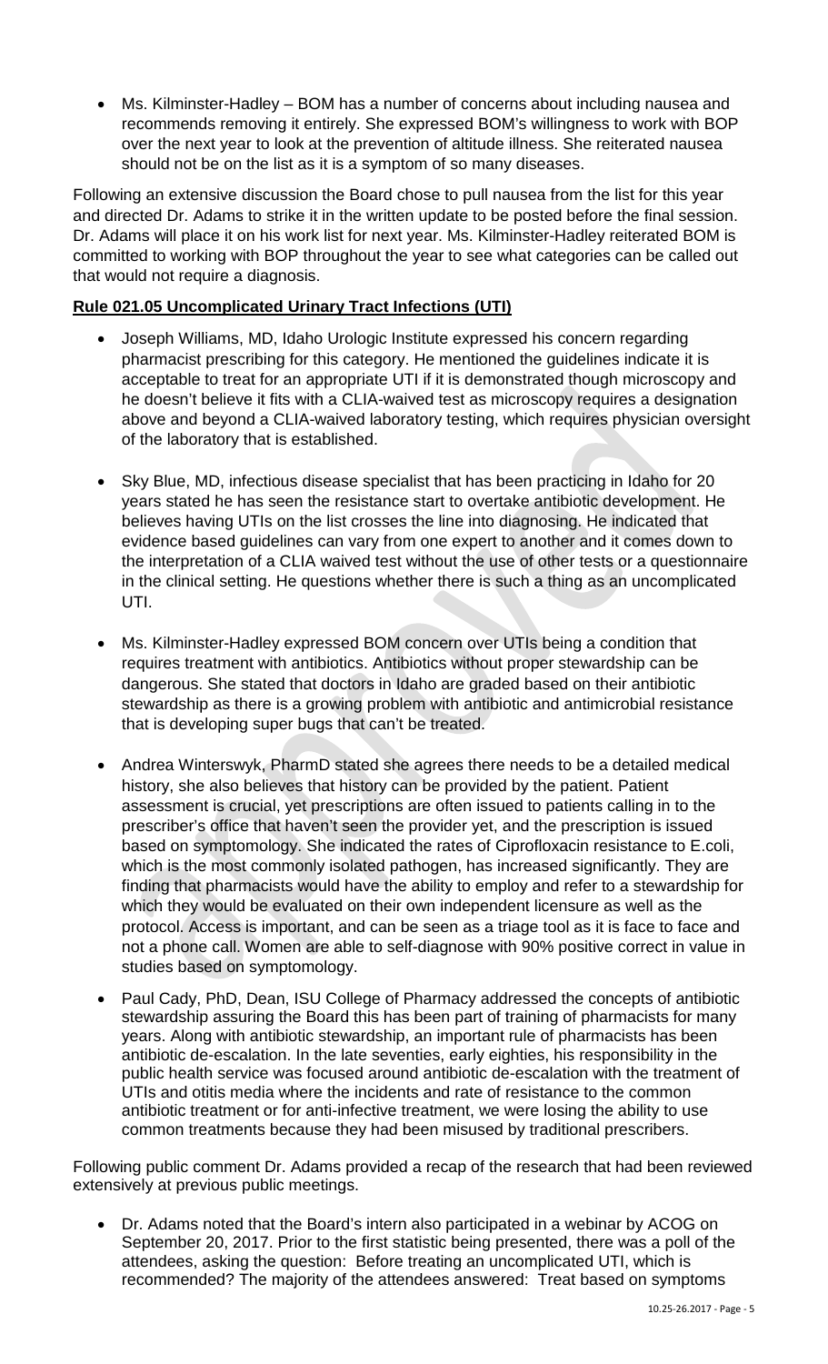- Ms. Kilminster-Hadley – BOM has a number of concerns about including nausea and recommends removing it entirely. She expressed BOM's willingness to work with BOP over the next year to look at the prevention of altitude illness. She reiterated nausea should not be on the list as it is a symptom of so many diseases.

Following an extensive discussion the Board chose to pull nausea from the list for this year and directed Dr. Adams to strike it in the written update to be posted before the final session. Dr. Adams will place it on his work list for next year. Ms. Kilminster-Hadley reiterated BOM is committed to working with BOP throughout the year to see what categories can be called out that would not require a diagnosis.

**Rule 021.05 Uncomplicated Urinary Tract Infections (UTI)**

- Joseph Williams, MD, Idaho Urologic Institute expressed his concern regarding pharmacist prescribing for this category. He mentioned the guidelines indicate it is acceptable to treat for an appropriate UTI if it is demonstrated though microscopy and he doesn't believe it fits with a CLIA-waived test as microscopy requires a designation above and beyond a CLIA-waived laboratory testing, which requires physician oversight of the laboratory that is established.

- Sky Blue, MD, infectious disease specialist that has been practicing in Idaho for 20 years stated he has seen the resistance start to overtake antibiotic development. He believes having UTIs on the list crosses the line into diagnosing. He indicated that evidence based guidelines can vary from one expert to another and it comes down to the interpretation of a CLIA waived test without the use of other tests or a questionnaire in the clinical setting. He questions whether there is such a thing as an uncomplicated UTI.

- Ms. Kilminster-Hadley expressed BOM concern over UTIs being a condition that requires treatment with antibiotics. Antibiotics without proper stewardship can be dangerous. She stated that doctors in Idaho are graded based on their antibiotic stewardship as there is a growing problem with antibiotic and antimicrobial resistance that is developing super bugs that can't be treated.

- Andrea Winterswyk, PharmD stated she agrees there needs to be a detailed medical history, she also believes that history can be provided by the patient. Patient assessment is crucial, yet prescriptions are often issued to patients calling in to the prescriber's office that haven't seen the provider yet, and the prescription is issued based on symptomology. She indicated the rates of Ciprofloxacin resistance to E.coli, which is the most commonly isolated pathogen, has increased significantly. They are finding that pharmacists would have the ability to employ and refer to a stewardship for which they would be evaluated on their own independent licensure as well as the protocol. Access is important, and can be seen as a triage tool as it is face to face and not a phone call. Women are able to self-diagnose with 90% positive correct in value in studies based on symptomology.

- Paul Cady, PhD, Dean, ISU College of Pharmacy addressed the concepts of antibiotic stewardship assuring the Board this has been part of training of pharmacists for many years. Along with antibiotic stewardship, an important rule of pharmacists has been antibiotic de-escalation. In the late seventies, early eighties, his responsibility in the public health service was focused around antibiotic de-escalation with the treatment of UTIs and otitis media where the incidents and rate of resistance to the common antibiotic treatment or for anti-infective treatment, we were losing the ability to use common treatments because they had been misused by traditional prescribers.

Following public comment Dr. Adams provided a recap of the research that had been reviewed extensively at previous public meetings.

- Dr. Adams noted that the Board's intern also participated in a webinar by ACOG on September 20, 2017. Prior to the first statistic being presented, there was a poll of the attendees, asking the question: Before treating an uncomplicated UTI, which is recommended? The majority of the attendees answered: Treat based on symptoms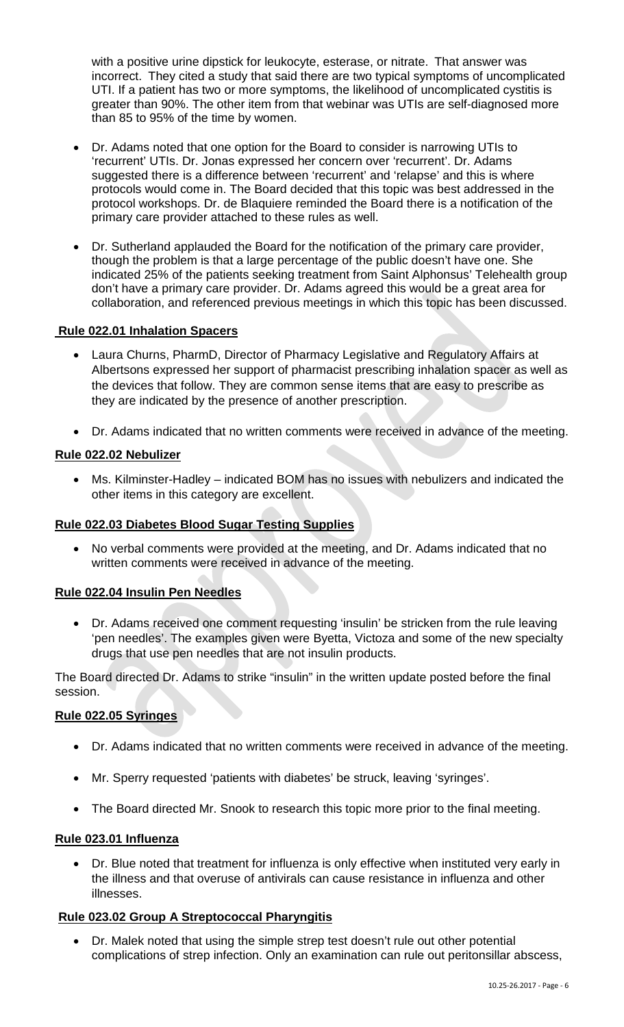with a positive urine dipstick for leukocyte, esterase, or nitrate. That answer was incorrect. They cited a study that said there are two typical symptoms of uncomplicated UTI. If a patient has two or more symptoms, the likelihood of uncomplicated cystitis is greater than 90%. The other item from that webinar was UTIs are self-diagnosed more than 85 to 95% of the time by women.

- Dr. Adams noted that one option for the Board to consider is narrowing UTIs to 'recurrent' UTIs. Dr. Jonas expressed her concern over 'recurrent'. Dr. Adams suggested there is a difference between 'recurrent' and 'relapse' and this is where protocols would come in. The Board decided that this topic was best addressed in the protocol workshops. Dr. de Blaquiere reminded the Board there is a notification of the primary care provider attached to these rules as well.
- Dr. Sutherland applauded the Board for the notification of the primary care provider, though the problem is that a large percentage of the public doesn't have one. She indicated 25% of the patients seeking treatment from Saint Alphonsus' Telehealth group don't have a primary care provider. Dr. Adams agreed this would be a great area for collaboration, and referenced previous meetings in which this topic has been discussed.

**Rule 022.01 Inhalation Spacers**

- Laura Churns, PharmD, Director of Pharmacy Legislative and Regulatory Affairs at Albertsons expressed her support of pharmacist prescribing inhalation spacer as well as the devices that follow. They are common sense items that are easy to prescribe as they are indicated by the presence of another prescription.
- Dr. Adams indicated that no written comments were received in advance of the meeting.

**Rule 022.02 Nebulizer**

- Ms. Kilminster-Hadley – indicated BOM has no issues with nebulizers and indicated the other items in this category are excellent.

**Rule 022.03 Diabetes Blood Sugar Testing Supplies**

- No verbal comments were provided at the meeting, and Dr. Adams indicated that no written comments were received in advance of the meeting.

**Rule 022.04 Insulin Pen Needles**

- Dr. Adams received one comment requesting 'insulin' be stricken from the rule leaving 'pen needles'. The examples given were Byetta, Victoza and some of the new specialty drugs that use pen needles that are not insulin products.

The Board directed Dr. Adams to strike "insulin" in the written update posted before the final session.

**Rule 022.05 Syringes**

- Dr. Adams indicated that no written comments were received in advance of the meeting.
- Mr. Sperry requested 'patients with diabetes' be struck, leaving 'syringes'.
- The Board directed Mr. Snook to research this topic more prior to the final meeting.

**Rule 023.01 Influenza**

- Dr. Blue noted that treatment for influenza is only effective when instituted very early in the illness and that overuse of antivirals can cause resistance in influenza and other illnesses.

**Rule 023.02 Group A Streptococcal Pharyngitis**

- Dr. Malek noted that using the simple strep test doesn't rule out other potential complications of strep infection. Only an examination can rule out peritonsillar abscess,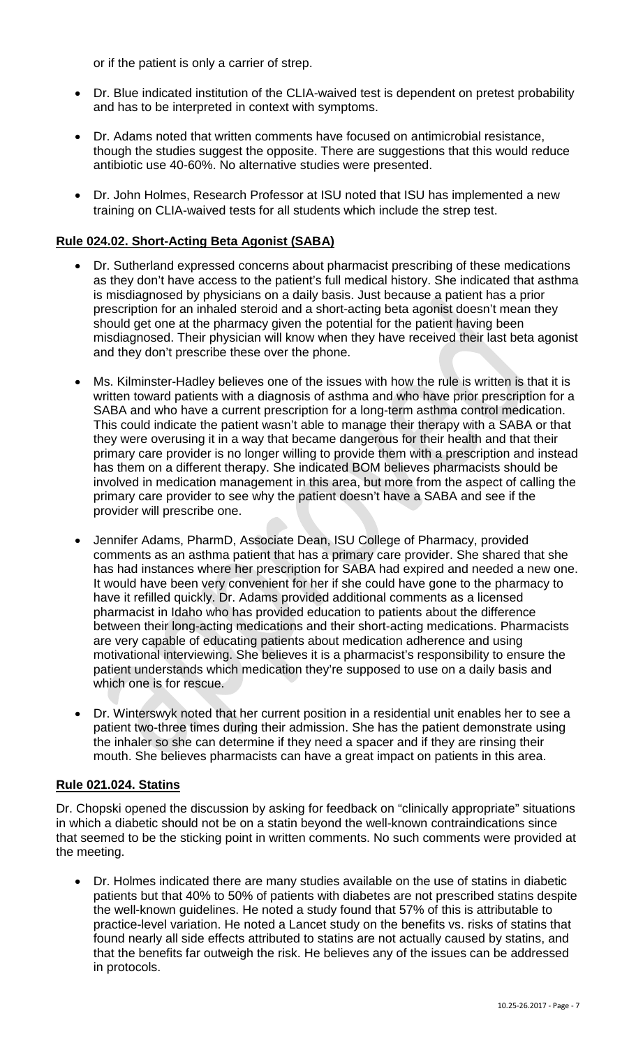or if the patient is only a carrier of strep.

- Dr. Blue indicated institution of the CLIA-waived test is dependent on pretest probability and has to be interpreted in context with symptoms.

- Dr. Adams noted that written comments have focused on antimicrobial resistance, though the studies suggest the opposite. There are suggestions that this would reduce antibiotic use 40-60%. No alternative studies were presented.

- Dr. John Holmes, Research Professor at ISU noted that ISU has implemented a new training on CLIA-waived tests for all students which include the strep test.

**Rule 024.02. Short-Acting Beta Agonist (SABA)**

- Dr. Sutherland expressed concerns about pharmacist prescribing of these medications as they don't have access to the patient's full medical history. She indicated that asthma is misdiagnosed by physicians on a daily basis. Just because a patient has a prior prescription for an inhaled steroid and a short-acting beta agonist doesn't mean they should get one at the pharmacy given the potential for the patient having been misdiagnosed. Their physician will know when they have received their last beta agonist and they don't prescribe these over the phone.

- Ms. Kilminster-Hadley believes one of the issues with how the rule is written is that it is written toward patients with a diagnosis of asthma and who have prior prescription for a SABA and who have a current prescription for a long-term asthma control medication. This could indicate the patient wasn't able to manage their therapy with a SABA or that they were overusing it in a way that became dangerous for their health and that their primary care provider is no longer willing to provide them with a prescription and instead has them on a different therapy. She indicated BOM believes pharmacists should be involved in medication management in this area, but more from the aspect of calling the primary care provider to see why the patient doesn't have a SABA and see if the provider will prescribe one.

- Jennifer Adams, PharmD, Associate Dean, ISU College of Pharmacy, provided comments as an asthma patient that has a primary care provider. She shared that she has had instances where her prescription for SABA had expired and needed a new one. It would have been very convenient for her if she could have gone to the pharmacy to have it refilled quickly. Dr. Adams provided additional comments as a licensed pharmacist in Idaho who has provided education to patients about the difference between their long-acting medications and their short-acting medications. Pharmacists are very capable of educating patients about medication adherence and using motivational interviewing. She believes it is a pharmacist's responsibility to ensure the patient understands which medication they're supposed to use on a daily basis and which one is for rescue.

- Dr. Winterswyk noted that her current position in a residential unit enables her to see a patient two-three times during their admission. She has the patient demonstrate using the inhaler so she can determine if they need a spacer and if they are rinsing their mouth. She believes pharmacists can have a great impact on patients in this area.

**Rule 021.024. Statins**

Dr. Chopski opened the discussion by asking for feedback on "clinically appropriate" situations in which a diabetic should not be on a statin beyond the well-known contraindications since that seemed to be the sticking point in written comments. No such comments were provided at the meeting.

- Dr. Holmes indicated there are many studies available on the use of statins in diabetic patients but that 40% to 50% of patients with diabetes are not prescribed statins despite the well-known guidelines. He noted a study found that 57% of this is attributable to practice-level variation. He noted a Lancet study on the benefits vs. risks of statins that found nearly all side effects attributed to statins are not actually caused by statins, and that the benefits far outweigh the risk. He believes any of the issues can be addressed in protocols.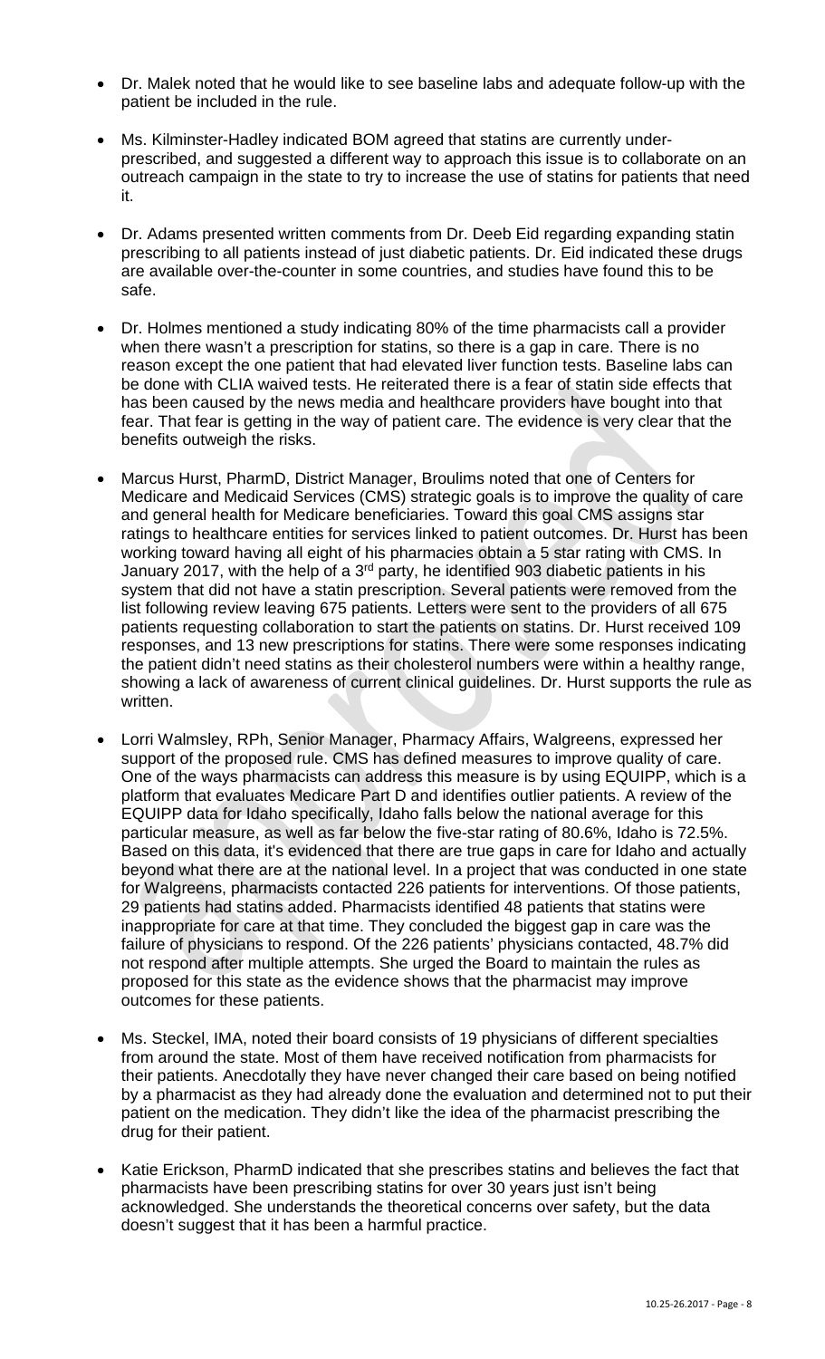- Dr. Malek noted that he would like to see baseline labs and adequate follow-up with the patient be included in the rule.

- Ms. Kilminster-Hadley indicated BOM agreed that statins are currently under-prescribed, and suggested a different way to approach this issue is to collaborate on an outreach campaign in the state to try to increase the use of statins for patients that need it.

- Dr. Adams presented written comments from Dr. Deeb Eid regarding expanding statin prescribing to all patients instead of just diabetic patients. Dr. Eid indicated these drugs are available over-the-counter in some countries, and studies have found this to be safe.

- Dr. Holmes mentioned a study indicating 80% of the time pharmacists call a provider when there wasn't a prescription for statins, so there is a gap in care. There is no reason except the one patient that had elevated liver function tests. Baseline labs can be done with CLIA waived tests. He reiterated there is a fear of statin side effects that has been caused by the news media and healthcare providers have bought into that fear. That fear is getting in the way of patient care. The evidence is very clear that the benefits outweigh the risks.

- Marcus Hurst, PharmD, District Manager, Broulims noted that one of Centers for Medicare and Medicaid Services (CMS) strategic goals is to improve the quality of care and general health for Medicare beneficiaries. Toward this goal CMS assigns star ratings to healthcare entities for services linked to patient outcomes. Dr. Hurst has been working toward having all eight of his pharmacies obtain a 5 star rating with CMS. In January 2017, with the help of a 3rd party, he identified 903 diabetic patients in his system that did not have a statin prescription. Several patients were removed from the list following review leaving 675 patients. Letters were sent to the providers of all 675 patients requesting collaboration to start the patients on statins. Dr. Hurst received 109 responses, and 13 new prescriptions for statins. There were some responses indicating the patient didn't need statins as their cholesterol numbers were within a healthy range, showing a lack of awareness of current clinical guidelines. Dr. Hurst supports the rule as written.

- Lorri Walmsley, RPh, Senior Manager, Pharmacy Affairs, Walgreens, expressed her support of the proposed rule. CMS has defined measures to improve quality of care. One of the ways pharmacists can address this measure is by using EQUIPP, which is a platform that evaluates Medicare Part D and identifies outlier patients. A review of the EQUIPP data for Idaho specifically, Idaho falls below the national average for this particular measure, as well as far below the five-star rating of 80.6%, Idaho is 72.5%. Based on this data, it's evidenced that there are true gaps in care for Idaho and actually beyond what there are at the national level. In a project that was conducted in one state for Walgreens, pharmacists contacted 226 patients for interventions. Of those patients, 29 patients had statins added. Pharmacists identified 48 patients that statins were inappropriate for care at that time. They concluded the biggest gap in care was the failure of physicians to respond. Of the 226 patients' physicians contacted, 48.7% did not respond after multiple attempts. She urged the Board to maintain the rules as proposed for this state as the evidence shows that the pharmacist may improve outcomes for these patients.

- Ms. Steckel, IMA, noted their board consists of 19 physicians of different specialties from around the state. Most of them have received notification from pharmacists for their patients. Anecdotally they have never changed their care based on being notified by a pharmacist as they had already done the evaluation and determined not to put their patient on the medication. They didn't like the idea of the pharmacist prescribing the drug for their patient.

- Katie Erickson, PharmD indicated that she prescribes statins and believes the fact that pharmacists have been prescribing statins for over 30 years just isn't being acknowledged. She understands the theoretical concerns over safety, but the data doesn't suggest that it has been a harmful practice.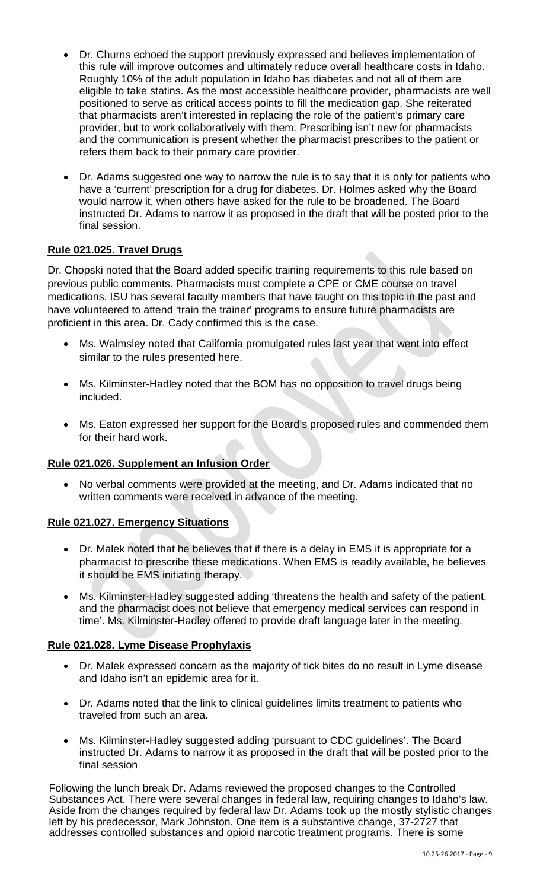- Dr. Churns echoed the support previously expressed and believes implementation of this rule will improve outcomes and ultimately reduce overall healthcare costs in Idaho. Roughly 10% of the adult population in Idaho has diabetes and not all of them are eligible to take statins. As the most accessible healthcare provider, pharmacists are well positioned to serve as critical access points to fill the medication gap. She reiterated that pharmacists aren't interested in replacing the role of the patient's primary care provider, but to work collaboratively with them. Prescribing isn't new for pharmacists and the communication is present whether the pharmacist prescribes to the patient or refers them back to their primary care provider.

- Dr. Adams suggested one way to narrow the rule is to say that it is only for patients who have a 'current' prescription for a drug for diabetes. Dr. Holmes asked why the Board would narrow it, when others have asked for the rule to be broadened. The Board instructed Dr. Adams to narrow it as proposed in the draft that will be posted prior to the final session.

**Rule 021.025. Travel Drugs**

Dr. Chopski noted that the Board added specific training requirements to this rule based on previous public comments. Pharmacists must complete a CPE or CME course on travel medications. ISU has several faculty members that have taught on this topic in the past and have volunteered to attend 'train the trainer' programs to ensure future pharmacists are proficient in this area. Dr. Cady confirmed this is the case.

- Ms. Walmsley noted that California promulgated rules last year that went into effect similar to the rules presented here.

- Ms. Kilminster-Hadley noted that the BOM has no opposition to travel drugs being included.

- Ms. Eaton expressed her support for the Board's proposed rules and commended them for their hard work.

**Rule 021.026. Supplement an Infusion Order**

- No verbal comments were provided at the meeting, and Dr. Adams indicated that no written comments were received in advance of the meeting.

**Rule 021.027. Emergency Situations**

- Dr. Malek noted that he believes that if there is a delay in EMS it is appropriate for a pharmacist to prescribe these medications. When EMS is readily available, he believes it should be EMS initiating therapy.

- Ms. Kilminster-Hadley suggested adding 'threatens the health and safety of the patient, and the pharmacist does not believe that emergency medical services can respond in time'. Ms. Kilminster-Hadley offered to provide draft language later in the meeting.

**Rule 021.028. Lyme Disease Prophylaxis**

- Dr. Malek expressed concern as the majority of tick bites do no result in Lyme disease and Idaho isn't an epidemic area for it.

- Dr. Adams noted that the link to clinical guidelines limits treatment to patients who traveled from such an area.

- Ms. Kilminster-Hadley suggested adding 'pursuant to CDC guidelines'. The Board instructed Dr. Adams to narrow it as proposed in the draft that will be posted prior to the final session

Following the lunch break Dr. Adams reviewed the proposed changes to the Controlled Substances Act. There were several changes in federal law, requiring changes to Idaho's law. Aside from the changes required by federal law Dr. Adams took up the mostly stylistic changes left by his predecessor, Mark Johnston. One item is a substantive change, 37-2727 that addresses controlled substances and opioid narcotic treatment programs. There is some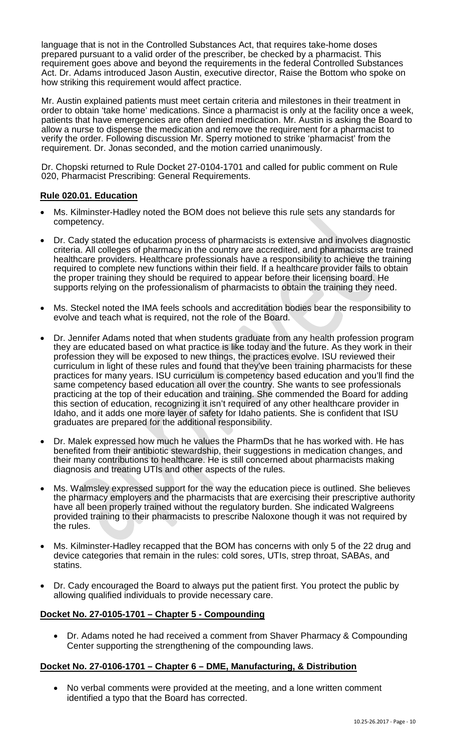language that is not in the Controlled Substances Act, that requires take-home doses prepared pursuant to a valid order of the prescriber, be checked by a pharmacist. This requirement goes above and beyond the requirements in the federal Controlled Substances Act. Dr. Adams introduced Jason Austin, executive director, Raise the Bottom who spoke on how striking this requirement would affect practice.

Mr. Austin explained patients must meet certain criteria and milestones in their treatment in order to obtain 'take home' medications. Since a pharmacist is only at the facility once a week, patients that have emergencies are often denied medication. Mr. Austin is asking the Board to allow a nurse to dispense the medication and remove the requirement for a pharmacist to verify the order. Following discussion Mr. Sperry motioned to strike 'pharmacist' from the requirement. Dr. Jonas seconded, and the motion carried unanimously.

Dr. Chopski returned to Rule Docket 27-0104-1701 and called for public comment on Rule 020, Pharmacist Prescribing: General Requirements.

**Rule 020.01. Education**

- Ms. Kilminster-Hadley noted the BOM does not believe this rule sets any standards for competency.
- Dr. Cady stated the education process of pharmacists is extensive and involves diagnostic criteria. All colleges of pharmacy in the country are accredited, and pharmacists are trained healthcare providers. Healthcare professionals have a responsibility to achieve the training required to complete new functions within their field. If a healthcare provider fails to obtain the proper training they should be required to appear before their licensing board. He supports relying on the professionalism of pharmacists to obtain the training they need.
- Ms. Steckel noted the IMA feels schools and accreditation bodies bear the responsibility to evolve and teach what is required, not the role of the Board.
- Dr. Jennifer Adams noted that when students graduate from any health profession program they are educated based on what practice is like today and the future. As they work in their profession they will be exposed to new things, the practices evolve. ISU reviewed their curriculum in light of these rules and found that they've been training pharmacists for these practices for many years. ISU curriculum is competency based education and you'll find the same competency based education all over the country. She wants to see professionals practicing at the top of their education and training. She commended the Board for adding this section of education, recognizing it isn't required of any other healthcare provider in Idaho, and it adds one more layer of safety for Idaho patients. She is confident that ISU graduates are prepared for the additional responsibility.
- Dr. Malek expressed how much he values the PharmDs that he has worked with. He has benefited from their antibiotic stewardship, their suggestions in medication changes, and their many contributions to healthcare. He is still concerned about pharmacists making diagnosis and treating UTIs and other aspects of the rules.
- Ms. Walmsley expressed support for the way the education piece is outlined. She believes the pharmacy employers and the pharmacists that are exercising their prescriptive authority have all been properly trained without the regulatory burden. She indicated Walgreens provided training to their pharmacists to prescribe Naloxone though it was not required by the rules.
- Ms. Kilminster-Hadley recapped that the BOM has concerns with only 5 of the 22 drug and device categories that remain in the rules: cold sores, UTIs, strep throat, SABAs, and statins.
- Dr. Cady encouraged the Board to always put the patient first. You protect the public by allowing qualified individuals to provide necessary care.

**Docket No. 27-0105-1701 – Chapter 5 - Compounding**

- Dr. Adams noted he had received a comment from Shaver Pharmacy & Compounding Center supporting the strengthening of the compounding laws.

**Docket No. 27-0106-1701 – Chapter 6 – DME, Manufacturing, & Distribution**

- No verbal comments were provided at the meeting, and a lone written comment identified a typo that the Board has corrected.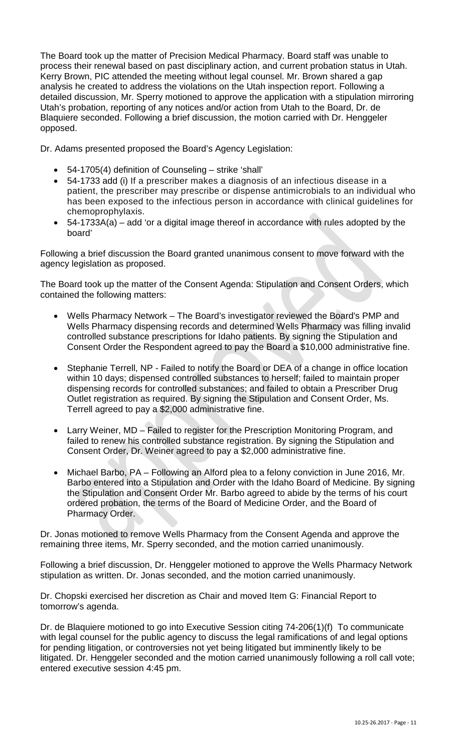The Board took up the matter of Precision Medical Pharmacy. Board staff was unable to process their renewal based on past disciplinary action, and current probation status in Utah. Kerry Brown, PIC attended the meeting without legal counsel. Mr. Brown shared a gap analysis he created to address the violations on the Utah inspection report. Following a detailed discussion, Mr. Sperry motioned to approve the application with a stipulation mirroring Utah's probation, reporting of any notices and/or action from Utah to the Board, Dr. de Blaquiere seconded. Following a brief discussion, the motion carried with Dr. Henggeler opposed.

Dr. Adams presented proposed the Board's Agency Legislation:

- 54-1705(4) definition of Counseling – strike 'shall'
- 54-1733 add (i) If a prescriber makes a diagnosis of an infectious disease in a patient, the prescriber may prescribe or dispense antimicrobials to an individual who has been exposed to the infectious person in accordance with clinical guidelines for chemoprophylaxis.
- 54-1733A(a) – add 'or a digital image thereof in accordance with rules adopted by the board'

Following a brief discussion the Board granted unanimous consent to move forward with the agency legislation as proposed.

The Board took up the matter of the Consent Agenda: Stipulation and Consent Orders, which contained the following matters:

- Wells Pharmacy Network – The Board's investigator reviewed the Board's PMP and Wells Pharmacy dispensing records and determined Wells Pharmacy was filling invalid controlled substance prescriptions for Idaho patients. By signing the Stipulation and Consent Order the Respondent agreed to pay the Board a $10,000 administrative fine.

- Stephanie Terrell, NP - Failed to notify the Board or DEA of a change in office location within 10 days; dispensed controlled substances to herself; failed to maintain proper dispensing records for controlled substances; and failed to obtain a Prescriber Drug Outlet registration as required. By signing the Stipulation and Consent Order, Ms. Terrell agreed to pay a $2,000 administrative fine.

- Larry Weiner, MD – Failed to register for the Prescription Monitoring Program, and failed to renew his controlled substance registration. By signing the Stipulation and Consent Order, Dr. Weiner agreed to pay a $2,000 administrative fine.

- Michael Barbo, PA – Following an Alford plea to a felony conviction in June 2016, Mr. Barbo entered into a Stipulation and Order with the Idaho Board of Medicine. By signing the Stipulation and Consent Order Mr. Barbo agreed to abide by the terms of his court ordered probation, the terms of the Board of Medicine Order, and the Board of Pharmacy Order.

Dr. Jonas motioned to remove Wells Pharmacy from the Consent Agenda and approve the remaining three items, Mr. Sperry seconded, and the motion carried unanimously.

Following a brief discussion, Dr. Henggeler motioned to approve the Wells Pharmacy Network stipulation as written. Dr. Jonas seconded, and the motion carried unanimously.

Dr. Chopski exercised her discretion as Chair and moved Item G: Financial Report to tomorrow's agenda.

Dr. de Blaquiere motioned to go into Executive Session citing 74-206(1)(f) To communicate with legal counsel for the public agency to discuss the legal ramifications of and legal options for pending litigation, or controversies not yet being litigated but imminently likely to be litigated. Dr. Henggeler seconded and the motion carried unanimously following a roll call vote; entered executive session 4:45 pm.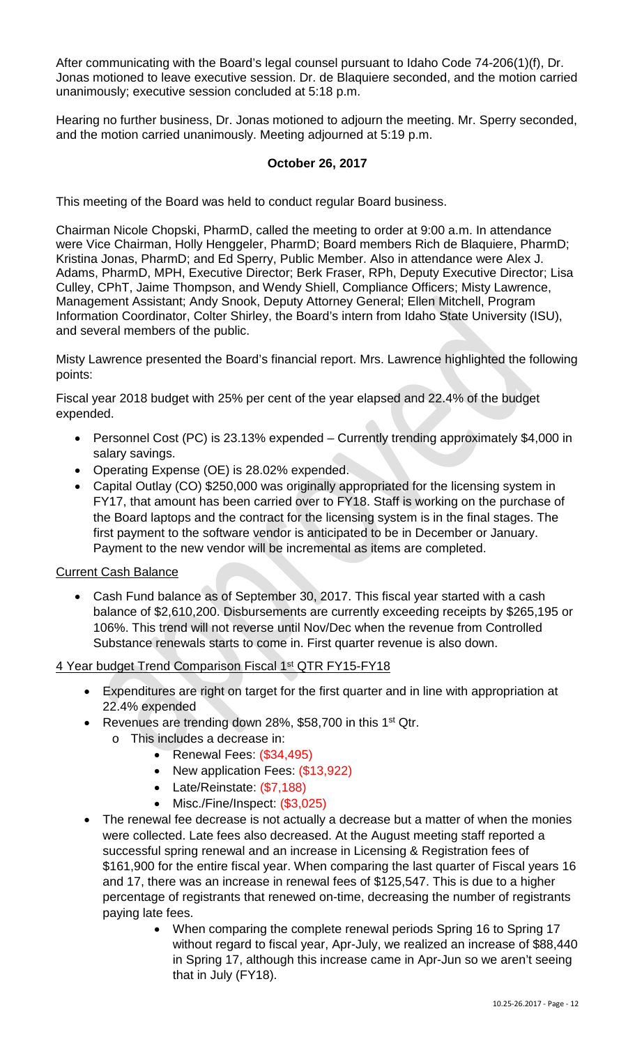After communicating with the Board's legal counsel pursuant to Idaho Code 74-206(1)(f), Dr. Jonas motioned to leave executive session. Dr. de Blaquiere seconded, and the motion carried unanimously; executive session concluded at 5:18 p.m.

Hearing no further business, Dr. Jonas motioned to adjourn the meeting. Mr. Sperry seconded, and the motion carried unanimously. Meeting adjourned at 5:19 p.m.

## October 26, 2017

This meeting of the Board was held to conduct regular Board business.

Chairman Nicole Chopski, PharmD, called the meeting to order at 9:00 a.m. In attendance were Vice Chairman, Holly Henggeler, PharmD; Board members Rich de Blaquiere, PharmD; Kristina Jonas, PharmD; and Ed Sperry, Public Member. Also in attendance were Alex J. Adams, PharmD, MPH, Executive Director; Berk Fraser, RPh, Deputy Executive Director; Lisa Culley, CPhT, Jaime Thompson, and Wendy Shiell, Compliance Officers; Misty Lawrence, Management Assistant; Andy Snook, Deputy Attorney General; Ellen Mitchell, Program Information Coordinator, Colter Shirley, the Board's intern from Idaho State University (ISU), and several members of the public.

Misty Lawrence presented the Board's financial report. Mrs. Lawrence highlighted the following points:

Fiscal year 2018 budget with 25% per cent of the year elapsed and 22.4% of the budget expended.

- Personnel Cost (PC) is 23.13% expended – Currently trending approximately $4,000 in salary savings.
- Operating Expense (OE) is 28.02% expended.
- Capital Outlay (CO) $250,000 was originally appropriated for the licensing system in FY17, that amount has been carried over to FY18. Staff is working on the purchase of the Board laptops and the contract for the licensing system is in the final stages. The first payment to the software vendor is anticipated to be in December or January. Payment to the new vendor will be incremental as items are completed.

Current Cash Balance

- Cash Fund balance as of September 30, 2017. This fiscal year started with a cash balance of $2,610,200. Disbursements are currently exceeding receipts by $265,195 or 106%. This trend will not reverse until Nov/Dec when the revenue from Controlled Substance renewals starts to come in. First quarter revenue is also down.

4 Year budget Trend Comparison Fiscal 1st QTR FY15-FY18

- Expenditures are right on target for the first quarter and in line with appropriation at 22.4% expended
- Revenues are trending down 28%, $58,700 in this 1st Qtr.
  - This includes a decrease in:
    - Renewal Fees: ($34,495)
    - New application Fees: ($13,922)
    - Late/Reinstate: ($7,188)
    - Misc./Fine/Inspect: ($3,025)
- The renewal fee decrease is not actually a decrease but a matter of when the monies were collected. Late fees also decreased. At the August meeting staff reported a successful spring renewal and an increase in Licensing & Registration fees of $161,900 for the entire fiscal year. When comparing the last quarter of Fiscal years 16 and 17, there was an increase in renewal fees of $125,547. This is due to a higher percentage of registrants that renewed on-time, decreasing the number of registrants paying late fees.
  - When comparing the complete renewal periods Spring 16 to Spring 17 without regard to fiscal year, Apr-July, we realized an increase of $88,440 in Spring 17, although this increase came in Apr-Jun so we aren't seeing that in July (FY18).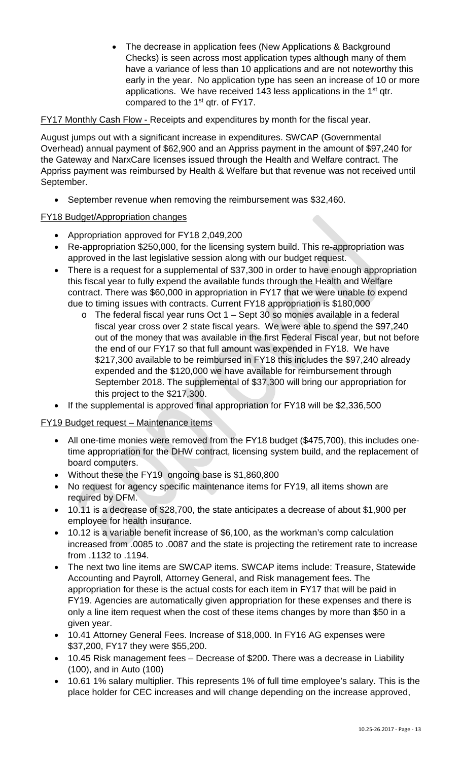- The decrease in application fees (New Applications & Background Checks) is seen across most application types although many of them have a variance of less than 10 applications and are not noteworthy this early in the year. No application type has seen an increase of 10 or more applications. We have received 143 less applications in the 1st qtr. compared to the 1st qtr. of FY17.

FY17 Monthly Cash Flow - Receipts and expenditures by month for the fiscal year.

August jumps out with a significant increase in expenditures. SWCAP (Governmental Overhead) annual payment of $62,900 and an Appriss payment in the amount of $97,240 for the Gateway and NarxCare licenses issued through the Health and Welfare contract. The Appriss payment was reimbursed by Health & Welfare but that revenue was not received until September.

- September revenue when removing the reimbursement was $32,460.

FY18 Budget/Appropriation changes

- Appropriation approved for FY18 2,049,200
- Re-appropriation $250,000, for the licensing system build. This re-appropriation was approved in the last legislative session along with our budget request.
- There is a request for a supplemental of $37,300 in order to have enough appropriation this fiscal year to fully expend the available funds through the Health and Welfare contract. There was $60,000 in appropriation in FY17 that we were unable to expend due to timing issues with contracts. Current FY18 appropriation is $180,000
  - The federal fiscal year runs Oct 1 – Sept 30 so monies available in a federal fiscal year cross over 2 state fiscal years. We were able to spend the $97,240 out of the money that was available in the first Federal Fiscal year, but not before the end of our FY17 so that full amount was expended in FY18. We have $217,300 available to be reimbursed in FY18 this includes the $97,240 already expended and the $120,000 we have available for reimbursement through September 2018. The supplemental of $37,300 will bring our appropriation for this project to the $217,300.
- If the supplemental is approved final appropriation for FY18 will be $2,336,500

FY19 Budget request – Maintenance items

- All one-time monies were removed from the FY18 budget ($475,700), this includes one-time appropriation for the DHW contract, licensing system build, and the replacement of board computers.
- Without these the FY19 ongoing base is $1,860,800
- No request for agency specific maintenance items for FY19, all items shown are required by DFM.
- 10.11 is a decrease of $28,700, the state anticipates a decrease of about $1,900 per employee for health insurance.
- 10.12 is a variable benefit increase of $6,100, as the workman's comp calculation increased from .0085 to .0087 and the state is projecting the retirement rate to increase from .1132 to .1194.
- The next two line items are SWCAP items. SWCAP items include: Treasure, Statewide Accounting and Payroll, Attorney General, and Risk management fees. The appropriation for these is the actual costs for each item in FY17 that will be paid in FY19. Agencies are automatically given appropriation for these expenses and there is only a line item request when the cost of these items changes by more than $50 in a given year.
- 10.41 Attorney General Fees. Increase of $18,000. In FY16 AG expenses were $37,200, FY17 they were $55,200.
- 10.45 Risk management fees – Decrease of $200. There was a decrease in Liability (100), and in Auto (100)
- 10.61 1% salary multiplier. This represents 1% of full time employee's salary. This is the place holder for CEC increases and will change depending on the increase approved,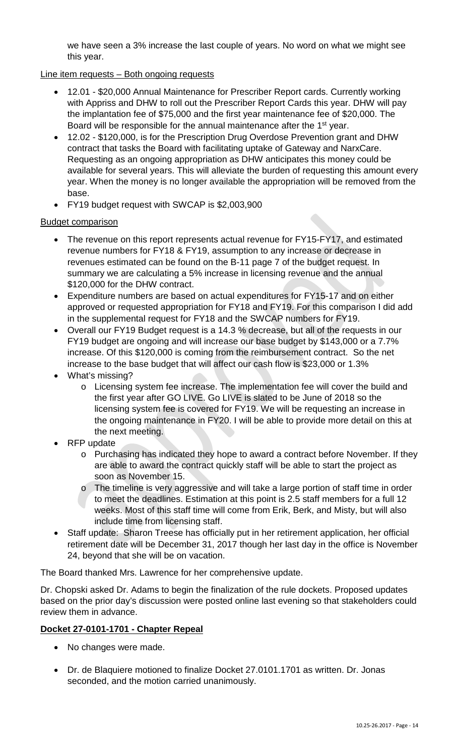we have seen a 3% increase the last couple of years. No word on what we might see this year.

Line item requests – Both ongoing requests

- 12.01 - $20,000 Annual Maintenance for Prescriber Report cards. Currently working with Appriss and DHW to roll out the Prescriber Report Cards this year. DHW will pay the implantation fee of $75,000 and the first year maintenance fee of $20,000. The Board will be responsible for the annual maintenance after the 1st year.
- 12.02 - $120,000, is for the Prescription Drug Overdose Prevention grant and DHW contract that tasks the Board with facilitating uptake of Gateway and NarxCare. Requesting as an ongoing appropriation as DHW anticipates this money could be available for several years. This will alleviate the burden of requesting this amount every year. When the money is no longer available the appropriation will be removed from the base.
- FY19 budget request with SWCAP is $2,003,900

Budget comparison

- The revenue on this report represents actual revenue for FY15-FY17, and estimated revenue numbers for FY18 & FY19, assumption to any increase or decrease in revenues estimated can be found on the B-11 page 7 of the budget request. In summary we are calculating a 5% increase in licensing revenue and the annual $120,000 for the DHW contract.
- Expenditure numbers are based on actual expenditures for FY15-17 and on either approved or requested appropriation for FY18 and FY19. For this comparison I did add in the supplemental request for FY18 and the SWCAP numbers for FY19.
- Overall our FY19 Budget request is a 14.3 % decrease, but all of the requests in our FY19 budget are ongoing and will increase our base budget by $143,000 or a 7.7% increase. Of this $120,000 is coming from the reimbursement contract. So the net increase to the base budget that will affect our cash flow is $23,000 or 1.3%
- What's missing?
  - Licensing system fee increase. The implementation fee will cover the build and the first year after GO LIVE. Go LIVE is slated to be June of 2018 so the licensing system fee is covered for FY19. We will be requesting an increase in the ongoing maintenance in FY20. I will be able to provide more detail on this at the next meeting.
- RFP update
  - Purchasing has indicated they hope to award a contract before November. If they are able to award the contract quickly staff will be able to start the project as soon as November 15.
  - The timeline is very aggressive and will take a large portion of staff time in order to meet the deadlines. Estimation at this point is 2.5 staff members for a full 12 weeks. Most of this staff time will come from Erik, Berk, and Misty, but will also include time from licensing staff.
- Staff update: Sharon Treese has officially put in her retirement application, her official retirement date will be December 31, 2017 though her last day in the office is November 24, beyond that she will be on vacation.

The Board thanked Mrs. Lawrence for her comprehensive update.

Dr. Chopski asked Dr. Adams to begin the finalization of the rule dockets. Proposed updates based on the prior day's discussion were posted online last evening so that stakeholders could review them in advance.

**Docket 27-0101-1701 - Chapter Repeal**

- No changes were made.

- Dr. de Blaquiere motioned to finalize Docket 27.0101.1701 as written. Dr. Jonas seconded, and the motion carried unanimously.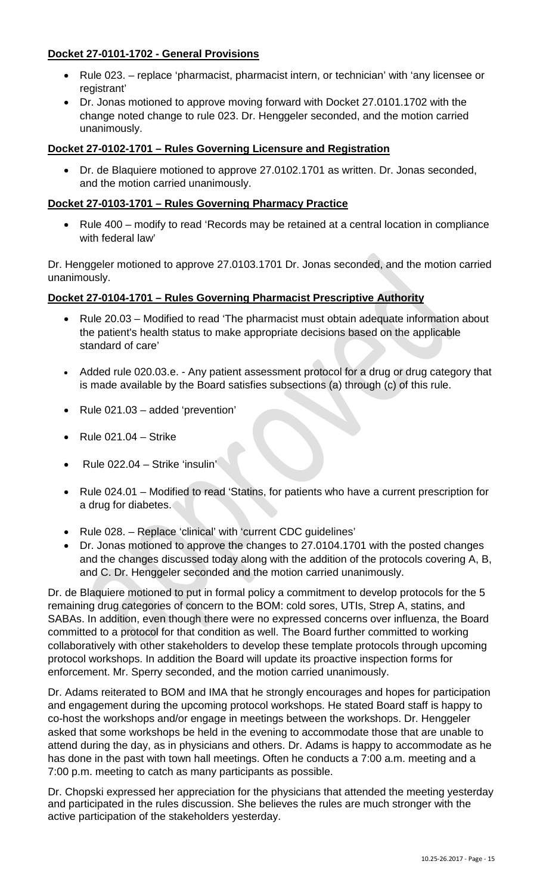**Docket 27-0101-1702 - General Provisions**

- Rule 023. – replace 'pharmacist, pharmacist intern, or technician' with 'any licensee or registrant'
- Dr. Jonas motioned to approve moving forward with Docket 27.0101.1702 with the change noted change to rule 023. Dr. Henggeler seconded, and the motion carried unanimously.

**Docket 27-0102-1701 – Rules Governing Licensure and Registration**

- Dr. de Blaquiere motioned to approve 27.0102.1701 as written. Dr. Jonas seconded, and the motion carried unanimously.

**Docket 27-0103-1701 – Rules Governing Pharmacy Practice**

- Rule 400 – modify to read 'Records may be retained at a central location in compliance with federal law'

Dr. Henggeler motioned to approve 27.0103.1701 Dr. Jonas seconded, and the motion carried unanimously.

**Docket 27-0104-1701 – Rules Governing Pharmacist Prescriptive Authority**

- Rule 20.03 – Modified to read 'The pharmacist must obtain adequate information about the patient's health status to make appropriate decisions based on the applicable standard of care'
- Added rule 020.03.e. - Any patient assessment protocol for a drug or drug category that is made available by the Board satisfies subsections (a) through (c) of this rule.
- Rule 021.03 – added 'prevention'
- Rule 021.04 – Strike
- Rule 022.04 – Strike 'insulin'
- Rule 024.01 – Modified to read 'Statins, for patients who have a current prescription for a drug for diabetes.
- Rule 028. – Replace 'clinical' with 'current CDC guidelines'
- Dr. Jonas motioned to approve the changes to 27.0104.1701 with the posted changes and the changes discussed today along with the addition of the protocols covering A, B, and C. Dr. Henggeler seconded and the motion carried unanimously.

Dr. de Blaquiere motioned to put in formal policy a commitment to develop protocols for the 5 remaining drug categories of concern to the BOM: cold sores, UTIs, Strep A, statins, and SABAs. In addition, even though there were no expressed concerns over influenza, the Board committed to a protocol for that condition as well. The Board further committed to working collaboratively with other stakeholders to develop these template protocols through upcoming protocol workshops. In addition the Board will update its proactive inspection forms for enforcement. Mr. Sperry seconded, and the motion carried unanimously.

Dr. Adams reiterated to BOM and IMA that he strongly encourages and hopes for participation and engagement during the upcoming protocol workshops. He stated Board staff is happy to co-host the workshops and/or engage in meetings between the workshops. Dr. Henggeler asked that some workshops be held in the evening to accommodate those that are unable to attend during the day, as in physicians and others. Dr. Adams is happy to accommodate as he has done in the past with town hall meetings. Often he conducts a 7:00 a.m. meeting and a 7:00 p.m. meeting to catch as many participants as possible.

Dr. Chopski expressed her appreciation for the physicians that attended the meeting yesterday and participated in the rules discussion. She believes the rules are much stronger with the active participation of the stakeholders yesterday.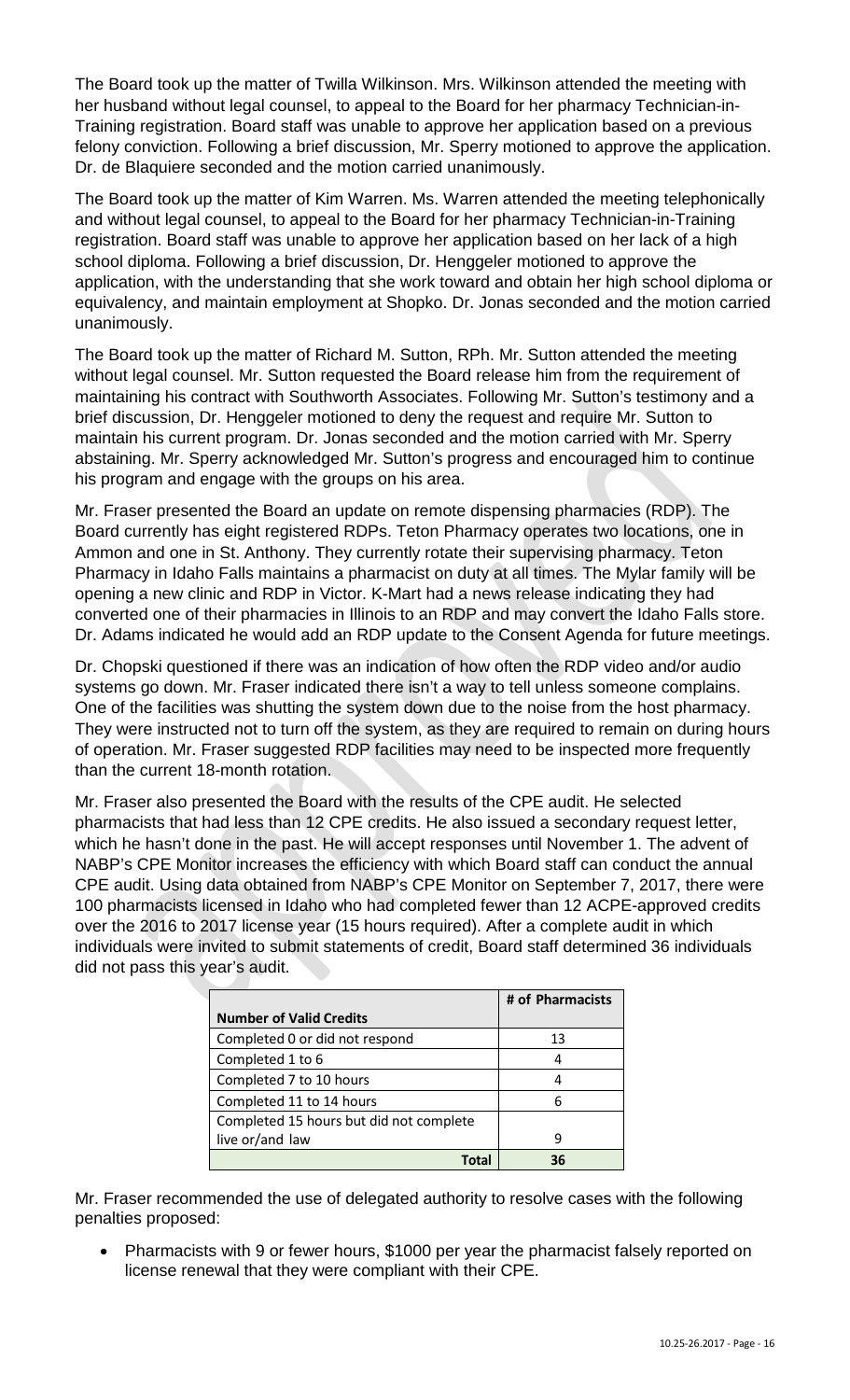The Board took up the matter of Twilla Wilkinson. Mrs. Wilkinson attended the meeting with her husband without legal counsel, to appeal to the Board for her pharmacy Technician-in-Training registration. Board staff was unable to approve her application based on a previous felony conviction. Following a brief discussion, Mr. Sperry motioned to approve the application. Dr. de Blaquiere seconded and the motion carried unanimously.

The Board took up the matter of Kim Warren. Ms. Warren attended the meeting telephonically and without legal counsel, to appeal to the Board for her pharmacy Technician-in-Training registration. Board staff was unable to approve her application based on her lack of a high school diploma. Following a brief discussion, Dr. Henggeler motioned to approve the application, with the understanding that she work toward and obtain her high school diploma or equivalency, and maintain employment at Shopko. Dr. Jonas seconded and the motion carried unanimously.

The Board took up the matter of Richard M. Sutton, RPh. Mr. Sutton attended the meeting without legal counsel. Mr. Sutton requested the Board release him from the requirement of maintaining his contract with Southworth Associates. Following Mr. Sutton's testimony and a brief discussion, Dr. Henggeler motioned to deny the request and require Mr. Sutton to maintain his current program. Dr. Jonas seconded and the motion carried with Mr. Sperry abstaining. Mr. Sperry acknowledged Mr. Sutton's progress and encouraged him to continue his program and engage with the groups on his area.

Mr. Fraser presented the Board an update on remote dispensing pharmacies (RDP). The Board currently has eight registered RDPs. Teton Pharmacy operates two locations, one in Ammon and one in St. Anthony. They currently rotate their supervising pharmacy. Teton Pharmacy in Idaho Falls maintains a pharmacist on duty at all times. The Mylar family will be opening a new clinic and RDP in Victor. K-Mart had a news release indicating they had converted one of their pharmacies in Illinois to an RDP and may convert the Idaho Falls store. Dr. Adams indicated he would add an RDP update to the Consent Agenda for future meetings.

Dr. Chopski questioned if there was an indication of how often the RDP video and/or audio systems go down. Mr. Fraser indicated there isn't a way to tell unless someone complains. One of the facilities was shutting the system down due to the noise from the host pharmacy. They were instructed not to turn off the system, as they are required to remain on during hours of operation. Mr. Fraser suggested RDP facilities may need to be inspected more frequently than the current 18-month rotation.

Mr. Fraser also presented the Board with the results of the CPE audit. He selected pharmacists that had less than 12 CPE credits. He also issued a secondary request letter, which he hasn't done in the past. He will accept responses until November 1. The advent of NABP's CPE Monitor increases the efficiency with which Board staff can conduct the annual CPE audit. Using data obtained from NABP's CPE Monitor on September 7, 2017, there were 100 pharmacists licensed in Idaho who had completed fewer than 12 ACPE-approved credits over the 2016 to 2017 license year (15 hours required). After a complete audit in which individuals were invited to submit statements of credit, Board staff determined 36 individuals did not pass this year's audit.

| Number of Valid Credits | # of Pharmacists |
|---|---|
| Completed 0 or did not respond | 13 |
| Completed 1 to 6 | 4 |
| Completed 7 to 10 hours | 4 |
| Completed 11 to 14 hours | 6 |
| Completed 15 hours but did not complete live or/and law | 9 |
| **Total** | **36** |

Mr. Fraser recommended the use of delegated authority to resolve cases with the following penalties proposed:

- Pharmacists with 9 or fewer hours, $1000 per year the pharmacist falsely reported on license renewal that they were compliant with their CPE.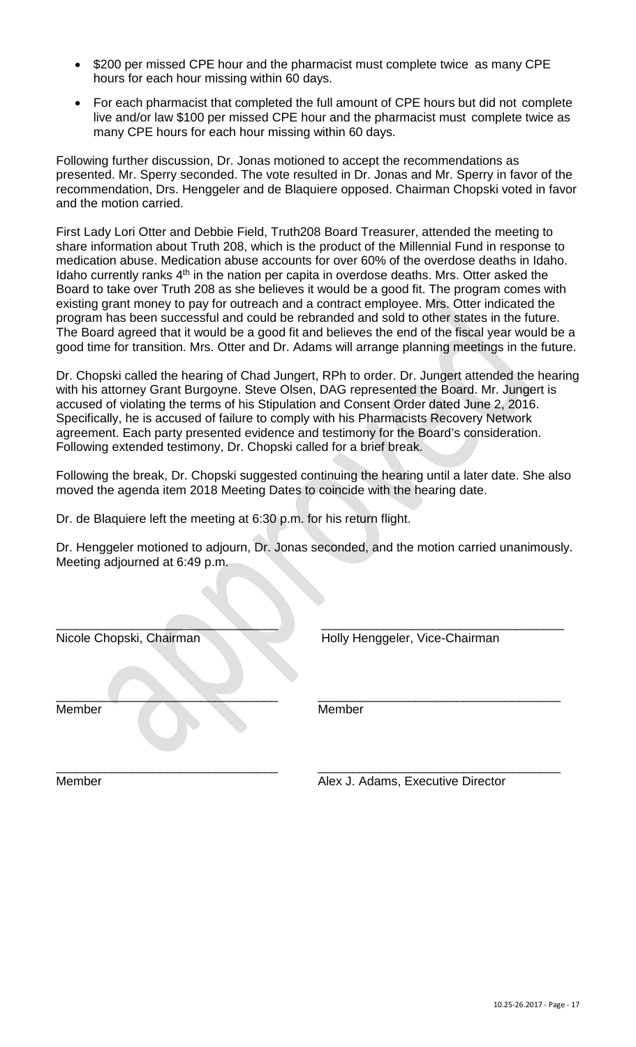- $200 per missed CPE hour and the pharmacist must complete twice as many CPE hours for each hour missing within 60 days.
- For each pharmacist that completed the full amount of CPE hours but did not complete live and/or law $100 per missed CPE hour and the pharmacist must complete twice as many CPE hours for each hour missing within 60 days.

Following further discussion, Dr. Jonas motioned to accept the recommendations as presented. Mr. Sperry seconded. The vote resulted in Dr. Jonas and Mr. Sperry in favor of the recommendation, Drs. Henggeler and de Blaquiere opposed. Chairman Chopski voted in favor and the motion carried.

First Lady Lori Otter and Debbie Field, Truth208 Board Treasurer, attended the meeting to share information about Truth 208, which is the product of the Millennial Fund in response to medication abuse. Medication abuse accounts for over 60% of the overdose deaths in Idaho. Idaho currently ranks 4th in the nation per capita in overdose deaths. Mrs. Otter asked the Board to take over Truth 208 as she believes it would be a good fit. The program comes with existing grant money to pay for outreach and a contract employee. Mrs. Otter indicated the program has been successful and could be rebranded and sold to other states in the future. The Board agreed that it would be a good fit and believes the end of the fiscal year would be a good time for transition. Mrs. Otter and Dr. Adams will arrange planning meetings in the future.

Dr. Chopski called the hearing of Chad Jungert, RPh to order. Dr. Jungert attended the hearing with his attorney Grant Burgoyne. Steve Olsen, DAG represented the Board. Mr. Jungert is accused of violating the terms of his Stipulation and Consent Order dated June 2, 2016. Specifically, he is accused of failure to comply with his Pharmacists Recovery Network agreement. Each party presented evidence and testimony for the Board's consideration. Following extended testimony, Dr. Chopski called for a brief break.

Following the break, Dr. Chopski suggested continuing the hearing until a later date. She also moved the agenda item 2018 Meeting Dates to coincide with the hearing date.

Dr. de Blaquiere left the meeting at 6:30 p.m. for his return flight.

Dr. Henggeler motioned to adjourn, Dr. Jonas seconded, and the motion carried unanimously. Meeting adjourned at 6:49 p.m.

| | |
|---|---|
| ______________________________ | ______________________________ |
| Nicole Chopski, Chairman | Holly Henggeler, Vice-Chairman |
| ______________________________ | ______________________________ |
| Member | Member |
| ______________________________ | ______________________________ |
| Member | Alex J. Adams, Executive Director |